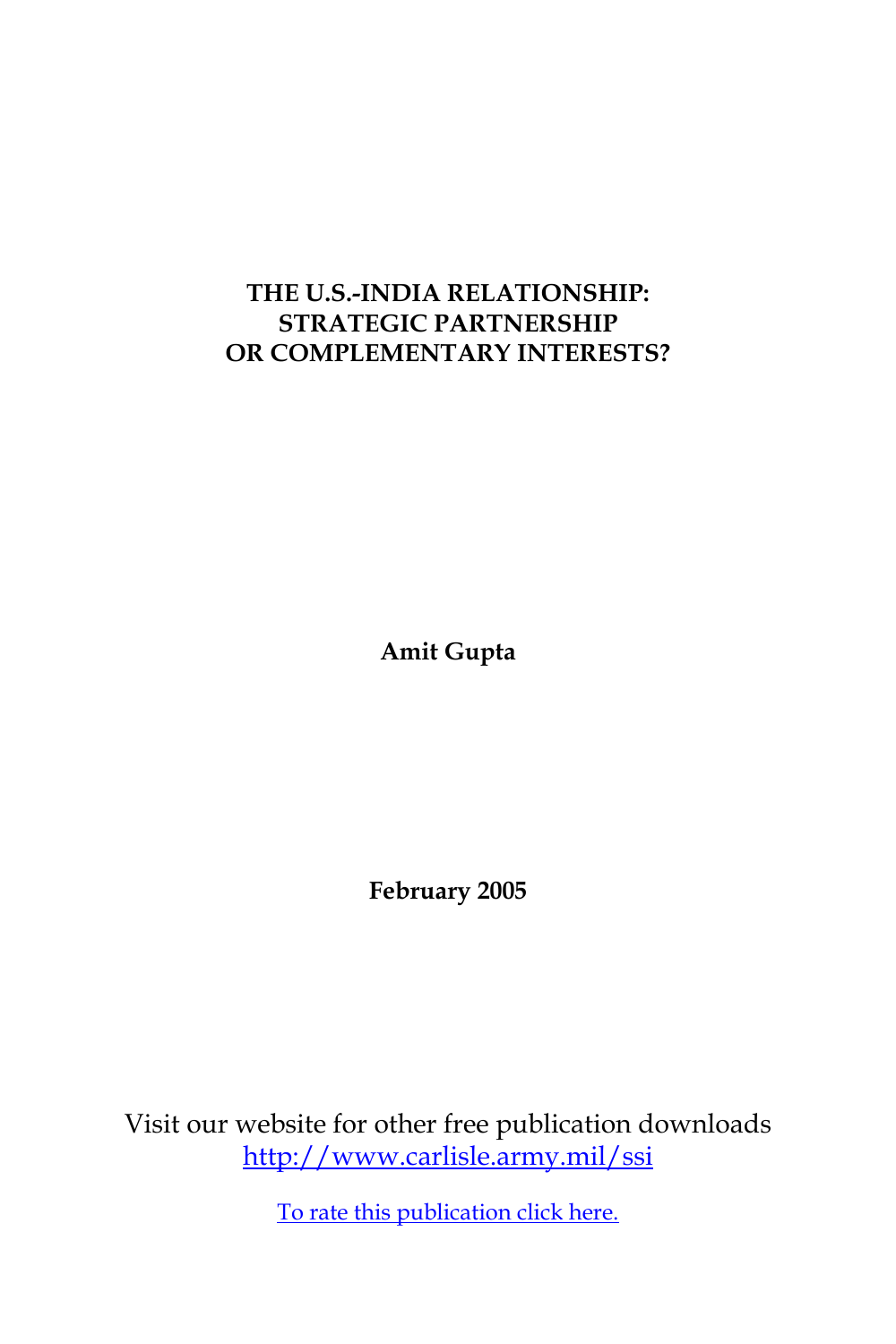# THE U.S.-INDIA RELATIONSHIP: STRATEGIC PARTNERSHIP OR COMPLEMENTARY INTERESTS?

**Amit Gupta**

**February 2005**

Visit our website for other free publication downloads
http://www.carlisle.army.mil/ssi

To rate this publication click here.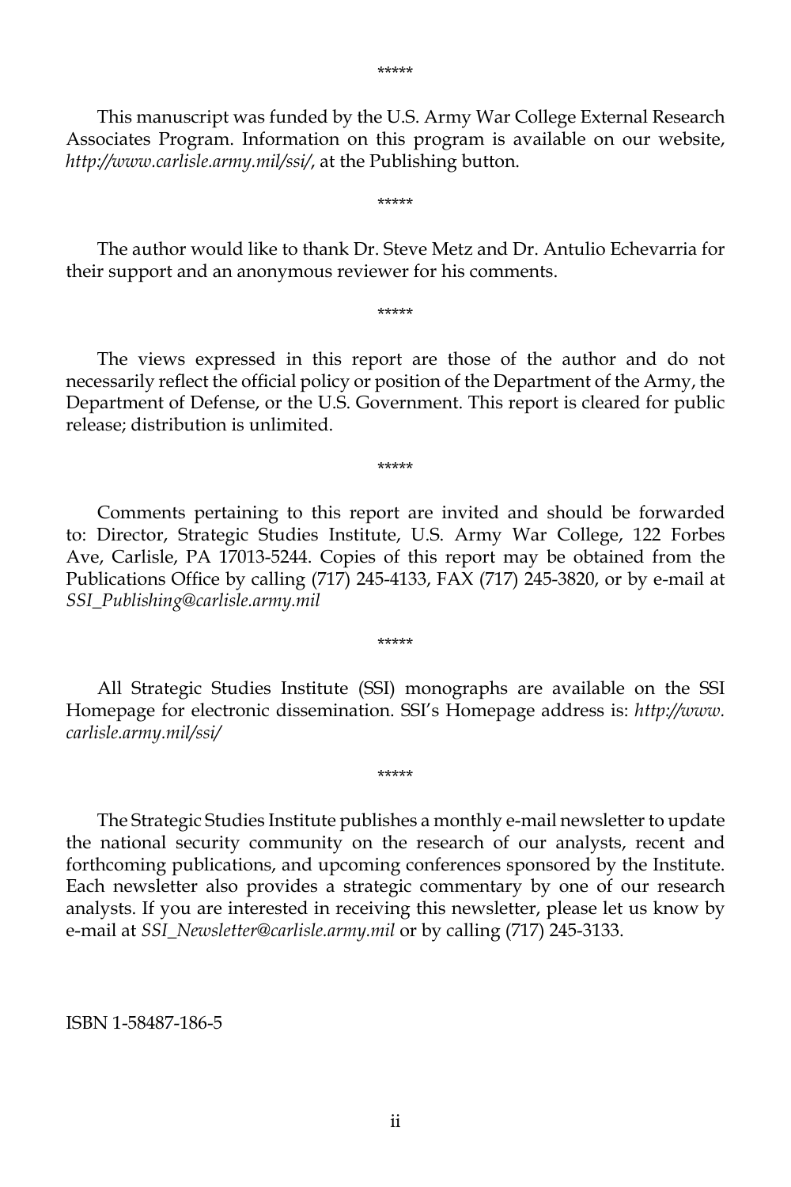*****

This manuscript was funded by the U.S. Army War College External Research Associates Program. Information on this program is available on our website, *http://www.carlisle.army.mil/ssi/*, at the Publishing button.

*****

The author would like to thank Dr. Steve Metz and Dr. Antulio Echevarria for their support and an anonymous reviewer for his comments.

*****

The views expressed in this report are those of the author and do not necessarily reflect the official policy or position of the Department of the Army, the Department of Defense, or the U.S. Government. This report is cleared for public release; distribution is unlimited.

*****

Comments pertaining to this report are invited and should be forwarded to: Director, Strategic Studies Institute, U.S. Army War College, 122 Forbes Ave, Carlisle, PA 17013-5244. Copies of this report may be obtained from the Publications Office by calling (717) 245-4133, FAX (717) 245-3820, or by e-mail at *SSI_Publishing@carlisle.army.mil*

*****

All Strategic Studies Institute (SSI) monographs are available on the SSI Homepage for electronic dissemination. SSI's Homepage address is: *http://www.carlisle.army.mil/ssi/*

*****

The Strategic Studies Institute publishes a monthly e-mail newsletter to update the national security community on the research of our analysts, recent and forthcoming publications, and upcoming conferences sponsored by the Institute. Each newsletter also provides a strategic commentary by one of our research analysts. If you are interested in receiving this newsletter, please let us know by e-mail at *SSI_Newsletter@carlisle.army.mil* or by calling (717) 245-3133.

ISBN 1-58487-186-5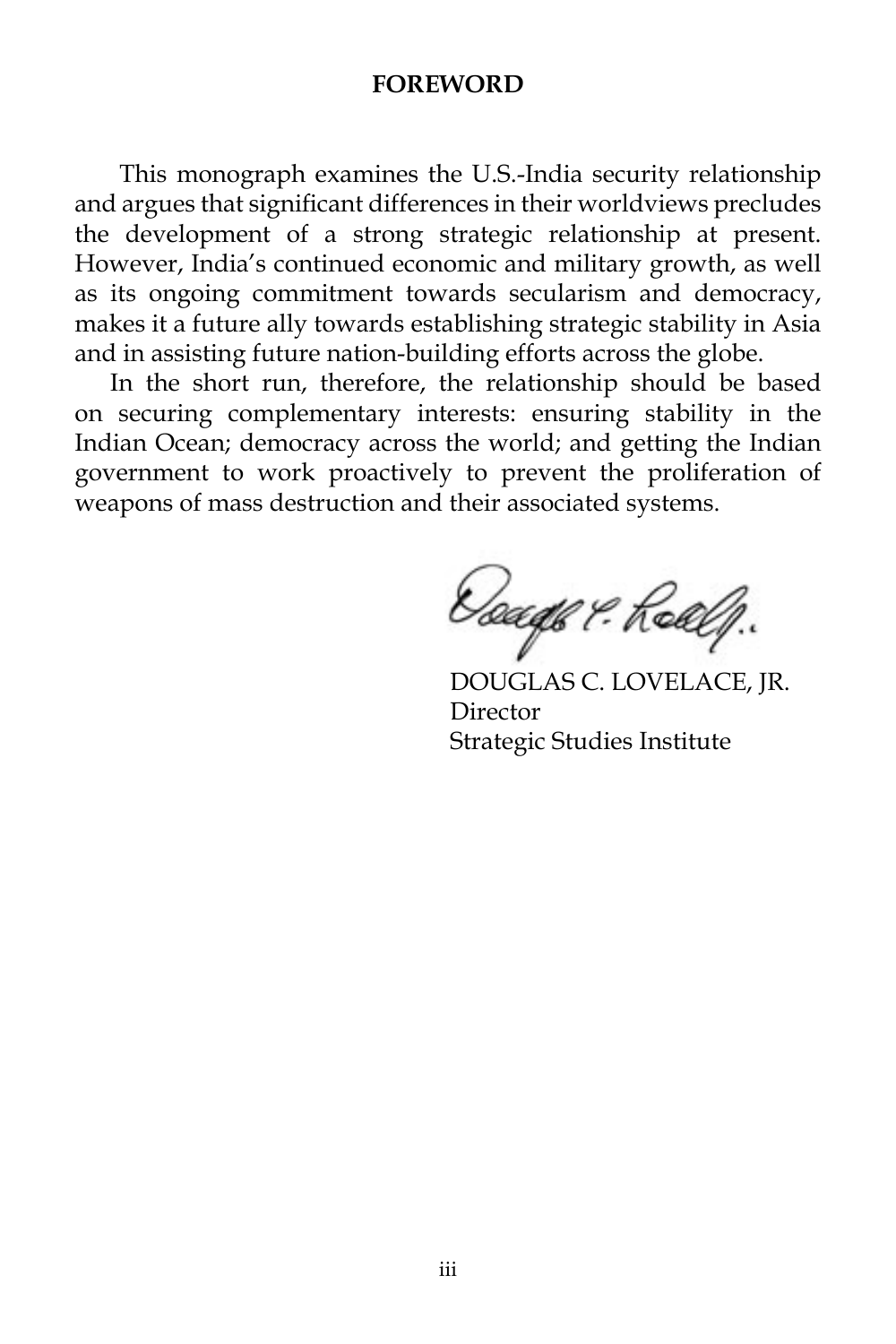# FOREWORD

This monograph examines the U.S.-India security relationship and argues that significant differences in their worldviews precludes the development of a strong strategic relationship at present. However, India's continued economic and military growth, as well as its ongoing commitment towards secularism and democracy, makes it a future ally towards establishing strategic stability in Asia and in assisting future nation-building efforts across the globe.

In the short run, therefore, the relationship should be based on securing complementary interests: ensuring stability in the Indian Ocean; democracy across the world; and getting the Indian government to work proactively to prevent the proliferation of weapons of mass destruction and their associated systems.

DOUGLAS C. LOVELACE, JR.
Director
Strategic Studies Institute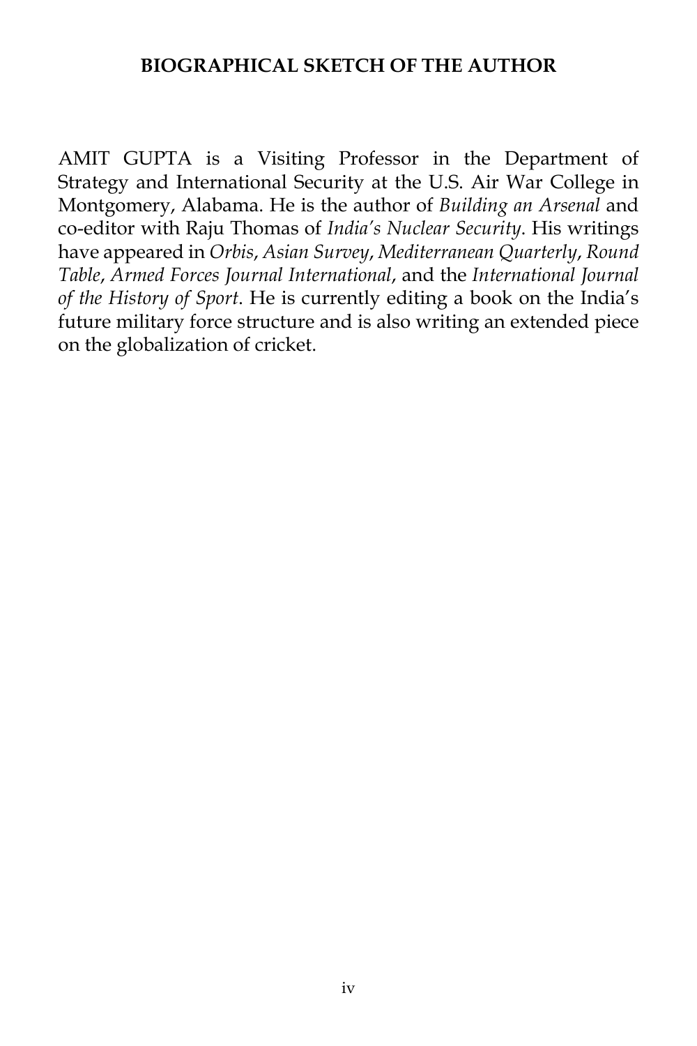## BIOGRAPHICAL SKETCH OF THE AUTHOR

AMIT GUPTA is a Visiting Professor in the Department of Strategy and International Security at the U.S. Air War College in Montgomery, Alabama. He is the author of *Building an Arsenal* and co-editor with Raju Thomas of *India's Nuclear Security*. His writings have appeared in *Orbis*, *Asian Survey*, *Mediterranean Quarterly*, *Round Table*, *Armed Forces Journal International*, and the *International Journal of the History of Sport*. He is currently editing a book on the India's future military force structure and is also writing an extended piece on the globalization of cricket.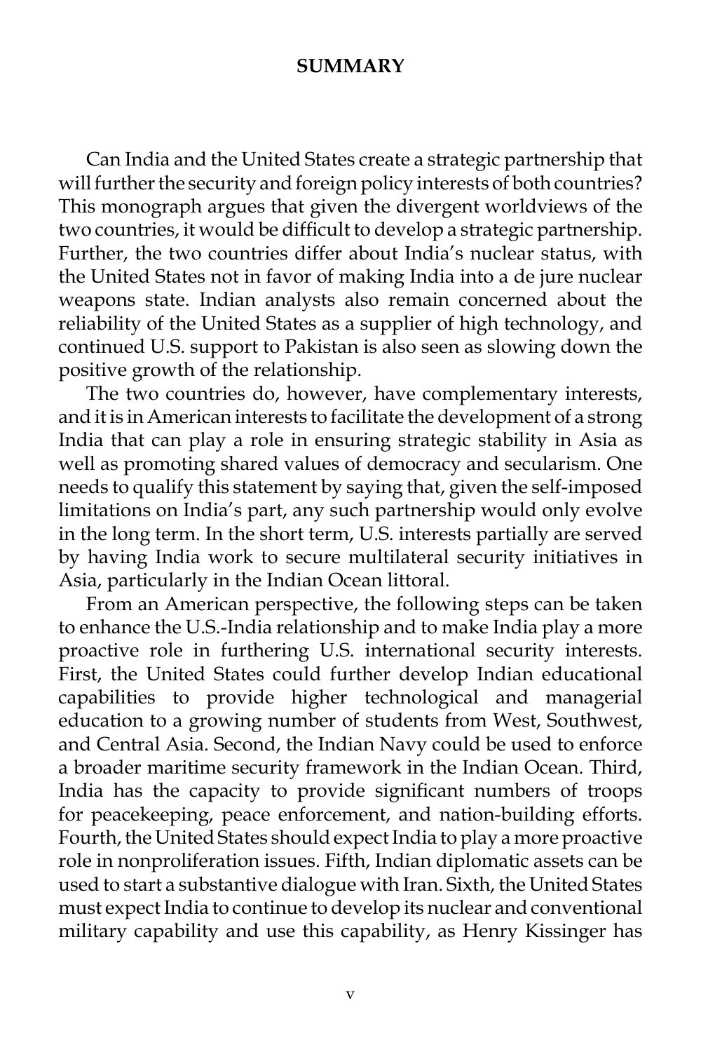## SUMMARY

Can India and the United States create a strategic partnership that will further the security and foreign policy interests of both countries? This monograph argues that given the divergent worldviews of the two countries, it would be difficult to develop a strategic partnership. Further, the two countries differ about India's nuclear status, with the United States not in favor of making India into a de jure nuclear weapons state. Indian analysts also remain concerned about the reliability of the United States as a supplier of high technology, and continued U.S. support to Pakistan is also seen as slowing down the positive growth of the relationship.

The two countries do, however, have complementary interests, and it is in American interests to facilitate the development of a strong India that can play a role in ensuring strategic stability in Asia as well as promoting shared values of democracy and secularism. One needs to qualify this statement by saying that, given the self-imposed limitations on India's part, any such partnership would only evolve in the long term. In the short term, U.S. interests partially are served by having India work to secure multilateral security initiatives in Asia, particularly in the Indian Ocean littoral.

From an American perspective, the following steps can be taken to enhance the U.S.-India relationship and to make India play a more proactive role in furthering U.S. international security interests. First, the United States could further develop Indian educational capabilities to provide higher technological and managerial education to a growing number of students from West, Southwest, and Central Asia. Second, the Indian Navy could be used to enforce a broader maritime security framework in the Indian Ocean. Third, India has the capacity to provide significant numbers of troops for peacekeeping, peace enforcement, and nation-building efforts. Fourth, the United States should expect India to play a more proactive role in nonproliferation issues. Fifth, Indian diplomatic assets can be used to start a substantive dialogue with Iran. Sixth, the United States must expect India to continue to develop its nuclear and conventional military capability and use this capability, as Henry Kissinger has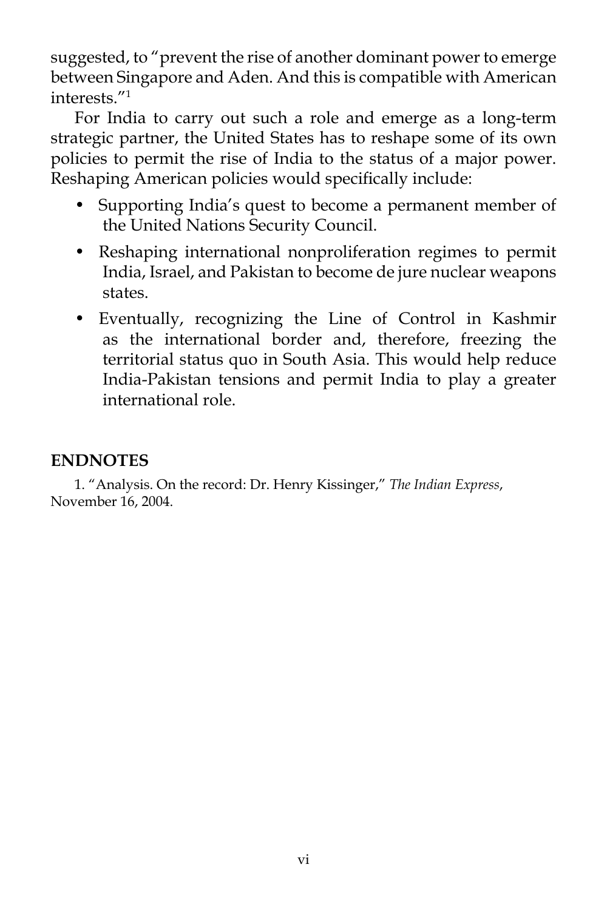suggested, to "prevent the rise of another dominant power to emerge between Singapore and Aden. And this is compatible with American interests."[1]

For India to carry out such a role and emerge as a long-term strategic partner, the United States has to reshape some of its own policies to permit the rise of India to the status of a major power. Reshaping American policies would specifically include:

- Supporting India's quest to become a permanent member of the United Nations Security Council.
- Reshaping international nonproliferation regimes to permit India, Israel, and Pakistan to become de jure nuclear weapons states.
- Eventually, recognizing the Line of Control in Kashmir as the international border and, therefore, freezing the territorial status quo in South Asia. This would help reduce India-Pakistan tensions and permit India to play a greater international role.

## ENDNOTES

1. "Analysis. On the record: Dr. Henry Kissinger," *The Indian Express*, November 16, 2004.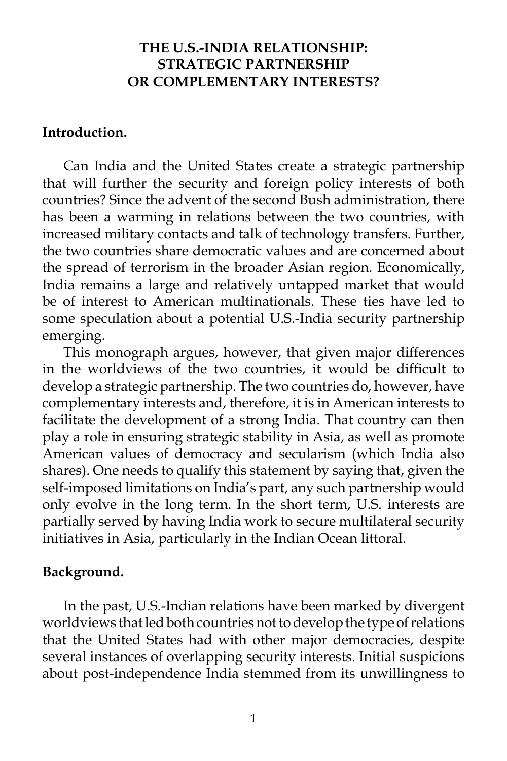# THE U.S.-INDIA RELATIONSHIP: STRATEGIC PARTNERSHIP OR COMPLEMENTARY INTERESTS?

**Introduction.**

Can India and the United States create a strategic partnership that will further the security and foreign policy interests of both countries? Since the advent of the second Bush administration, there has been a warming in relations between the two countries, with increased military contacts and talk of technology transfers. Further, the two countries share democratic values and are concerned about the spread of terrorism in the broader Asian region. Economically, India remains a large and relatively untapped market that would be of interest to American multinationals. These ties have led to some speculation about a potential U.S.-India security partnership emerging.

This monograph argues, however, that given major differences in the worldviews of the two countries, it would be difficult to develop a strategic partnership. The two countries do, however, have complementary interests and, therefore, it is in American interests to facilitate the development of a strong India. That country can then play a role in ensuring strategic stability in Asia, as well as promote American values of democracy and secularism (which India also shares). One needs to qualify this statement by saying that, given the self-imposed limitations on India's part, any such partnership would only evolve in the long term. In the short term, U.S. interests are partially served by having India work to secure multilateral security initiatives in Asia, particularly in the Indian Ocean littoral.

**Background.**

In the past, U.S.-Indian relations have been marked by divergent worldviews that led both countries not to develop the type of relations that the United States had with other major democracies, despite several instances of overlapping security interests. Initial suspicions about post-independence India stemmed from its unwillingness to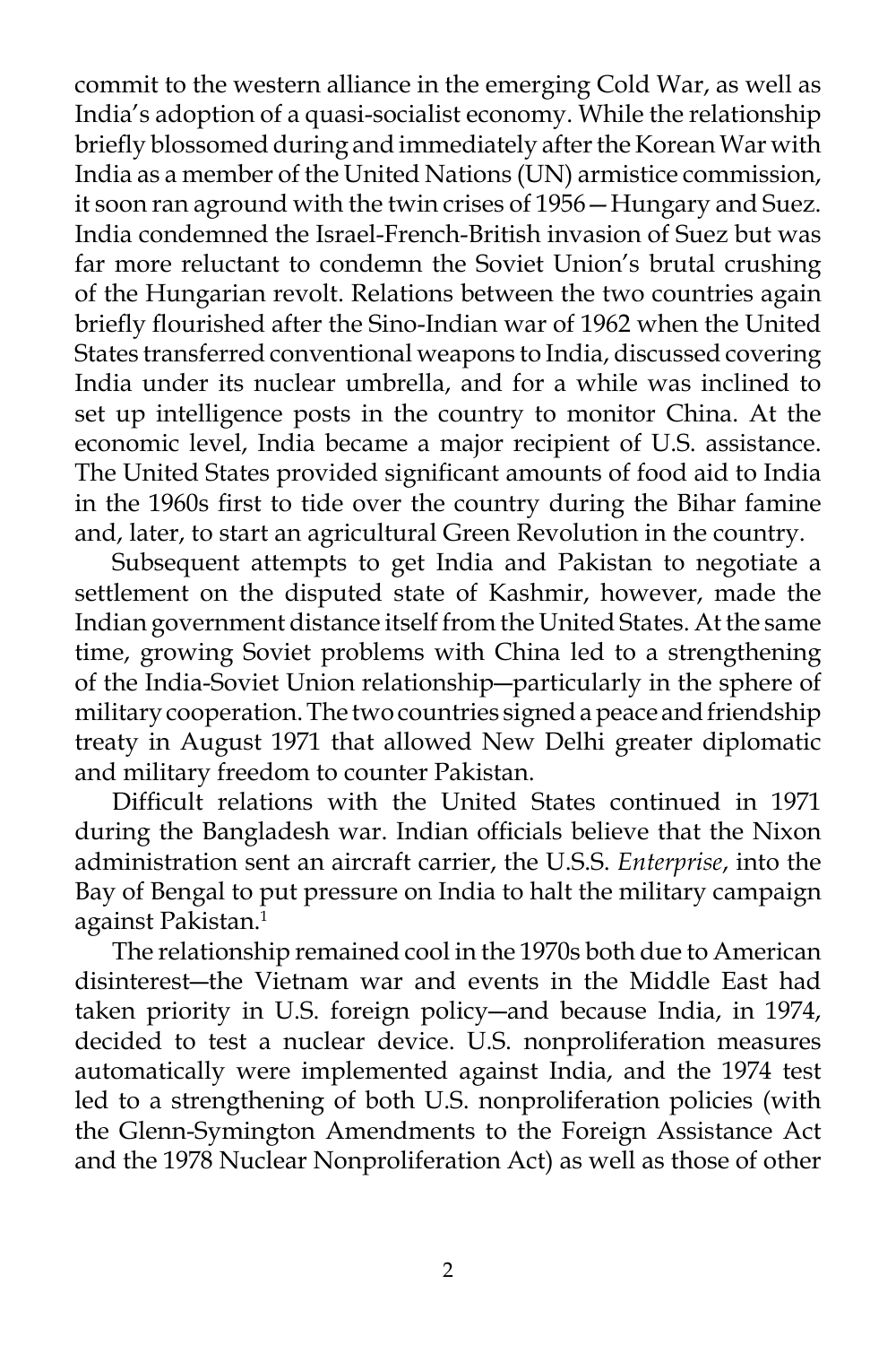commit to the western alliance in the emerging Cold War, as well as India's adoption of a quasi-socialist economy. While the relationship briefly blossomed during and immediately after the Korean War with India as a member of the United Nations (UN) armistice commission, it soon ran aground with the twin crises of 1956—Hungary and Suez. India condemned the Israel-French-British invasion of Suez but was far more reluctant to condemn the Soviet Union's brutal crushing of the Hungarian revolt. Relations between the two countries again briefly flourished after the Sino-Indian war of 1962 when the United States transferred conventional weapons to India, discussed covering India under its nuclear umbrella, and for a while was inclined to set up intelligence posts in the country to monitor China. At the economic level, India became a major recipient of U.S. assistance. The United States provided significant amounts of food aid to India in the 1960s first to tide over the country during the Bihar famine and, later, to start an agricultural Green Revolution in the country.

Subsequent attempts to get India and Pakistan to negotiate a settlement on the disputed state of Kashmir, however, made the Indian government distance itself from the United States. At the same time, growing Soviet problems with China led to a strengthening of the India-Soviet Union relationship—particularly in the sphere of military cooperation. The two countries signed a peace and friendship treaty in August 1971 that allowed New Delhi greater diplomatic and military freedom to counter Pakistan.

Difficult relations with the United States continued in 1971 during the Bangladesh war. Indian officials believe that the Nixon administration sent an aircraft carrier, the U.S.S. *Enterprise*, into the Bay of Bengal to put pressure on India to halt the military campaign against Pakistan.[1]

The relationship remained cool in the 1970s both due to American disinterest—the Vietnam war and events in the Middle East had taken priority in U.S. foreign policy—and because India, in 1974, decided to test a nuclear device. U.S. nonproliferation measures automatically were implemented against India, and the 1974 test led to a strengthening of both U.S. nonproliferation policies (with the Glenn-Symington Amendments to the Foreign Assistance Act and the 1978 Nuclear Nonproliferation Act) as well as those of other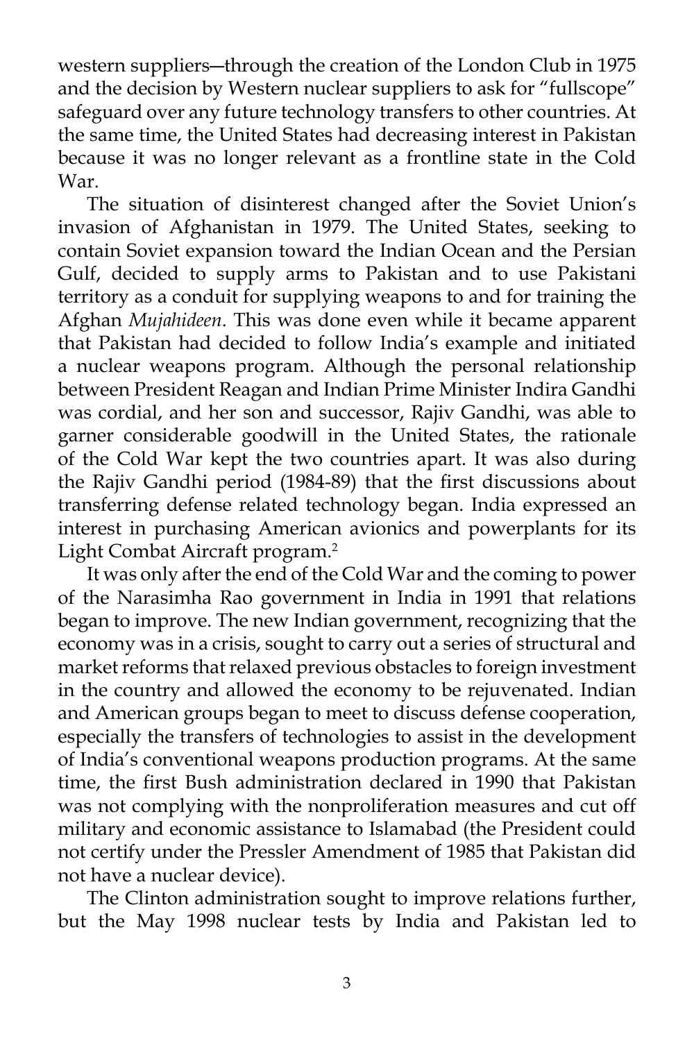western suppliers—through the creation of the London Club in 1975 and the decision by Western nuclear suppliers to ask for "fullscope" safeguard over any future technology transfers to other countries. At the same time, the United States had decreasing interest in Pakistan because it was no longer relevant as a frontline state in the Cold War.

The situation of disinterest changed after the Soviet Union's invasion of Afghanistan in 1979. The United States, seeking to contain Soviet expansion toward the Indian Ocean and the Persian Gulf, decided to supply arms to Pakistan and to use Pakistani territory as a conduit for supplying weapons to and for training the Afghan *Mujahideen*. This was done even while it became apparent that Pakistan had decided to follow India's example and initiated a nuclear weapons program. Although the personal relationship between President Reagan and Indian Prime Minister Indira Gandhi was cordial, and her son and successor, Rajiv Gandhi, was able to garner considerable goodwill in the United States, the rationale of the Cold War kept the two countries apart. It was also during the Rajiv Gandhi period (1984-89) that the first discussions about transferring defense related technology began. India expressed an interest in purchasing American avionics and powerplants for its Light Combat Aircraft program.[2]

It was only after the end of the Cold War and the coming to power of the Narasimha Rao government in India in 1991 that relations began to improve. The new Indian government, recognizing that the economy was in a crisis, sought to carry out a series of structural and market reforms that relaxed previous obstacles to foreign investment in the country and allowed the economy to be rejuvenated. Indian and American groups began to meet to discuss defense cooperation, especially the transfers of technologies to assist in the development of India's conventional weapons production programs. At the same time, the first Bush administration declared in 1990 that Pakistan was not complying with the nonproliferation measures and cut off military and economic assistance to Islamabad (the President could not certify under the Pressler Amendment of 1985 that Pakistan did not have a nuclear device).

The Clinton administration sought to improve relations further, but the May 1998 nuclear tests by India and Pakistan led to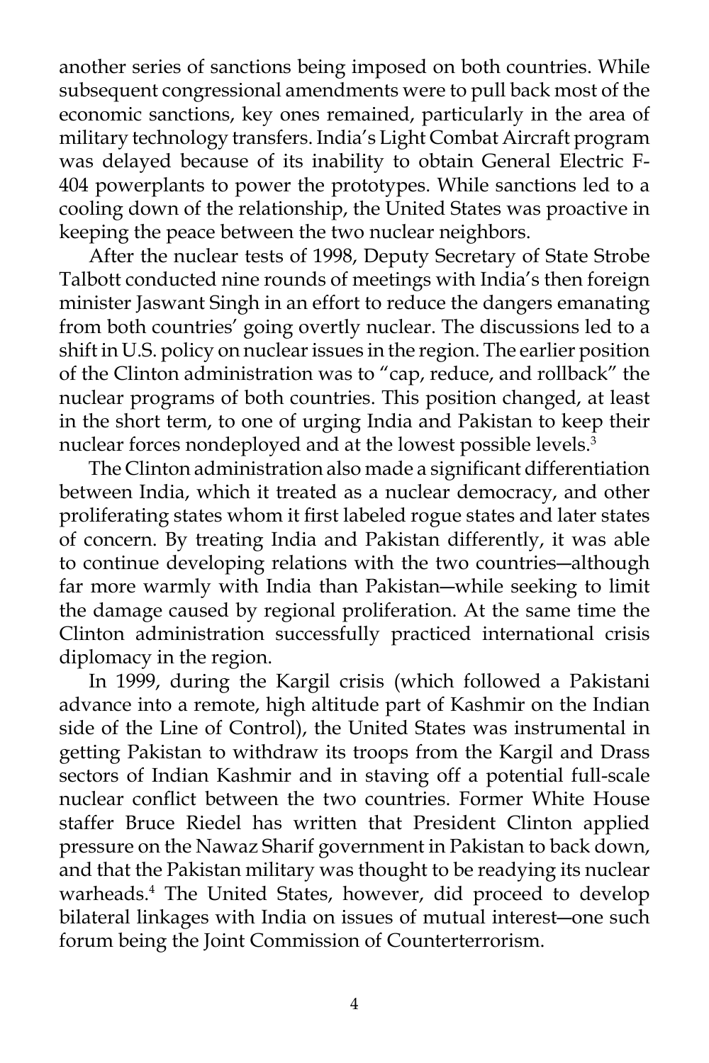another series of sanctions being imposed on both countries. While subsequent congressional amendments were to pull back most of the economic sanctions, key ones remained, particularly in the area of military technology transfers. India's Light Combat Aircraft program was delayed because of its inability to obtain General Electric F-404 powerplants to power the prototypes. While sanctions led to a cooling down of the relationship, the United States was proactive in keeping the peace between the two nuclear neighbors.

After the nuclear tests of 1998, Deputy Secretary of State Strobe Talbott conducted nine rounds of meetings with India's then foreign minister Jaswant Singh in an effort to reduce the dangers emanating from both countries' going overtly nuclear. The discussions led to a shift in U.S. policy on nuclear issues in the region. The earlier position of the Clinton administration was to "cap, reduce, and rollback" the nuclear programs of both countries. This position changed, at least in the short term, to one of urging India and Pakistan to keep their nuclear forces nondeployed and at the lowest possible levels.[3]

The Clinton administration also made a significant differentiation between India, which it treated as a nuclear democracy, and other proliferating states whom it first labeled rogue states and later states of concern. By treating India and Pakistan differently, it was able to continue developing relations with the two countries—although far more warmly with India than Pakistan—while seeking to limit the damage caused by regional proliferation. At the same time the Clinton administration successfully practiced international crisis diplomacy in the region.

In 1999, during the Kargil crisis (which followed a Pakistani advance into a remote, high altitude part of Kashmir on the Indian side of the Line of Control), the United States was instrumental in getting Pakistan to withdraw its troops from the Kargil and Drass sectors of Indian Kashmir and in staving off a potential full-scale nuclear conflict between the two countries. Former White House staffer Bruce Riedel has written that President Clinton applied pressure on the Nawaz Sharif government in Pakistan to back down, and that the Pakistan military was thought to be readying its nuclear warheads.[4] The United States, however, did proceed to develop bilateral linkages with India on issues of mutual interest—one such forum being the Joint Commission of Counterterrorism.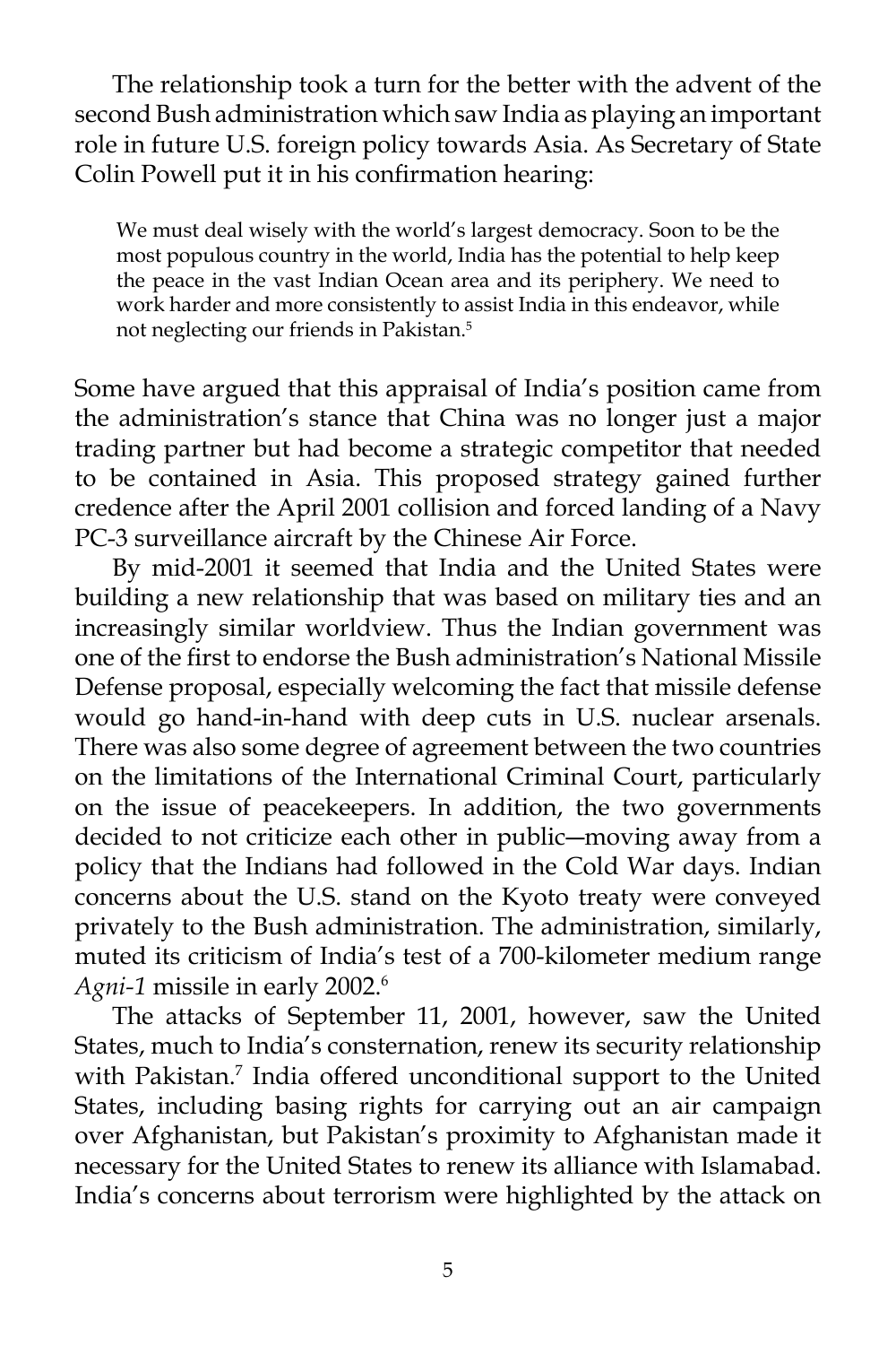The relationship took a turn for the better with the advent of the second Bush administration which saw India as playing an important role in future U.S. foreign policy towards Asia. As Secretary of State Colin Powell put it in his confirmation hearing:

> We must deal wisely with the world's largest democracy. Soon to be the most populous country in the world, India has the potential to help keep the peace in the vast Indian Ocean area and its periphery. We need to work harder and more consistently to assist India in this endeavor, while not neglecting our friends in Pakistan.[5]

Some have argued that this appraisal of India's position came from the administration's stance that China was no longer just a major trading partner but had become a strategic competitor that needed to be contained in Asia. This proposed strategy gained further credence after the April 2001 collision and forced landing of a Navy PC-3 surveillance aircraft by the Chinese Air Force.

By mid-2001 it seemed that India and the United States were building a new relationship that was based on military ties and an increasingly similar worldview. Thus the Indian government was one of the first to endorse the Bush administration's National Missile Defense proposal, especially welcoming the fact that missile defense would go hand-in-hand with deep cuts in U.S. nuclear arsenals. There was also some degree of agreement between the two countries on the limitations of the International Criminal Court, particularly on the issue of peacekeepers. In addition, the two governments decided to not criticize each other in public—moving away from a policy that the Indians had followed in the Cold War days. Indian concerns about the U.S. stand on the Kyoto treaty were conveyed privately to the Bush administration. The administration, similarly, muted its criticism of India's test of a 700-kilometer medium range *Agni-1* missile in early 2002.[6]

The attacks of September 11, 2001, however, saw the United States, much to India's consternation, renew its security relationship with Pakistan.[7] India offered unconditional support to the United States, including basing rights for carrying out an air campaign over Afghanistan, but Pakistan's proximity to Afghanistan made it necessary for the United States to renew its alliance with Islamabad. India's concerns about terrorism were highlighted by the attack on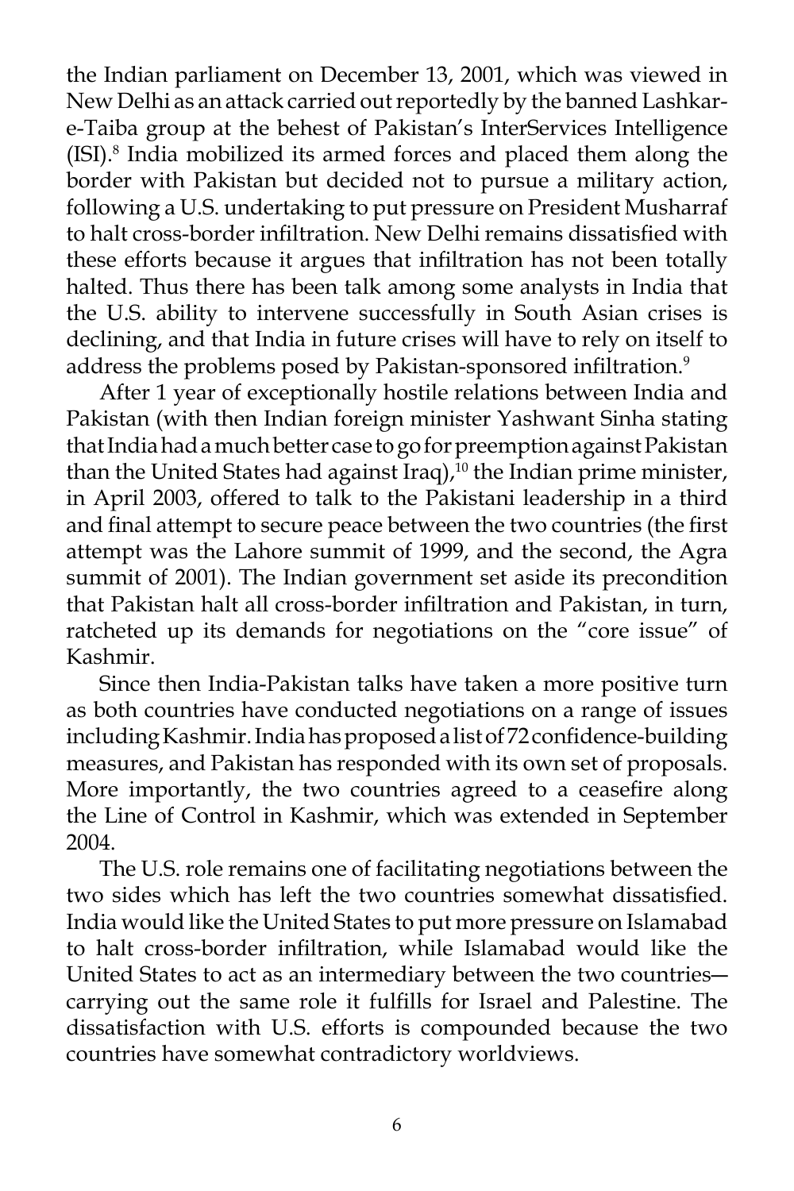the Indian parliament on December 13, 2001, which was viewed in New Delhi as an attack carried out reportedly by the banned Lashkar-e-Taiba group at the behest of Pakistan's InterServices Intelligence (ISI).[8] India mobilized its armed forces and placed them along the border with Pakistan but decided not to pursue a military action, following a U.S. undertaking to put pressure on President Musharraf to halt cross-border infiltration. New Delhi remains dissatisfied with these efforts because it argues that infiltration has not been totally halted. Thus there has been talk among some analysts in India that the U.S. ability to intervene successfully in South Asian crises is declining, and that India in future crises will have to rely on itself to address the problems posed by Pakistan-sponsored infiltration.[9]

After 1 year of exceptionally hostile relations between India and Pakistan (with then Indian foreign minister Yashwant Sinha stating that India had a much better case to go for preemption against Pakistan than the United States had against Iraq),[10] the Indian prime minister, in April 2003, offered to talk to the Pakistani leadership in a third and final attempt to secure peace between the two countries (the first attempt was the Lahore summit of 1999, and the second, the Agra summit of 2001). The Indian government set aside its precondition that Pakistan halt all cross-border infiltration and Pakistan, in turn, ratcheted up its demands for negotiations on the "core issue" of Kashmir.

Since then India-Pakistan talks have taken a more positive turn as both countries have conducted negotiations on a range of issues including Kashmir. India has proposed a list of 72 confidence-building measures, and Pakistan has responded with its own set of proposals. More importantly, the two countries agreed to a ceasefire along the Line of Control in Kashmir, which was extended in September 2004.

The U.S. role remains one of facilitating negotiations between the two sides which has left the two countries somewhat dissatisfied. India would like the United States to put more pressure on Islamabad to halt cross-border infiltration, while Islamabad would like the United States to act as an intermediary between the two countries—carrying out the same role it fulfills for Israel and Palestine. The dissatisfaction with U.S. efforts is compounded because the two countries have somewhat contradictory worldviews.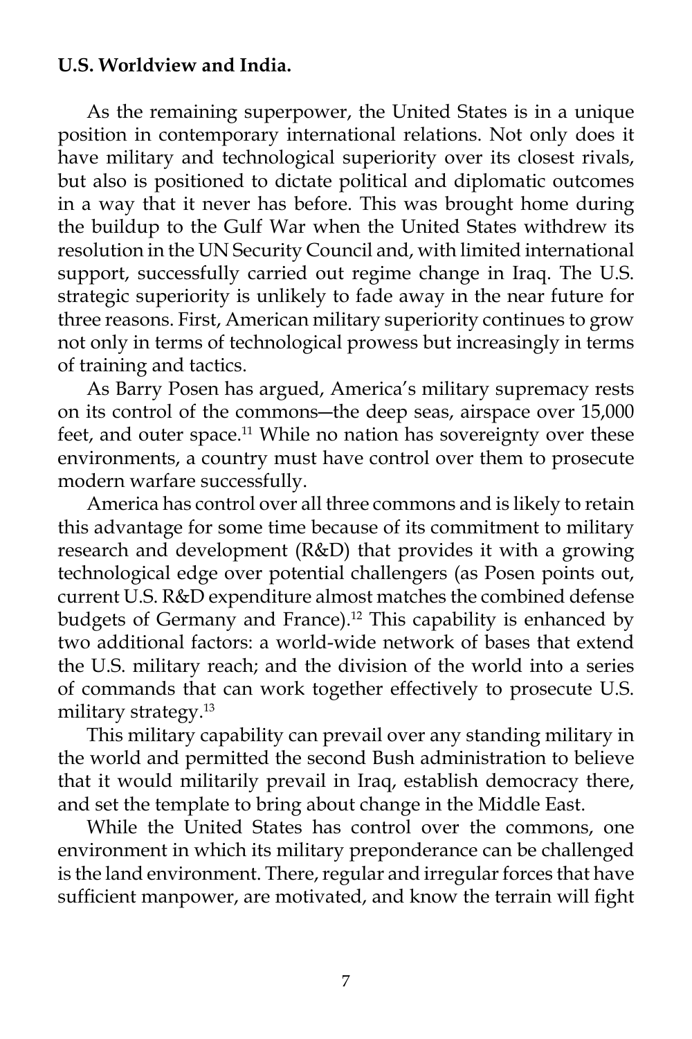**U.S. Worldview and India.**

As the remaining superpower, the United States is in a unique position in contemporary international relations. Not only does it have military and technological superiority over its closest rivals, but also is positioned to dictate political and diplomatic outcomes in a way that it never has before. This was brought home during the buildup to the Gulf War when the United States withdrew its resolution in the UN Security Council and, with limited international support, successfully carried out regime change in Iraq. The U.S. strategic superiority is unlikely to fade away in the near future for three reasons. First, American military superiority continues to grow not only in terms of technological prowess but increasingly in terms of training and tactics.

As Barry Posen has argued, America's military supremacy rests on its control of the commons—the deep seas, airspace over 15,000 feet, and outer space.[11] While no nation has sovereignty over these environments, a country must have control over them to prosecute modern warfare successfully.

America has control over all three commons and is likely to retain this advantage for some time because of its commitment to military research and development (R&D) that provides it with a growing technological edge over potential challengers (as Posen points out, current U.S. R&D expenditure almost matches the combined defense budgets of Germany and France).[12] This capability is enhanced by two additional factors: a world-wide network of bases that extend the U.S. military reach; and the division of the world into a series of commands that can work together effectively to prosecute U.S. military strategy.[13]

This military capability can prevail over any standing military in the world and permitted the second Bush administration to believe that it would militarily prevail in Iraq, establish democracy there, and set the template to bring about change in the Middle East.

While the United States has control over the commons, one environment in which its military preponderance can be challenged is the land environment. There, regular and irregular forces that have sufficient manpower, are motivated, and know the terrain will fight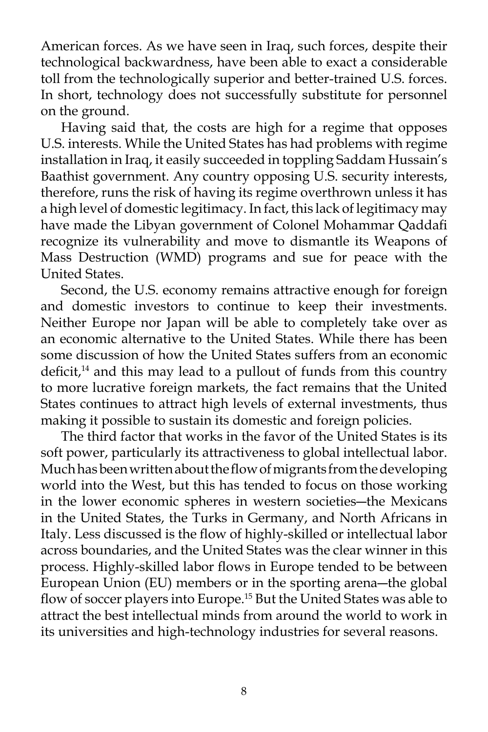American forces. As we have seen in Iraq, such forces, despite their technological backwardness, have been able to exact a considerable toll from the technologically superior and better-trained U.S. forces. In short, technology does not successfully substitute for personnel on the ground.

Having said that, the costs are high for a regime that opposes U.S. interests. While the United States has had problems with regime installation in Iraq, it easily succeeded in toppling Saddam Hussain's Baathist government. Any country opposing U.S. security interests, therefore, runs the risk of having its regime overthrown unless it has a high level of domestic legitimacy. In fact, this lack of legitimacy may have made the Libyan government of Colonel Mohammar Qaddafi recognize its vulnerability and move to dismantle its Weapons of Mass Destruction (WMD) programs and sue for peace with the United States.

Second, the U.S. economy remains attractive enough for foreign and domestic investors to continue to keep their investments. Neither Europe nor Japan will be able to completely take over as an economic alternative to the United States. While there has been some discussion of how the United States suffers from an economic deficit,[14] and this may lead to a pullout of funds from this country to more lucrative foreign markets, the fact remains that the United States continues to attract high levels of external investments, thus making it possible to sustain its domestic and foreign policies.

The third factor that works in the favor of the United States is its soft power, particularly its attractiveness to global intellectual labor. Much has been written about the flow of migrants from the developing world into the West, but this has tended to focus on those working in the lower economic spheres in western societies—the Mexicans in the United States, the Turks in Germany, and North Africans in Italy. Less discussed is the flow of highly-skilled or intellectual labor across boundaries, and the United States was the clear winner in this process. Highly-skilled labor flows in Europe tended to be between European Union (EU) members or in the sporting arena—the global flow of soccer players into Europe.[15] But the United States was able to attract the best intellectual minds from around the world to work in its universities and high-technology industries for several reasons.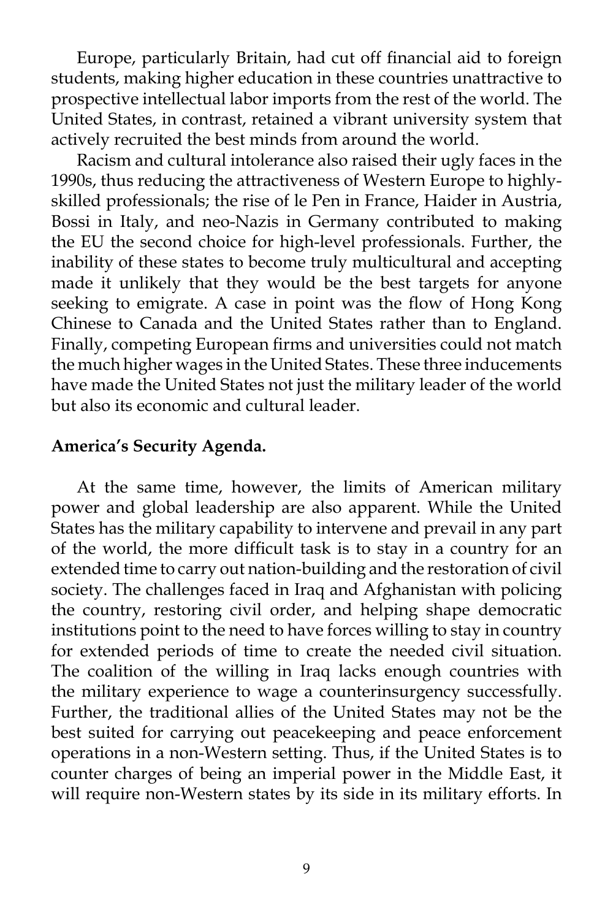Europe, particularly Britain, had cut off financial aid to foreign students, making higher education in these countries unattractive to prospective intellectual labor imports from the rest of the world. The United States, in contrast, retained a vibrant university system that actively recruited the best minds from around the world.

Racism and cultural intolerance also raised their ugly faces in the 1990s, thus reducing the attractiveness of Western Europe to highly-skilled professionals; the rise of le Pen in France, Haider in Austria, Bossi in Italy, and neo-Nazis in Germany contributed to making the EU the second choice for high-level professionals. Further, the inability of these states to become truly multicultural and accepting made it unlikely that they would be the best targets for anyone seeking to emigrate. A case in point was the flow of Hong Kong Chinese to Canada and the United States rather than to England. Finally, competing European firms and universities could not match the much higher wages in the United States. These three inducements have made the United States not just the military leader of the world but also its economic and cultural leader.

**America's Security Agenda.**

At the same time, however, the limits of American military power and global leadership are also apparent. While the United States has the military capability to intervene and prevail in any part of the world, the more difficult task is to stay in a country for an extended time to carry out nation-building and the restoration of civil society. The challenges faced in Iraq and Afghanistan with policing the country, restoring civil order, and helping shape democratic institutions point to the need to have forces willing to stay in country for extended periods of time to create the needed civil situation. The coalition of the willing in Iraq lacks enough countries with the military experience to wage a counterinsurgency successfully. Further, the traditional allies of the United States may not be the best suited for carrying out peacekeeping and peace enforcement operations in a non-Western setting. Thus, if the United States is to counter charges of being an imperial power in the Middle East, it will require non-Western states by its side in its military efforts. In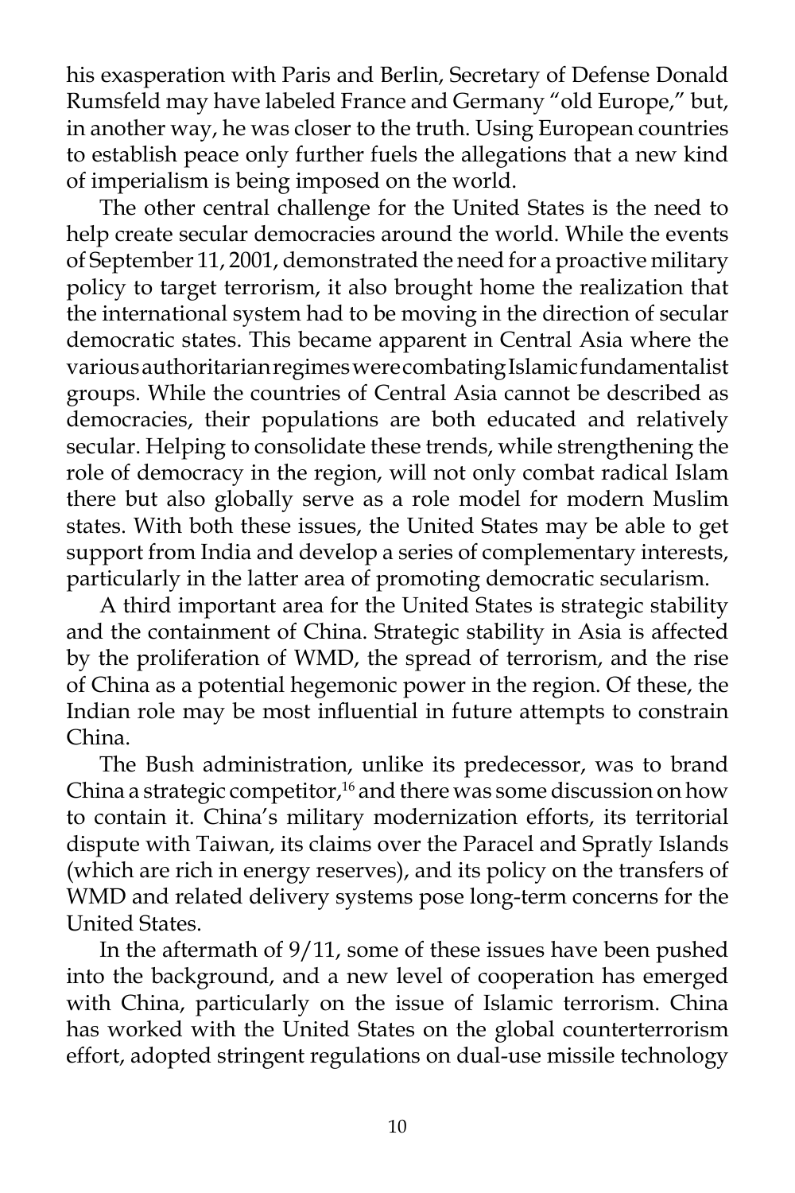his exasperation with Paris and Berlin, Secretary of Defense Donald Rumsfeld may have labeled France and Germany "old Europe," but, in another way, he was closer to the truth. Using European countries to establish peace only further fuels the allegations that a new kind of imperialism is being imposed on the world.

The other central challenge for the United States is the need to help create secular democracies around the world. While the events of September 11, 2001, demonstrated the need for a proactive military policy to target terrorism, it also brought home the realization that the international system had to be moving in the direction of secular democratic states. This became apparent in Central Asia where the various authoritarian regimes were combating Islamic fundamentalist groups. While the countries of Central Asia cannot be described as democracies, their populations are both educated and relatively secular. Helping to consolidate these trends, while strengthening the role of democracy in the region, will not only combat radical Islam there but also globally serve as a role model for modern Muslim states. With both these issues, the United States may be able to get support from India and develop a series of complementary interests, particularly in the latter area of promoting democratic secularism.

A third important area for the United States is strategic stability and the containment of China. Strategic stability in Asia is affected by the proliferation of WMD, the spread of terrorism, and the rise of China as a potential hegemonic power in the region. Of these, the Indian role may be most influential in future attempts to constrain China.

The Bush administration, unlike its predecessor, was to brand China a strategic competitor,[16] and there was some discussion on how to contain it. China's military modernization efforts, its territorial dispute with Taiwan, its claims over the Paracel and Spratly Islands (which are rich in energy reserves), and its policy on the transfers of WMD and related delivery systems pose long-term concerns for the United States.

In the aftermath of 9/11, some of these issues have been pushed into the background, and a new level of cooperation has emerged with China, particularly on the issue of Islamic terrorism. China has worked with the United States on the global counterterrorism effort, adopted stringent regulations on dual-use missile technology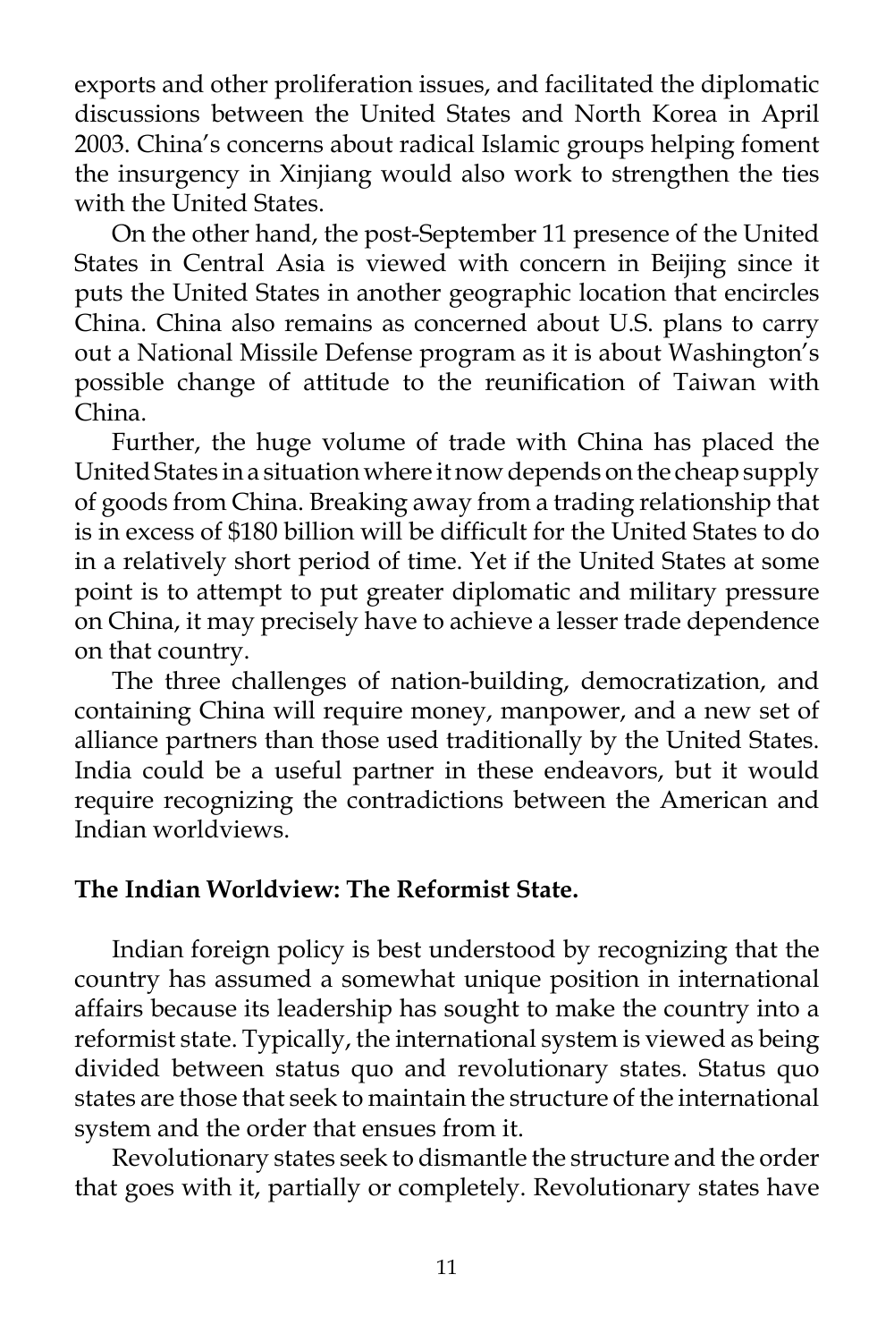exports and other proliferation issues, and facilitated the diplomatic discussions between the United States and North Korea in April 2003. China's concerns about radical Islamic groups helping foment the insurgency in Xinjiang would also work to strengthen the ties with the United States.

On the other hand, the post-September 11 presence of the United States in Central Asia is viewed with concern in Beijing since it puts the United States in another geographic location that encircles China. China also remains as concerned about U.S. plans to carry out a National Missile Defense program as it is about Washington's possible change of attitude to the reunification of Taiwan with China.

Further, the huge volume of trade with China has placed the United States in a situation where it now depends on the cheap supply of goods from China. Breaking away from a trading relationship that is in excess of $180 billion will be difficult for the United States to do in a relatively short period of time. Yet if the United States at some point is to attempt to put greater diplomatic and military pressure on China, it may precisely have to achieve a lesser trade dependence on that country.

The three challenges of nation-building, democratization, and containing China will require money, manpower, and a new set of alliance partners than those used traditionally by the United States. India could be a useful partner in these endeavors, but it would require recognizing the contradictions between the American and Indian worldviews.

**The Indian Worldview: The Reformist State.**

Indian foreign policy is best understood by recognizing that the country has assumed a somewhat unique position in international affairs because its leadership has sought to make the country into a reformist state. Typically, the international system is viewed as being divided between status quo and revolutionary states. Status quo states are those that seek to maintain the structure of the international system and the order that ensues from it.

Revolutionary states seek to dismantle the structure and the order that goes with it, partially or completely. Revolutionary states have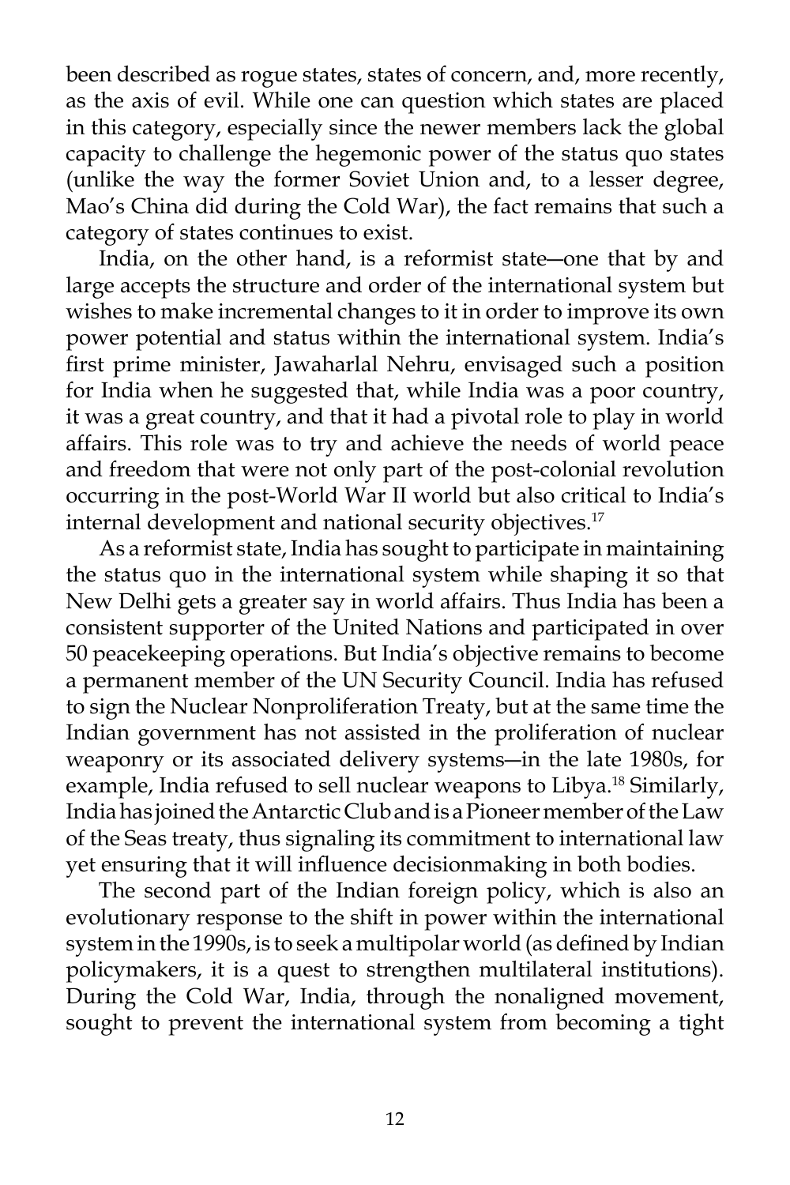been described as rogue states, states of concern, and, more recently, as the axis of evil. While one can question which states are placed in this category, especially since the newer members lack the global capacity to challenge the hegemonic power of the status quo states (unlike the way the former Soviet Union and, to a lesser degree, Mao's China did during the Cold War), the fact remains that such a category of states continues to exist.

India, on the other hand, is a reformist state—one that by and large accepts the structure and order of the international system but wishes to make incremental changes to it in order to improve its own power potential and status within the international system. India's first prime minister, Jawaharlal Nehru, envisaged such a position for India when he suggested that, while India was a poor country, it was a great country, and that it had a pivotal role to play in world affairs. This role was to try and achieve the needs of world peace and freedom that were not only part of the post-colonial revolution occurring in the post-World War II world but also critical to India's internal development and national security objectives.[17]

As a reformist state, India has sought to participate in maintaining the status quo in the international system while shaping it so that New Delhi gets a greater say in world affairs. Thus India has been a consistent supporter of the United Nations and participated in over 50 peacekeeping operations. But India's objective remains to become a permanent member of the UN Security Council. India has refused to sign the Nuclear Nonproliferation Treaty, but at the same time the Indian government has not assisted in the proliferation of nuclear weaponry or its associated delivery systems—in the late 1980s, for example, India refused to sell nuclear weapons to Libya.[18] Similarly, India has joined the Antarctic Club and is a Pioneer member of the Law of the Seas treaty, thus signaling its commitment to international law yet ensuring that it will influence decisionmaking in both bodies.

The second part of the Indian foreign policy, which is also an evolutionary response to the shift in power within the international system in the 1990s, is to seek a multipolar world (as defined by Indian policymakers, it is a quest to strengthen multilateral institutions). During the Cold War, India, through the nonaligned movement, sought to prevent the international system from becoming a tight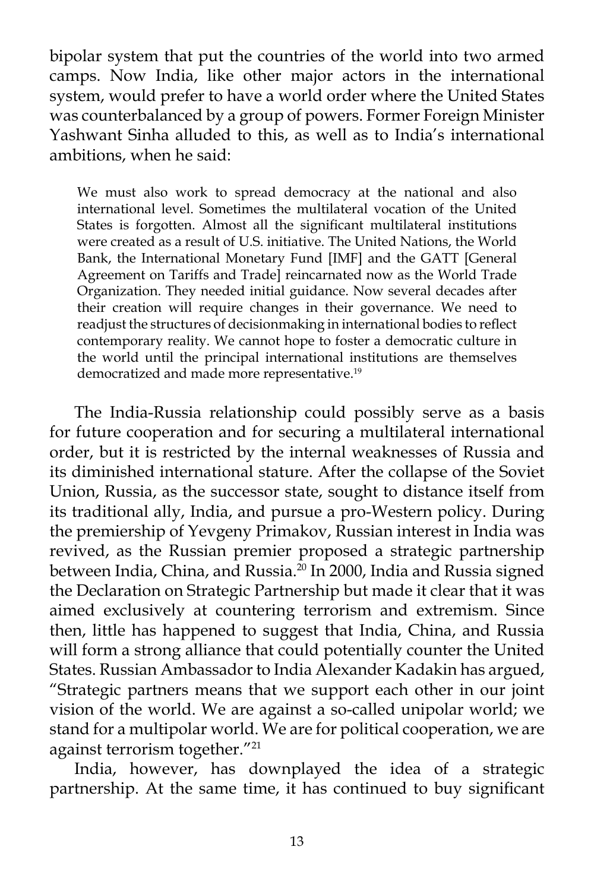bipolar system that put the countries of the world into two armed camps. Now India, like other major actors in the international system, would prefer to have a world order where the United States was counterbalanced by a group of powers. Former Foreign Minister Yashwant Sinha alluded to this, as well as to India's international ambitions, when he said:

> We must also work to spread democracy at the national and also international level. Sometimes the multilateral vocation of the United States is forgotten. Almost all the significant multilateral institutions were created as a result of U.S. initiative. The United Nations, the World Bank, the International Monetary Fund [IMF] and the GATT [General Agreement on Tariffs and Trade] reincarnated now as the World Trade Organization. They needed initial guidance. Now several decades after their creation will require changes in their governance. We need to readjust the structures of decisionmaking in international bodies to reflect contemporary reality. We cannot hope to foster a democratic culture in the world until the principal international institutions are themselves democratized and made more representative.[19]

The India-Russia relationship could possibly serve as a basis for future cooperation and for securing a multilateral international order, but it is restricted by the internal weaknesses of Russia and its diminished international stature. After the collapse of the Soviet Union, Russia, as the successor state, sought to distance itself from its traditional ally, India, and pursue a pro-Western policy. During the premiership of Yevgeny Primakov, Russian interest in India was revived, as the Russian premier proposed a strategic partnership between India, China, and Russia.[20] In 2000, India and Russia signed the Declaration on Strategic Partnership but made it clear that it was aimed exclusively at countering terrorism and extremism. Since then, little has happened to suggest that India, China, and Russia will form a strong alliance that could potentially counter the United States. Russian Ambassador to India Alexander Kadakin has argued, "Strategic partners means that we support each other in our joint vision of the world. We are against a so-called unipolar world; we stand for a multipolar world. We are for political cooperation, we are against terrorism together."[21]

India, however, has downplayed the idea of a strategic partnership. At the same time, it has continued to buy significant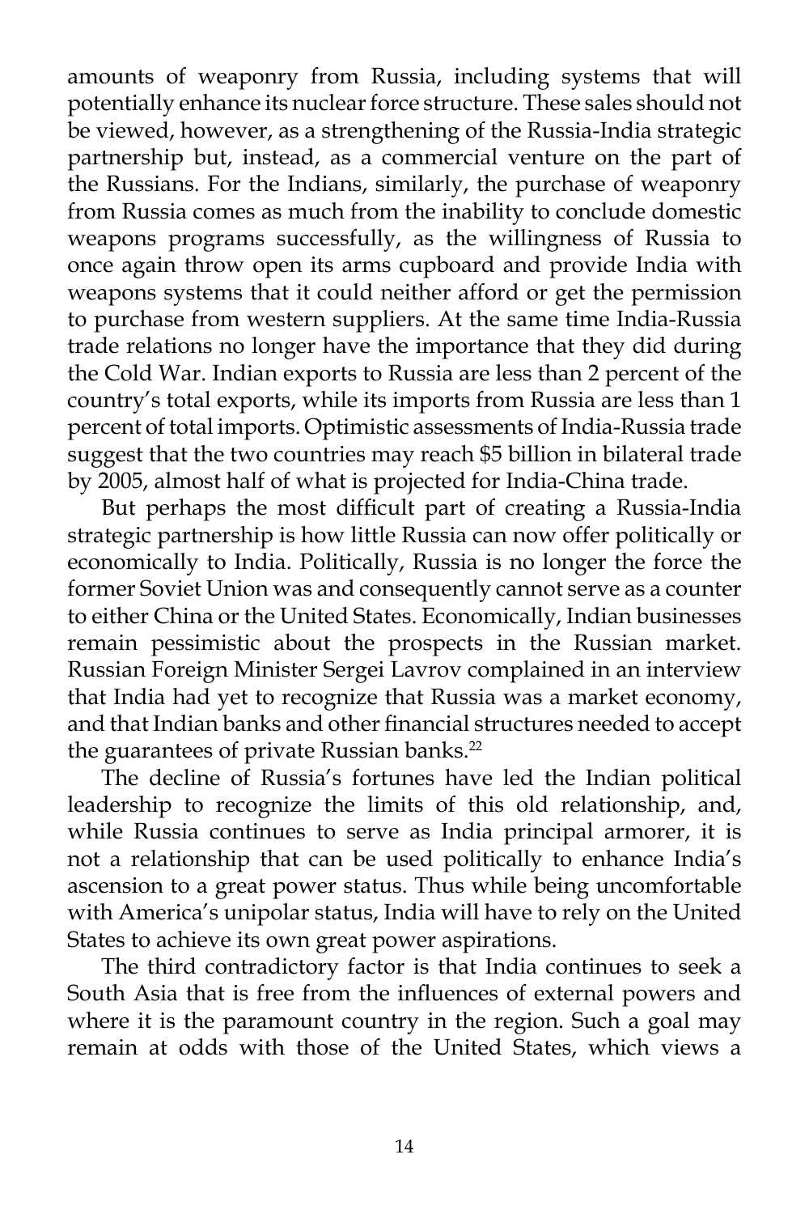amounts of weaponry from Russia, including systems that will potentially enhance its nuclear force structure. These sales should not be viewed, however, as a strengthening of the Russia-India strategic partnership but, instead, as a commercial venture on the part of the Russians. For the Indians, similarly, the purchase of weaponry from Russia comes as much from the inability to conclude domestic weapons programs successfully, as the willingness of Russia to once again throw open its arms cupboard and provide India with weapons systems that it could neither afford or get the permission to purchase from western suppliers. At the same time India-Russia trade relations no longer have the importance that they did during the Cold War. Indian exports to Russia are less than 2 percent of the country's total exports, while its imports from Russia are less than 1 percent of total imports. Optimistic assessments of India-Russia trade suggest that the two countries may reach $5 billion in bilateral trade by 2005, almost half of what is projected for India-China trade.

But perhaps the most difficult part of creating a Russia-India strategic partnership is how little Russia can now offer politically or economically to India. Politically, Russia is no longer the force the former Soviet Union was and consequently cannot serve as a counter to either China or the United States. Economically, Indian businesses remain pessimistic about the prospects in the Russian market. Russian Foreign Minister Sergei Lavrov complained in an interview that India had yet to recognize that Russia was a market economy, and that Indian banks and other financial structures needed to accept the guarantees of private Russian banks.[22]

The decline of Russia's fortunes have led the Indian political leadership to recognize the limits of this old relationship, and, while Russia continues to serve as India principal armorer, it is not a relationship that can be used politically to enhance India's ascension to a great power status. Thus while being uncomfortable with America's unipolar status, India will have to rely on the United States to achieve its own great power aspirations.

The third contradictory factor is that India continues to seek a South Asia that is free from the influences of external powers and where it is the paramount country in the region. Such a goal may remain at odds with those of the United States, which views a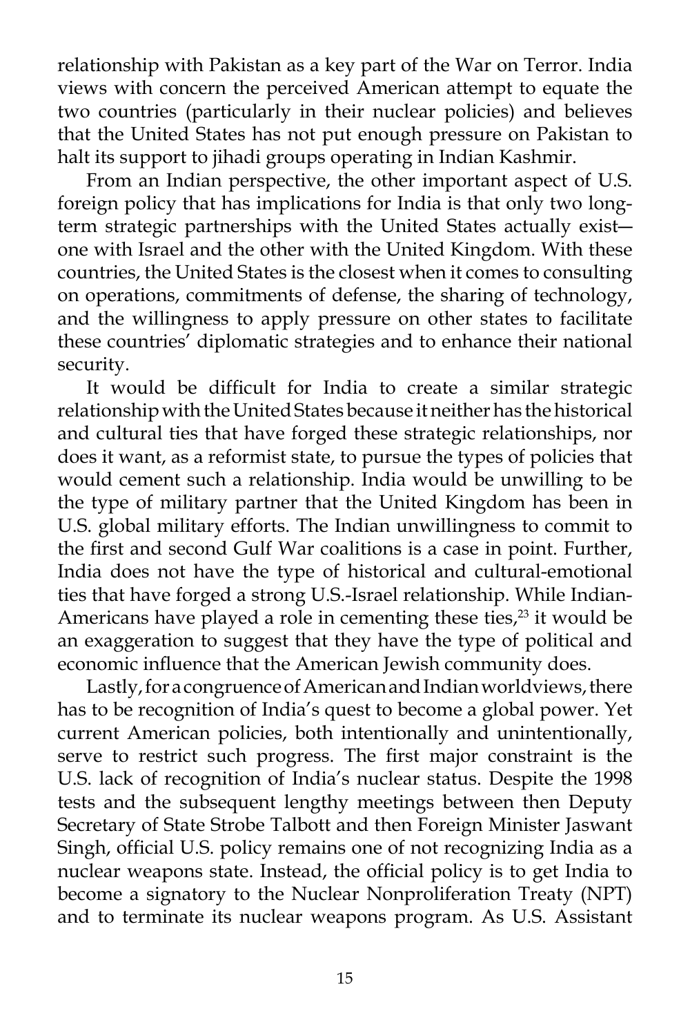relationship with Pakistan as a key part of the War on Terror. India views with concern the perceived American attempt to equate the two countries (particularly in their nuclear policies) and believes that the United States has not put enough pressure on Pakistan to halt its support to jihadi groups operating in Indian Kashmir.

From an Indian perspective, the other important aspect of U.S. foreign policy that has implications for India is that only two long-term strategic partnerships with the United States actually exist—one with Israel and the other with the United Kingdom. With these countries, the United States is the closest when it comes to consulting on operations, commitments of defense, the sharing of technology, and the willingness to apply pressure on other states to facilitate these countries' diplomatic strategies and to enhance their national security.

It would be difficult for India to create a similar strategic relationship with the United States because it neither has the historical and cultural ties that have forged these strategic relationships, nor does it want, as a reformist state, to pursue the types of policies that would cement such a relationship. India would be unwilling to be the type of military partner that the United Kingdom has been in U.S. global military efforts. The Indian unwillingness to commit to the first and second Gulf War coalitions is a case in point. Further, India does not have the type of historical and cultural-emotional ties that have forged a strong U.S.-Israel relationship. While Indian-Americans have played a role in cementing these ties,[23] it would be an exaggeration to suggest that they have the type of political and economic influence that the American Jewish community does.

Lastly, for a congruence of American and Indian worldviews, there has to be recognition of India's quest to become a global power. Yet current American policies, both intentionally and unintentionally, serve to restrict such progress. The first major constraint is the U.S. lack of recognition of India's nuclear status. Despite the 1998 tests and the subsequent lengthy meetings between then Deputy Secretary of State Strobe Talbott and then Foreign Minister Jaswant Singh, official U.S. policy remains one of not recognizing India as a nuclear weapons state. Instead, the official policy is to get India to become a signatory to the Nuclear Nonproliferation Treaty (NPT) and to terminate its nuclear weapons program. As U.S. Assistant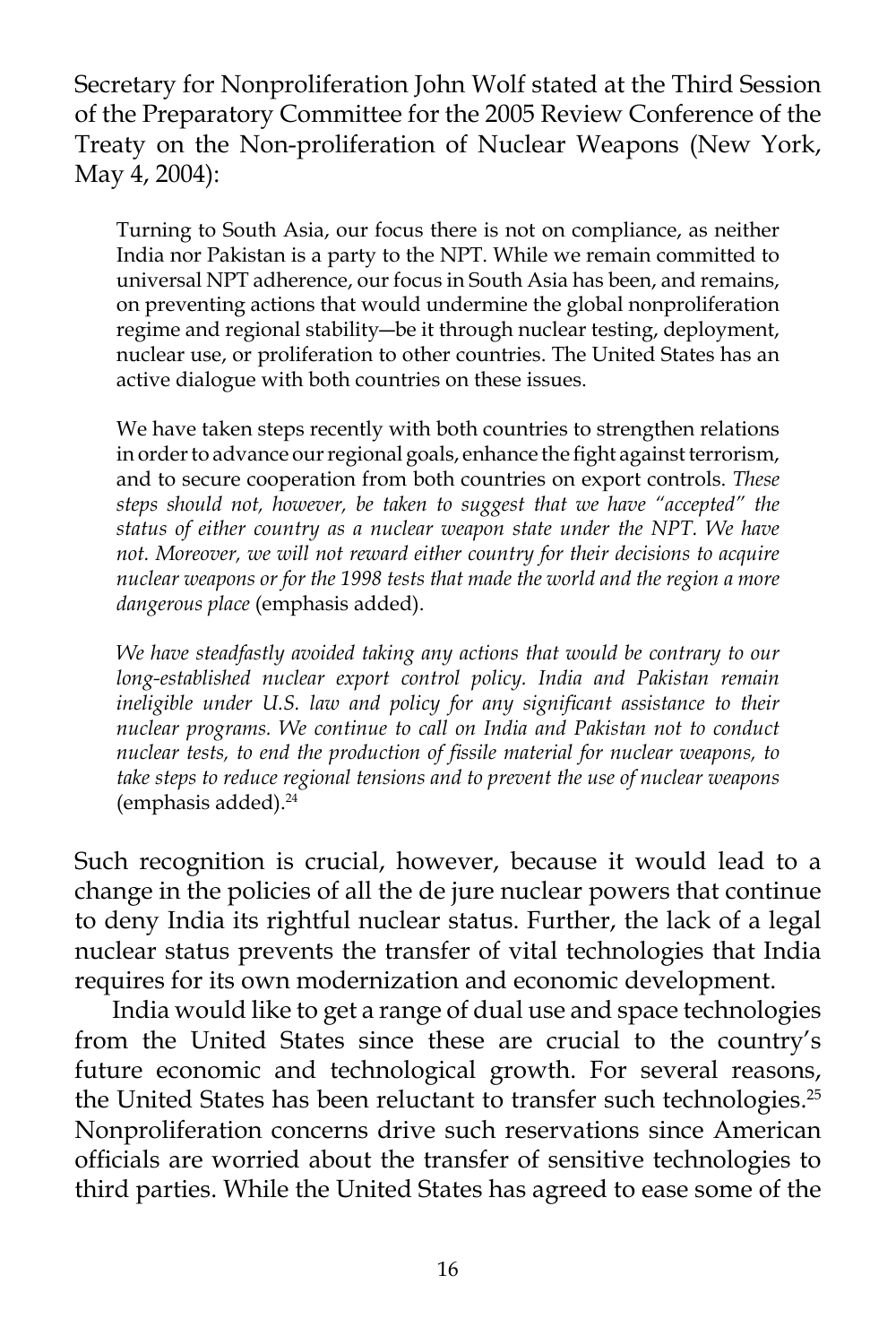Secretary for Nonproliferation John Wolf stated at the Third Session of the Preparatory Committee for the 2005 Review Conference of the Treaty on the Non-proliferation of Nuclear Weapons (New York, May 4, 2004):

> Turning to South Asia, our focus there is not on compliance, as neither India nor Pakistan is a party to the NPT. While we remain committed to universal NPT adherence, our focus in South Asia has been, and remains, on preventing actions that would undermine the global nonproliferation regime and regional stability—be it through nuclear testing, deployment, nuclear use, or proliferation to other countries. The United States has an active dialogue with both countries on these issues.
>
> We have taken steps recently with both countries to strengthen relations in order to advance our regional goals, enhance the fight against terrorism, and to secure cooperation from both countries on export controls. *These steps should not, however, be taken to suggest that we have "accepted" the status of either country as a nuclear weapon state under the NPT. We have not. Moreover, we will not reward either country for their decisions to acquire nuclear weapons or for the 1998 tests that made the world and the region a more dangerous place* (emphasis added).
>
> *We have steadfastly avoided taking any actions that would be contrary to our long-established nuclear export control policy. India and Pakistan remain ineligible under U.S. law and policy for any significant assistance to their nuclear programs. We continue to call on India and Pakistan not to conduct nuclear tests, to end the production of fissile material for nuclear weapons, to take steps to reduce regional tensions and to prevent the use of nuclear weapons* (emphasis added).[24]

Such recognition is crucial, however, because it would lead to a change in the policies of all the de jure nuclear powers that continue to deny India its rightful nuclear status. Further, the lack of a legal nuclear status prevents the transfer of vital technologies that India requires for its own modernization and economic development.

India would like to get a range of dual use and space technologies from the United States since these are crucial to the country's future economic and technological growth. For several reasons, the United States has been reluctant to transfer such technologies.[25] Nonproliferation concerns drive such reservations since American officials are worried about the transfer of sensitive technologies to third parties. While the United States has agreed to ease some of the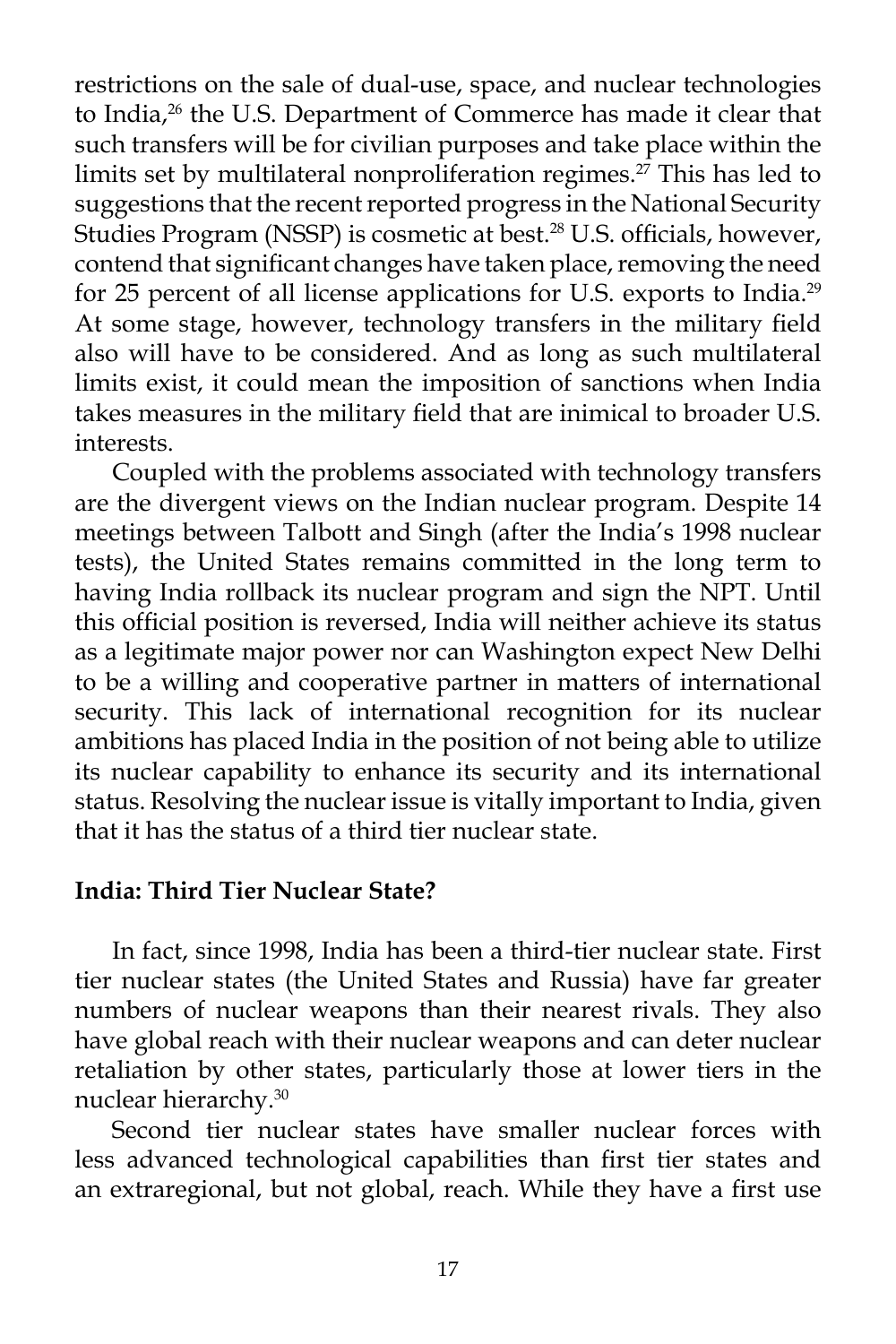restrictions on the sale of dual-use, space, and nuclear technologies to India,[26] the U.S. Department of Commerce has made it clear that such transfers will be for civilian purposes and take place within the limits set by multilateral nonproliferation regimes.[27] This has led to suggestions that the recent reported progress in the National Security Studies Program (NSSP) is cosmetic at best.[28] U.S. officials, however, contend that significant changes have taken place, removing the need for 25 percent of all license applications for U.S. exports to India.[29] At some stage, however, technology transfers in the military field also will have to be considered. And as long as such multilateral limits exist, it could mean the imposition of sanctions when India takes measures in the military field that are inimical to broader U.S. interests.

Coupled with the problems associated with technology transfers are the divergent views on the Indian nuclear program. Despite 14 meetings between Talbott and Singh (after the India's 1998 nuclear tests), the United States remains committed in the long term to having India rollback its nuclear program and sign the NPT. Until this official position is reversed, India will neither achieve its status as a legitimate major power nor can Washington expect New Delhi to be a willing and cooperative partner in matters of international security. This lack of international recognition for its nuclear ambitions has placed India in the position of not being able to utilize its nuclear capability to enhance its security and its international status. Resolving the nuclear issue is vitally important to India, given that it has the status of a third tier nuclear state.

**India: Third Tier Nuclear State?**

In fact, since 1998, India has been a third-tier nuclear state. First tier nuclear states (the United States and Russia) have far greater numbers of nuclear weapons than their nearest rivals. They also have global reach with their nuclear weapons and can deter nuclear retaliation by other states, particularly those at lower tiers in the nuclear hierarchy.[30]

Second tier nuclear states have smaller nuclear forces with less advanced technological capabilities than first tier states and an extraregional, but not global, reach. While they have a first use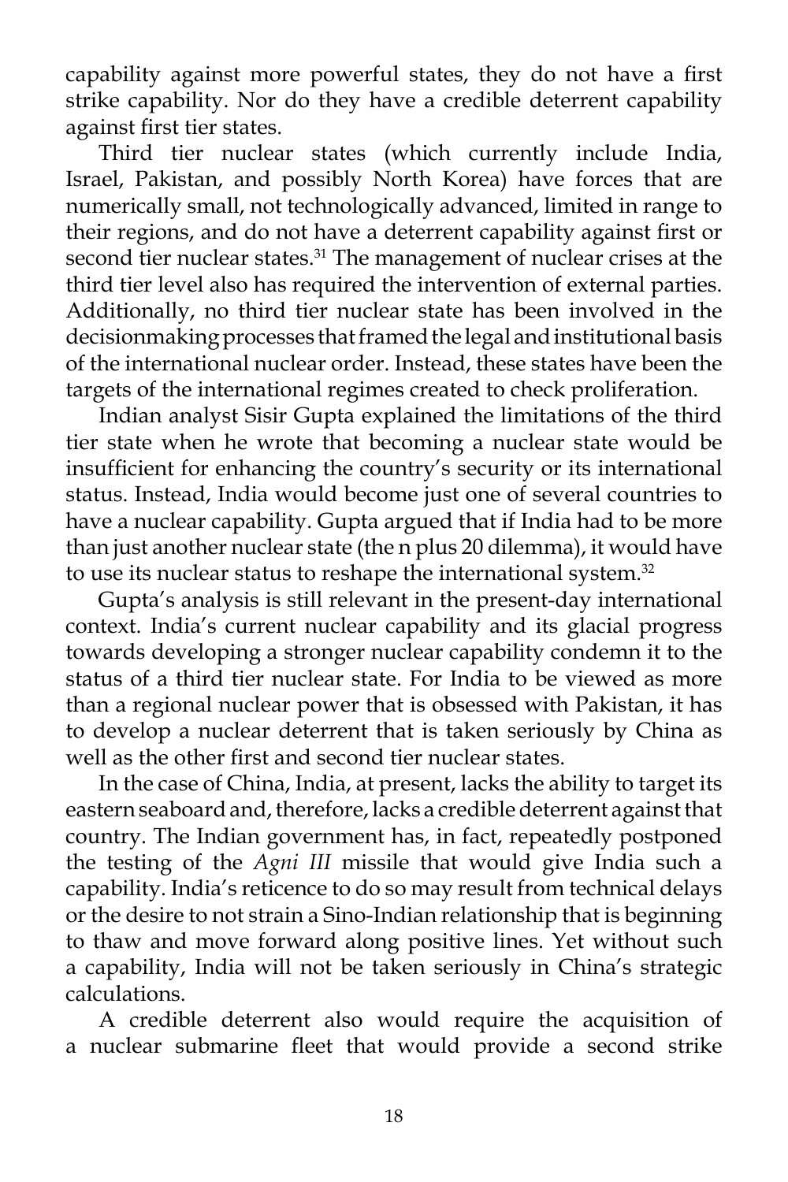capability against more powerful states, they do not have a first strike capability. Nor do they have a credible deterrent capability against first tier states.

Third tier nuclear states (which currently include India, Israel, Pakistan, and possibly North Korea) have forces that are numerically small, not technologically advanced, limited in range to their regions, and do not have a deterrent capability against first or second tier nuclear states.[31] The management of nuclear crises at the third tier level also has required the intervention of external parties. Additionally, no third tier nuclear state has been involved in the decisionmaking processes that framed the legal and institutional basis of the international nuclear order. Instead, these states have been the targets of the international regimes created to check proliferation.

Indian analyst Sisir Gupta explained the limitations of the third tier state when he wrote that becoming a nuclear state would be insufficient for enhancing the country's security or its international status. Instead, India would become just one of several countries to have a nuclear capability. Gupta argued that if India had to be more than just another nuclear state (the n plus 20 dilemma), it would have to use its nuclear status to reshape the international system.[32]

Gupta's analysis is still relevant in the present-day international context. India's current nuclear capability and its glacial progress towards developing a stronger nuclear capability condemn it to the status of a third tier nuclear state. For India to be viewed as more than a regional nuclear power that is obsessed with Pakistan, it has to develop a nuclear deterrent that is taken seriously by China as well as the other first and second tier nuclear states.

In the case of China, India, at present, lacks the ability to target its eastern seaboard and, therefore, lacks a credible deterrent against that country. The Indian government has, in fact, repeatedly postponed the testing of the *Agni III* missile that would give India such a capability. India's reticence to do so may result from technical delays or the desire to not strain a Sino-Indian relationship that is beginning to thaw and move forward along positive lines. Yet without such a capability, India will not be taken seriously in China's strategic calculations.

A credible deterrent also would require the acquisition of a nuclear submarine fleet that would provide a second strike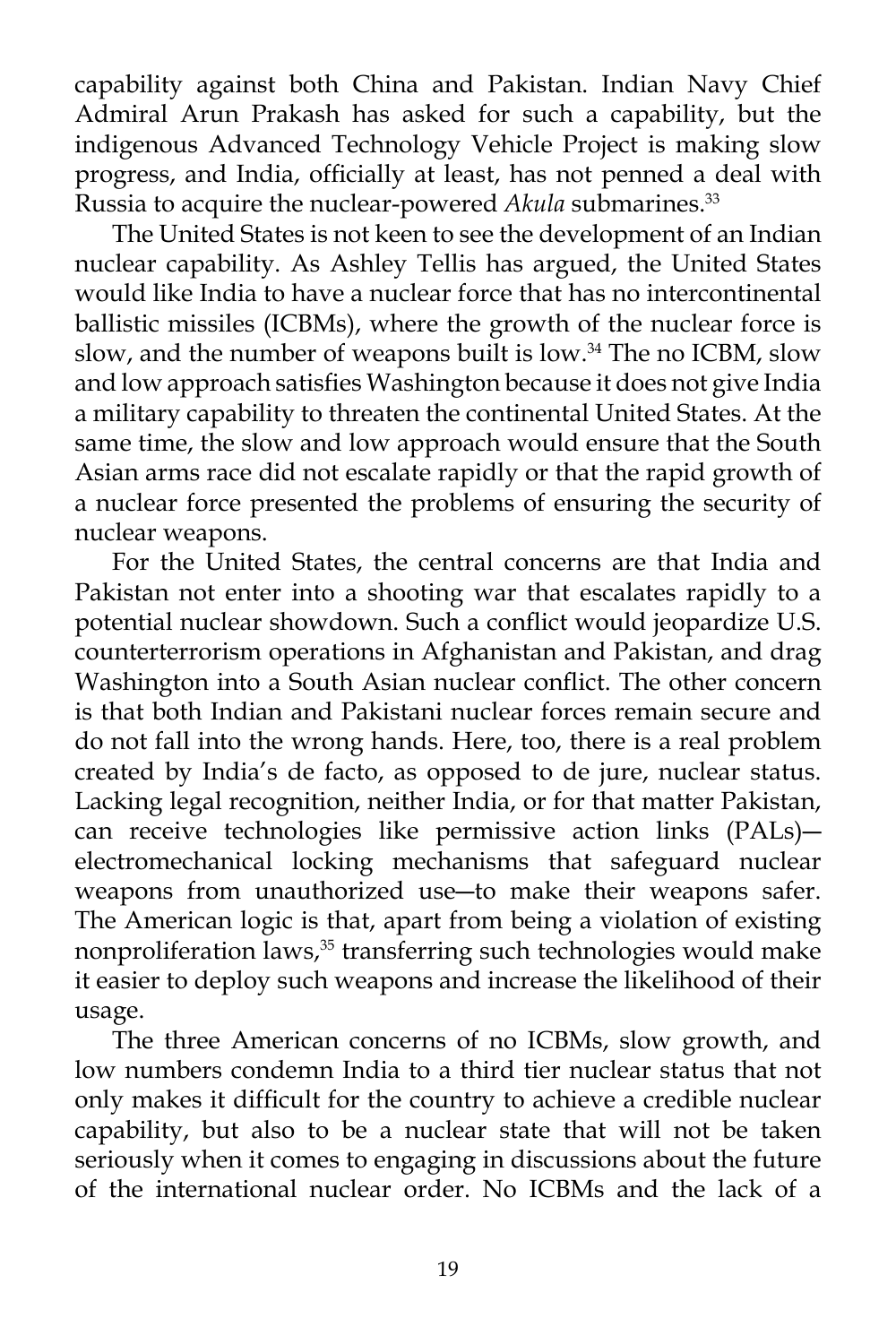capability against both China and Pakistan. Indian Navy Chief Admiral Arun Prakash has asked for such a capability, but the indigenous Advanced Technology Vehicle Project is making slow progress, and India, officially at least, has not penned a deal with Russia to acquire the nuclear-powered *Akula* submarines.[33]

The United States is not keen to see the development of an Indian nuclear capability. As Ashley Tellis has argued, the United States would like India to have a nuclear force that has no intercontinental ballistic missiles (ICBMs), where the growth of the nuclear force is slow, and the number of weapons built is low.[34] The no ICBM, slow and low approach satisfies Washington because it does not give India a military capability to threaten the continental United States. At the same time, the slow and low approach would ensure that the South Asian arms race did not escalate rapidly or that the rapid growth of a nuclear force presented the problems of ensuring the security of nuclear weapons.

For the United States, the central concerns are that India and Pakistan not enter into a shooting war that escalates rapidly to a potential nuclear showdown. Such a conflict would jeopardize U.S. counterterrorism operations in Afghanistan and Pakistan, and drag Washington into a South Asian nuclear conflict. The other concern is that both Indian and Pakistani nuclear forces remain secure and do not fall into the wrong hands. Here, too, there is a real problem created by India's de facto, as opposed to de jure, nuclear status. Lacking legal recognition, neither India, or for that matter Pakistan, can receive technologies like permissive action links (PALs)—electromechanical locking mechanisms that safeguard nuclear weapons from unauthorized use—to make their weapons safer. The American logic is that, apart from being a violation of existing nonproliferation laws,[35] transferring such technologies would make it easier to deploy such weapons and increase the likelihood of their usage.

The three American concerns of no ICBMs, slow growth, and low numbers condemn India to a third tier nuclear status that not only makes it difficult for the country to achieve a credible nuclear capability, but also to be a nuclear state that will not be taken seriously when it comes to engaging in discussions about the future of the international nuclear order. No ICBMs and the lack of a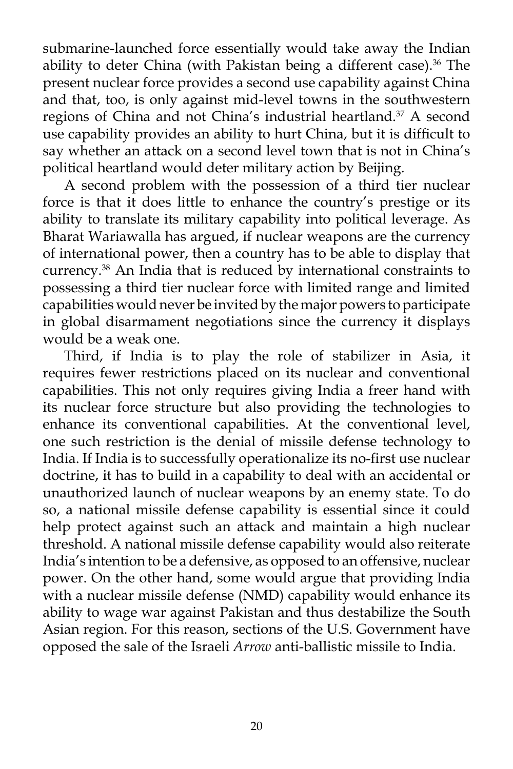submarine-launched force essentially would take away the Indian ability to deter China (with Pakistan being a different case).[36] The present nuclear force provides a second use capability against China and that, too, is only against mid-level towns in the southwestern regions of China and not China's industrial heartland.[37] A second use capability provides an ability to hurt China, but it is difficult to say whether an attack on a second level town that is not in China's political heartland would deter military action by Beijing.

A second problem with the possession of a third tier nuclear force is that it does little to enhance the country's prestige or its ability to translate its military capability into political leverage. As Bharat Wariawalla has argued, if nuclear weapons are the currency of international power, then a country has to be able to display that currency.[38] An India that is reduced by international constraints to possessing a third tier nuclear force with limited range and limited capabilities would never be invited by the major powers to participate in global disarmament negotiations since the currency it displays would be a weak one.

Third, if India is to play the role of stabilizer in Asia, it requires fewer restrictions placed on its nuclear and conventional capabilities. This not only requires giving India a freer hand with its nuclear force structure but also providing the technologies to enhance its conventional capabilities. At the conventional level, one such restriction is the denial of missile defense technology to India. If India is to successfully operationalize its no-first use nuclear doctrine, it has to build in a capability to deal with an accidental or unauthorized launch of nuclear weapons by an enemy state. To do so, a national missile defense capability is essential since it could help protect against such an attack and maintain a high nuclear threshold. A national missile defense capability would also reiterate India's intention to be a defensive, as opposed to an offensive, nuclear power. On the other hand, some would argue that providing India with a nuclear missile defense (NMD) capability would enhance its ability to wage war against Pakistan and thus destabilize the South Asian region. For this reason, sections of the U.S. Government have opposed the sale of the Israeli *Arrow* anti-ballistic missile to India.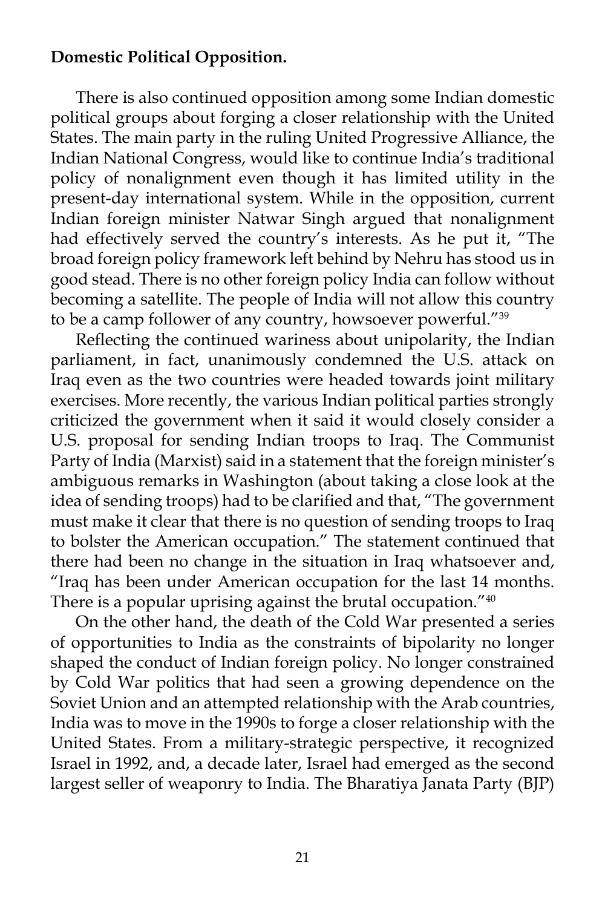**Domestic Political Opposition.**

There is also continued opposition among some Indian domestic political groups about forging a closer relationship with the United States. The main party in the ruling United Progressive Alliance, the Indian National Congress, would like to continue India's traditional policy of nonalignment even though it has limited utility in the present-day international system. While in the opposition, current Indian foreign minister Natwar Singh argued that nonalignment had effectively served the country's interests. As he put it, "The broad foreign policy framework left behind by Nehru has stood us in good stead. There is no other foreign policy India can follow without becoming a satellite. The people of India will not allow this country to be a camp follower of any country, howsoever powerful."[39]

Reflecting the continued wariness about unipolarity, the Indian parliament, in fact, unanimously condemned the U.S. attack on Iraq even as the two countries were headed towards joint military exercises. More recently, the various Indian political parties strongly criticized the government when it said it would closely consider a U.S. proposal for sending Indian troops to Iraq. The Communist Party of India (Marxist) said in a statement that the foreign minister's ambiguous remarks in Washington (about taking a close look at the idea of sending troops) had to be clarified and that, "The government must make it clear that there is no question of sending troops to Iraq to bolster the American occupation." The statement continued that there had been no change in the situation in Iraq whatsoever and, "Iraq has been under American occupation for the last 14 months. There is a popular uprising against the brutal occupation."[40]

On the other hand, the death of the Cold War presented a series of opportunities to India as the constraints of bipolarity no longer shaped the conduct of Indian foreign policy. No longer constrained by Cold War politics that had seen a growing dependence on the Soviet Union and an attempted relationship with the Arab countries, India was to move in the 1990s to forge a closer relationship with the United States. From a military-strategic perspective, it recognized Israel in 1992, and, a decade later, Israel had emerged as the second largest seller of weaponry to India. The Bharatiya Janata Party (BJP)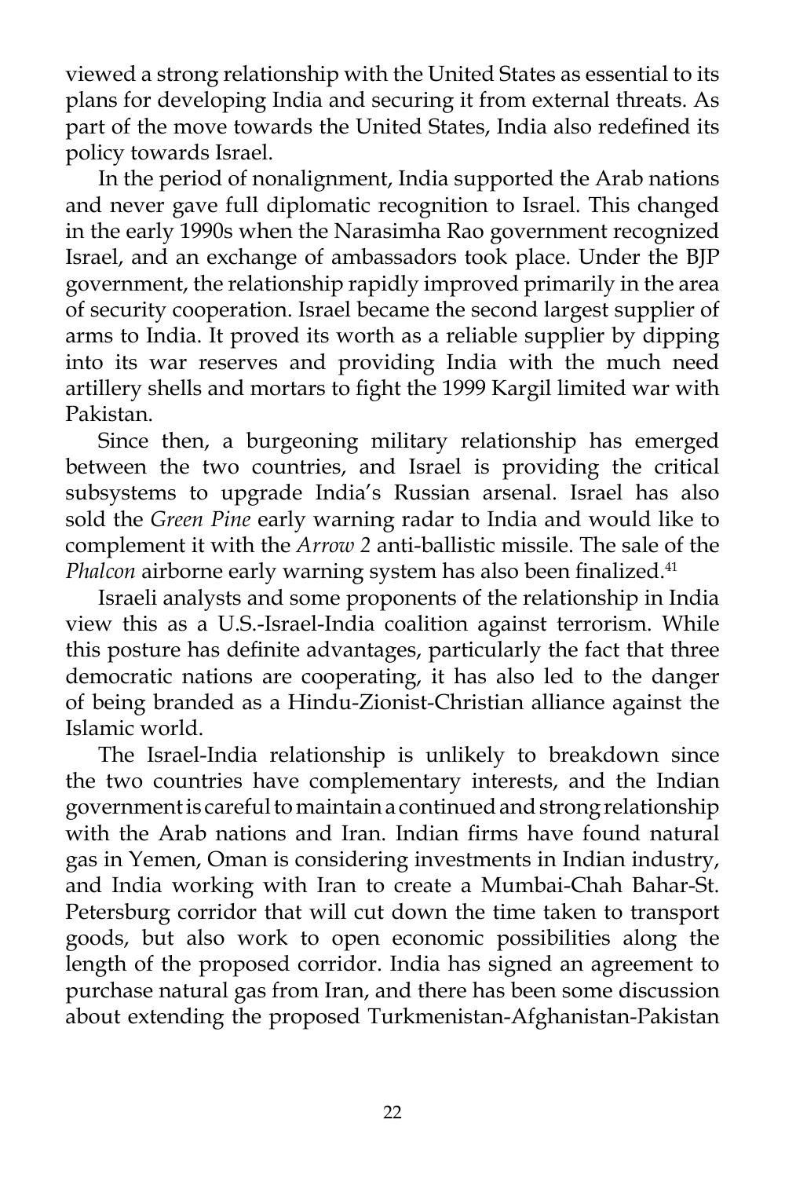viewed a strong relationship with the United States as essential to its plans for developing India and securing it from external threats. As part of the move towards the United States, India also redefined its policy towards Israel.

In the period of nonalignment, India supported the Arab nations and never gave full diplomatic recognition to Israel. This changed in the early 1990s when the Narasimha Rao government recognized Israel, and an exchange of ambassadors took place. Under the BJP government, the relationship rapidly improved primarily in the area of security cooperation. Israel became the second largest supplier of arms to India. It proved its worth as a reliable supplier by dipping into its war reserves and providing India with the much need artillery shells and mortars to fight the 1999 Kargil limited war with Pakistan.

Since then, a burgeoning military relationship has emerged between the two countries, and Israel is providing the critical subsystems to upgrade India's Russian arsenal. Israel has also sold the *Green Pine* early warning radar to India and would like to complement it with the *Arrow 2* anti-ballistic missile. The sale of the *Phalcon* airborne early warning system has also been finalized.[41]

Israeli analysts and some proponents of the relationship in India view this as a U.S.-Israel-India coalition against terrorism. While this posture has definite advantages, particularly the fact that three democratic nations are cooperating, it has also led to the danger of being branded as a Hindu-Zionist-Christian alliance against the Islamic world.

The Israel-India relationship is unlikely to breakdown since the two countries have complementary interests, and the Indian government is careful to maintain a continued and strong relationship with the Arab nations and Iran. Indian firms have found natural gas in Yemen, Oman is considering investments in Indian industry, and India working with Iran to create a Mumbai-Chah Bahar-St. Petersburg corridor that will cut down the time taken to transport goods, but also work to open economic possibilities along the length of the proposed corridor. India has signed an agreement to purchase natural gas from Iran, and there has been some discussion about extending the proposed Turkmenistan-Afghanistan-Pakistan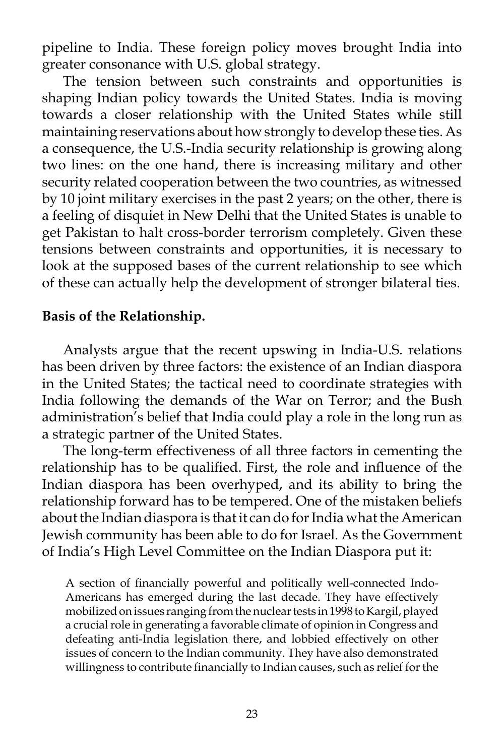pipeline to India. These foreign policy moves brought India into greater consonance with U.S. global strategy.

The tension between such constraints and opportunities is shaping Indian policy towards the United States. India is moving towards a closer relationship with the United States while still maintaining reservations about how strongly to develop these ties. As a consequence, the U.S.-India security relationship is growing along two lines: on the one hand, there is increasing military and other security related cooperation between the two countries, as witnessed by 10 joint military exercises in the past 2 years; on the other, there is a feeling of disquiet in New Delhi that the United States is unable to get Pakistan to halt cross-border terrorism completely. Given these tensions between constraints and opportunities, it is necessary to look at the supposed bases of the current relationship to see which of these can actually help the development of stronger bilateral ties.

**Basis of the Relationship.**

Analysts argue that the recent upswing in India-U.S. relations has been driven by three factors: the existence of an Indian diaspora in the United States; the tactical need to coordinate strategies with India following the demands of the War on Terror; and the Bush administration's belief that India could play a role in the long run as a strategic partner of the United States.

The long-term effectiveness of all three factors in cementing the relationship has to be qualified. First, the role and influence of the Indian diaspora has been overhyped, and its ability to bring the relationship forward has to be tempered. One of the mistaken beliefs about the Indian diaspora is that it can do for India what the American Jewish community has been able to do for Israel. As the Government of India's High Level Committee on the Indian Diaspora put it:

> A section of financially powerful and politically well-connected Indo-Americans has emerged during the last decade. They have effectively mobilized on issues ranging from the nuclear tests in 1998 to Kargil, played a crucial role in generating a favorable climate of opinion in Congress and defeating anti-India legislation there, and lobbied effectively on other issues of concern to the Indian community. They have also demonstrated willingness to contribute financially to Indian causes, such as relief for the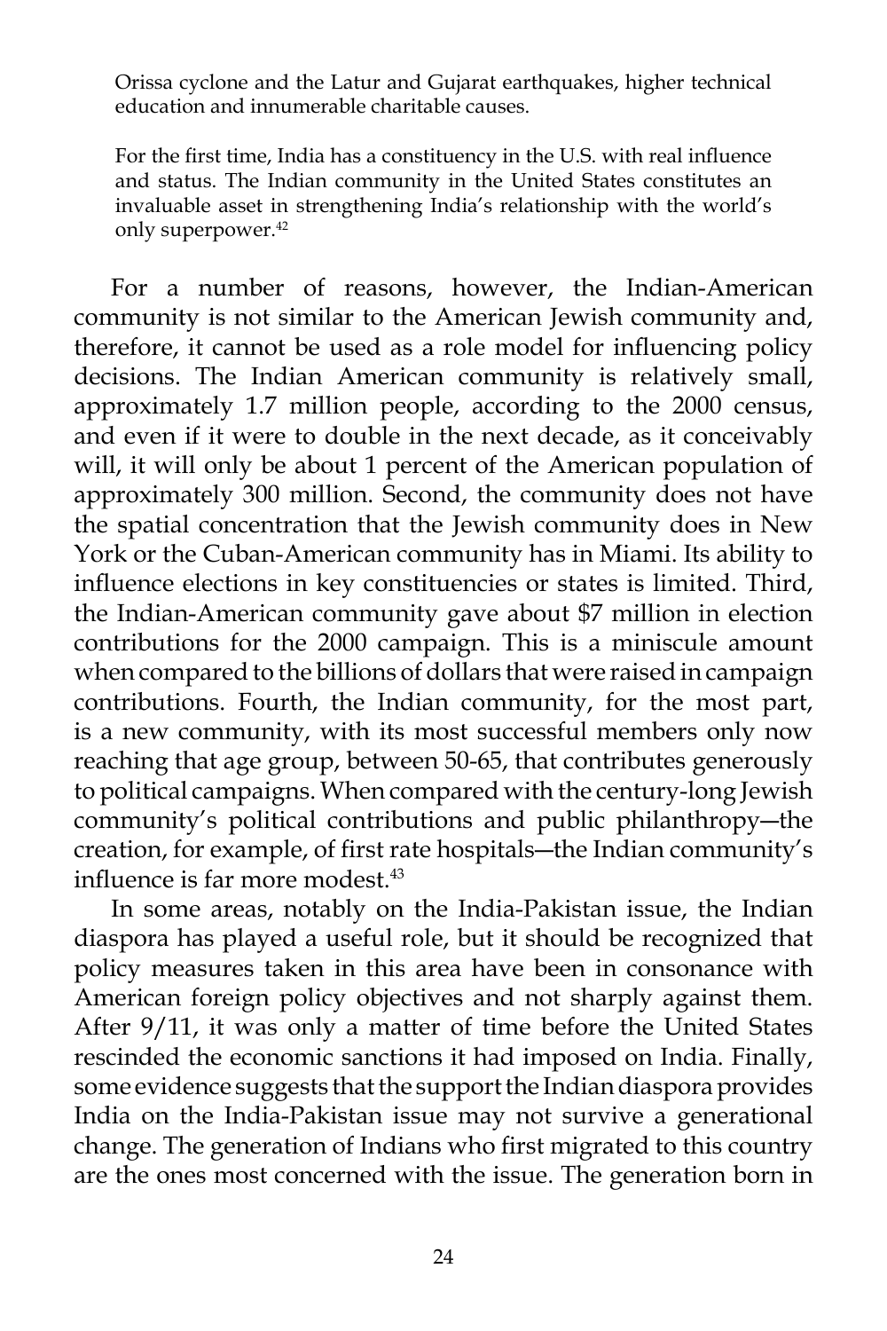> Orissa cyclone and the Latur and Gujarat earthquakes, higher technical education and innumerable charitable causes.
>
> For the first time, India has a constituency in the U.S. with real influence and status. The Indian community in the United States constitutes an invaluable asset in strengthening India's relationship with the world's only superpower.[42]

For a number of reasons, however, the Indian-American community is not similar to the American Jewish community and, therefore, it cannot be used as a role model for influencing policy decisions. The Indian American community is relatively small, approximately 1.7 million people, according to the 2000 census, and even if it were to double in the next decade, as it conceivably will, it will only be about 1 percent of the American population of approximately 300 million. Second, the community does not have the spatial concentration that the Jewish community does in New York or the Cuban-American community has in Miami. Its ability to influence elections in key constituencies or states is limited. Third, the Indian-American community gave about $7 million in election contributions for the 2000 campaign. This is a miniscule amount when compared to the billions of dollars that were raised in campaign contributions. Fourth, the Indian community, for the most part, is a new community, with its most successful members only now reaching that age group, between 50-65, that contributes generously to political campaigns. When compared with the century-long Jewish community's political contributions and public philanthropy—the creation, for example, of first rate hospitals—the Indian community's influence is far more modest.[43]

In some areas, notably on the India-Pakistan issue, the Indian diaspora has played a useful role, but it should be recognized that policy measures taken in this area have been in consonance with American foreign policy objectives and not sharply against them. After 9/11, it was only a matter of time before the United States rescinded the economic sanctions it had imposed on India. Finally, some evidence suggests that the support the Indian diaspora provides India on the India-Pakistan issue may not survive a generational change. The generation of Indians who first migrated to this country are the ones most concerned with the issue. The generation born in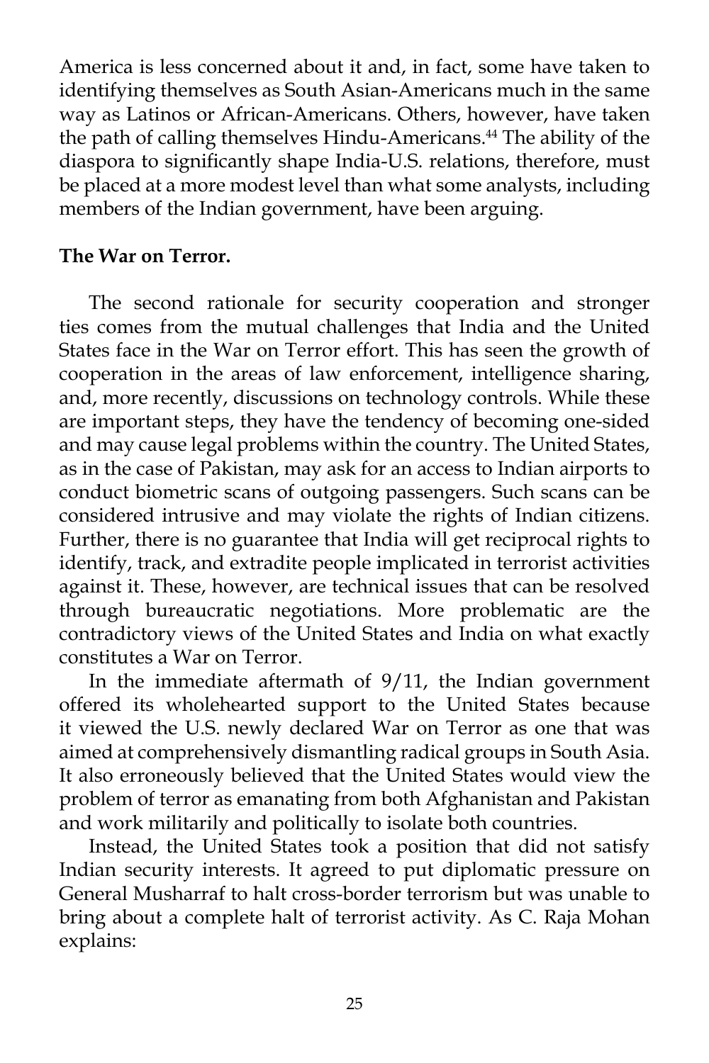America is less concerned about it and, in fact, some have taken to identifying themselves as South Asian-Americans much in the same way as Latinos or African-Americans. Others, however, have taken the path of calling themselves Hindu-Americans.[44] The ability of the diaspora to significantly shape India-U.S. relations, therefore, must be placed at a more modest level than what some analysts, including members of the Indian government, have been arguing.

**The War on Terror.**

The second rationale for security cooperation and stronger ties comes from the mutual challenges that India and the United States face in the War on Terror effort. This has seen the growth of cooperation in the areas of law enforcement, intelligence sharing, and, more recently, discussions on technology controls. While these are important steps, they have the tendency of becoming one-sided and may cause legal problems within the country. The United States, as in the case of Pakistan, may ask for an access to Indian airports to conduct biometric scans of outgoing passengers. Such scans can be considered intrusive and may violate the rights of Indian citizens. Further, there is no guarantee that India will get reciprocal rights to identify, track, and extradite people implicated in terrorist activities against it. These, however, are technical issues that can be resolved through bureaucratic negotiations. More problematic are the contradictory views of the United States and India on what exactly constitutes a War on Terror.

In the immediate aftermath of 9/11, the Indian government offered its wholehearted support to the United States because it viewed the U.S. newly declared War on Terror as one that was aimed at comprehensively dismantling radical groups in South Asia. It also erroneously believed that the United States would view the problem of terror as emanating from both Afghanistan and Pakistan and work militarily and politically to isolate both countries.

Instead, the United States took a position that did not satisfy Indian security interests. It agreed to put diplomatic pressure on General Musharraf to halt cross-border terrorism but was unable to bring about a complete halt of terrorist activity. As C. Raja Mohan explains: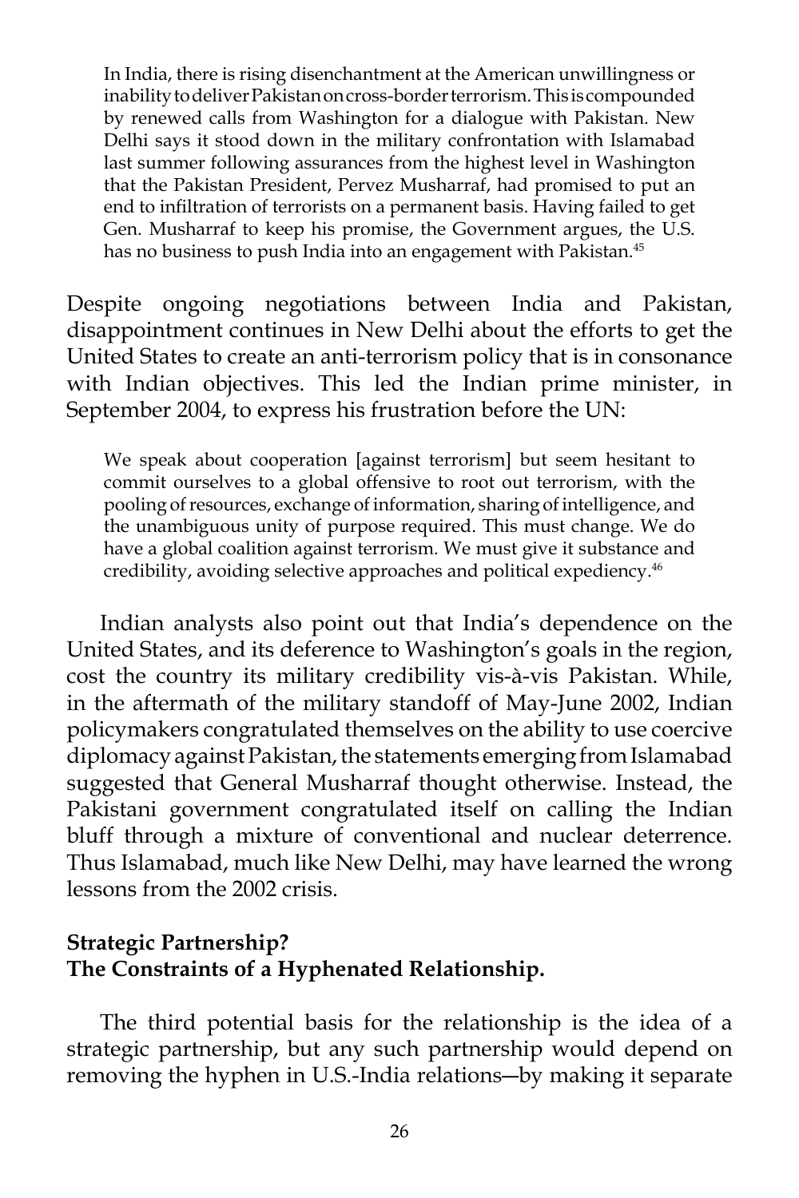> In India, there is rising disenchantment at the American unwillingness or inability to deliver Pakistan on cross-border terrorism. This is compounded by renewed calls from Washington for a dialogue with Pakistan. New Delhi says it stood down in the military confrontation with Islamabad last summer following assurances from the highest level in Washington that the Pakistan President, Pervez Musharraf, had promised to put an end to infiltration of terrorists on a permanent basis. Having failed to get Gen. Musharraf to keep his promise, the Government argues, the U.S. has no business to push India into an engagement with Pakistan.[45]

Despite ongoing negotiations between India and Pakistan, disappointment continues in New Delhi about the efforts to get the United States to create an anti-terrorism policy that is in consonance with Indian objectives. This led the Indian prime minister, in September 2004, to express his frustration before the UN:

> We speak about cooperation [against terrorism] but seem hesitant to commit ourselves to a global offensive to root out terrorism, with the pooling of resources, exchange of information, sharing of intelligence, and the unambiguous unity of purpose required. This must change. We do have a global coalition against terrorism. We must give it substance and credibility, avoiding selective approaches and political expediency.[46]

Indian analysts also point out that India's dependence on the United States, and its deference to Washington's goals in the region, cost the country its military credibility vis-à-vis Pakistan. While, in the aftermath of the military standoff of May-June 2002, Indian policymakers congratulated themselves on the ability to use coercive diplomacy against Pakistan, the statements emerging from Islamabad suggested that General Musharraf thought otherwise. Instead, the Pakistani government congratulated itself on calling the Indian bluff through a mixture of conventional and nuclear deterrence. Thus Islamabad, much like New Delhi, may have learned the wrong lessons from the 2002 crisis.

**Strategic Partnership?**
**The Constraints of a Hyphenated Relationship.**

The third potential basis for the relationship is the idea of a strategic partnership, but any such partnership would depend on removing the hyphen in U.S.-India relations—by making it separate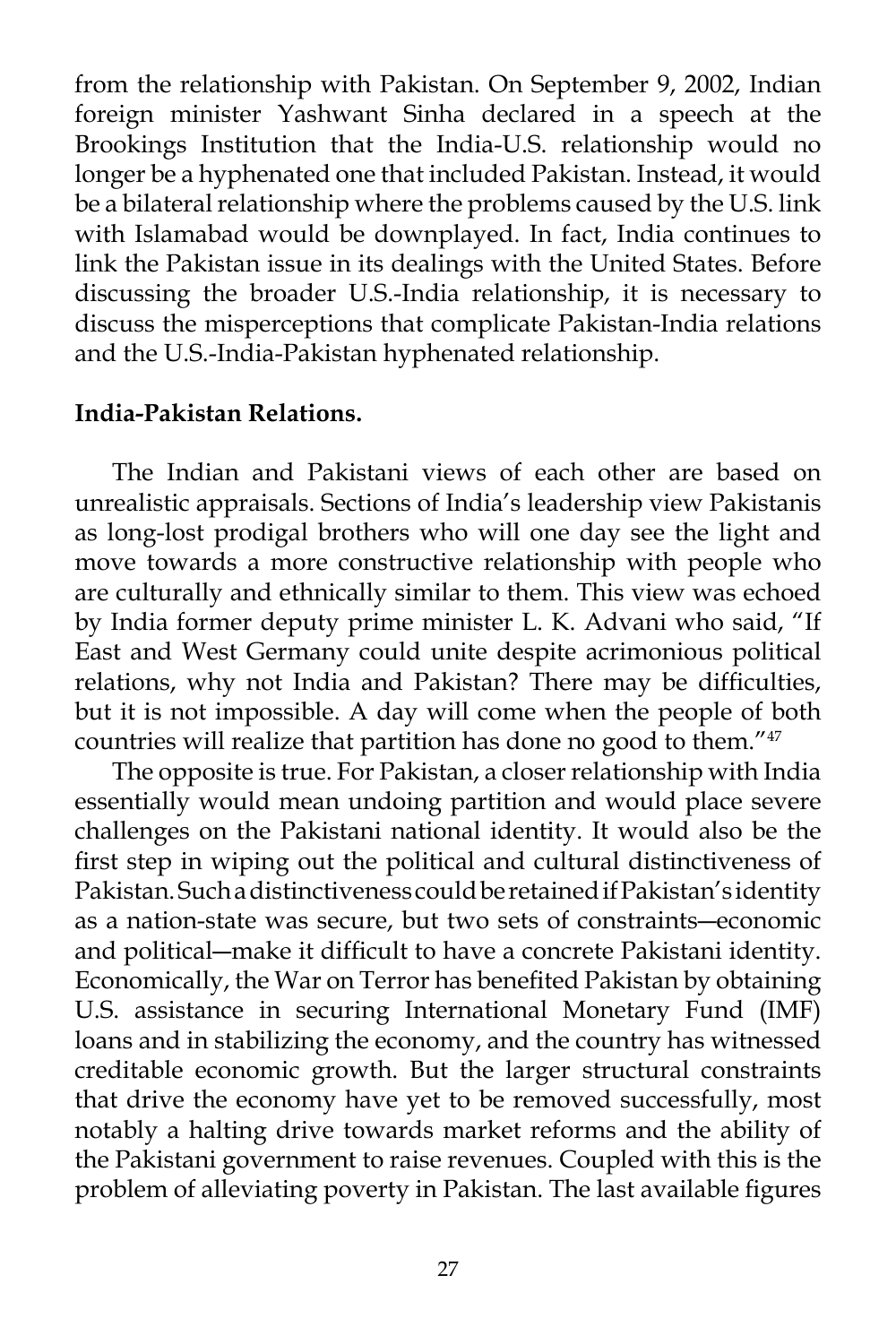from the relationship with Pakistan. On September 9, 2002, Indian foreign minister Yashwant Sinha declared in a speech at the Brookings Institution that the India-U.S. relationship would no longer be a hyphenated one that included Pakistan. Instead, it would be a bilateral relationship where the problems caused by the U.S. link with Islamabad would be downplayed. In fact, India continues to link the Pakistan issue in its dealings with the United States. Before discussing the broader U.S.-India relationship, it is necessary to discuss the misperceptions that complicate Pakistan-India relations and the U.S.-India-Pakistan hyphenated relationship.

**India-Pakistan Relations.**

The Indian and Pakistani views of each other are based on unrealistic appraisals. Sections of India's leadership view Pakistanis as long-lost prodigal brothers who will one day see the light and move towards a more constructive relationship with people who are culturally and ethnically similar to them. This view was echoed by India former deputy prime minister L. K. Advani who said, "If East and West Germany could unite despite acrimonious political relations, why not India and Pakistan? There may be difficulties, but it is not impossible. A day will come when the people of both countries will realize that partition has done no good to them."[47]

The opposite is true. For Pakistan, a closer relationship with India essentially would mean undoing partition and would place severe challenges on the Pakistani national identity. It would also be the first step in wiping out the political and cultural distinctiveness of Pakistan. Such a distinctiveness could be retained if Pakistan's identity as a nation-state was secure, but two sets of constraints—economic and political—make it difficult to have a concrete Pakistani identity. Economically, the War on Terror has benefited Pakistan by obtaining U.S. assistance in securing International Monetary Fund (IMF) loans and in stabilizing the economy, and the country has witnessed creditable economic growth. But the larger structural constraints that drive the economy have yet to be removed successfully, most notably a halting drive towards market reforms and the ability of the Pakistani government to raise revenues. Coupled with this is the problem of alleviating poverty in Pakistan. The last available figures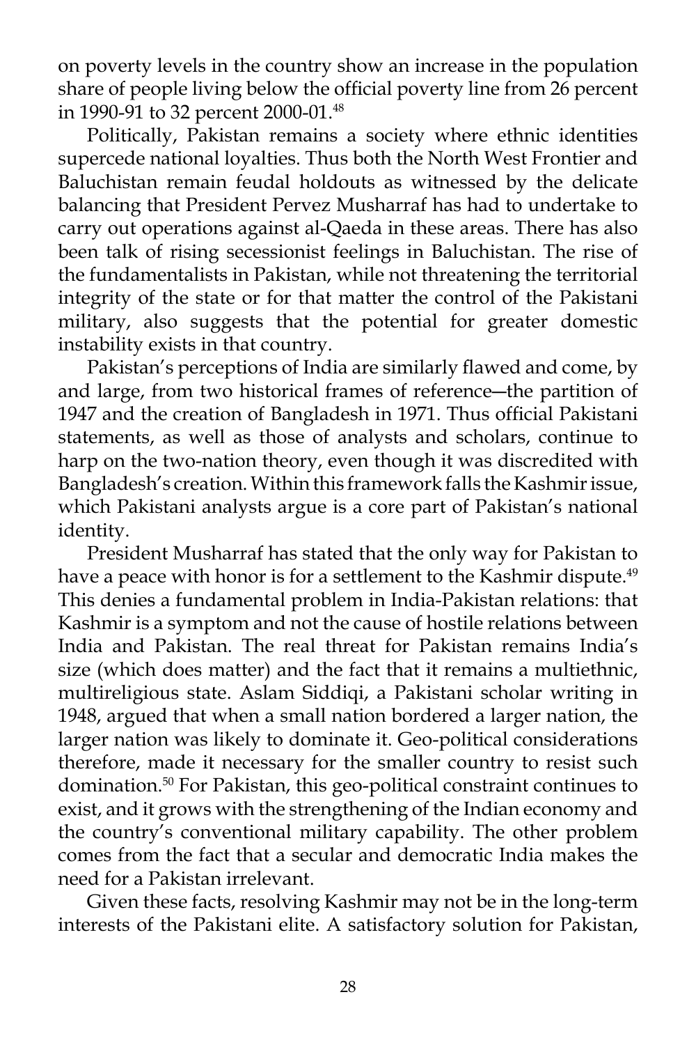on poverty levels in the country show an increase in the population share of people living below the official poverty line from 26 percent in 1990-91 to 32 percent 2000-01.[48]

Politically, Pakistan remains a society where ethnic identities supercede national loyalties. Thus both the North West Frontier and Baluchistan remain feudal holdouts as witnessed by the delicate balancing that President Pervez Musharraf has had to undertake to carry out operations against al-Qaeda in these areas. There has also been talk of rising secessionist feelings in Baluchistan. The rise of the fundamentalists in Pakistan, while not threatening the territorial integrity of the state or for that matter the control of the Pakistani military, also suggests that the potential for greater domestic instability exists in that country.

Pakistan's perceptions of India are similarly flawed and come, by and large, from two historical frames of reference—the partition of 1947 and the creation of Bangladesh in 1971. Thus official Pakistani statements, as well as those of analysts and scholars, continue to harp on the two-nation theory, even though it was discredited with Bangladesh's creation. Within this framework falls the Kashmir issue, which Pakistani analysts argue is a core part of Pakistan's national identity.

President Musharraf has stated that the only way for Pakistan to have a peace with honor is for a settlement to the Kashmir dispute.[49] This denies a fundamental problem in India-Pakistan relations: that Kashmir is a symptom and not the cause of hostile relations between India and Pakistan. The real threat for Pakistan remains India's size (which does matter) and the fact that it remains a multiethnic, multireligious state. Aslam Siddiqi, a Pakistani scholar writing in 1948, argued that when a small nation bordered a larger nation, the larger nation was likely to dominate it. Geo-political considerations therefore, made it necessary for the smaller country to resist such domination.[50] For Pakistan, this geo-political constraint continues to exist, and it grows with the strengthening of the Indian economy and the country's conventional military capability. The other problem comes from the fact that a secular and democratic India makes the need for a Pakistan irrelevant.

Given these facts, resolving Kashmir may not be in the long-term interests of the Pakistani elite. A satisfactory solution for Pakistan,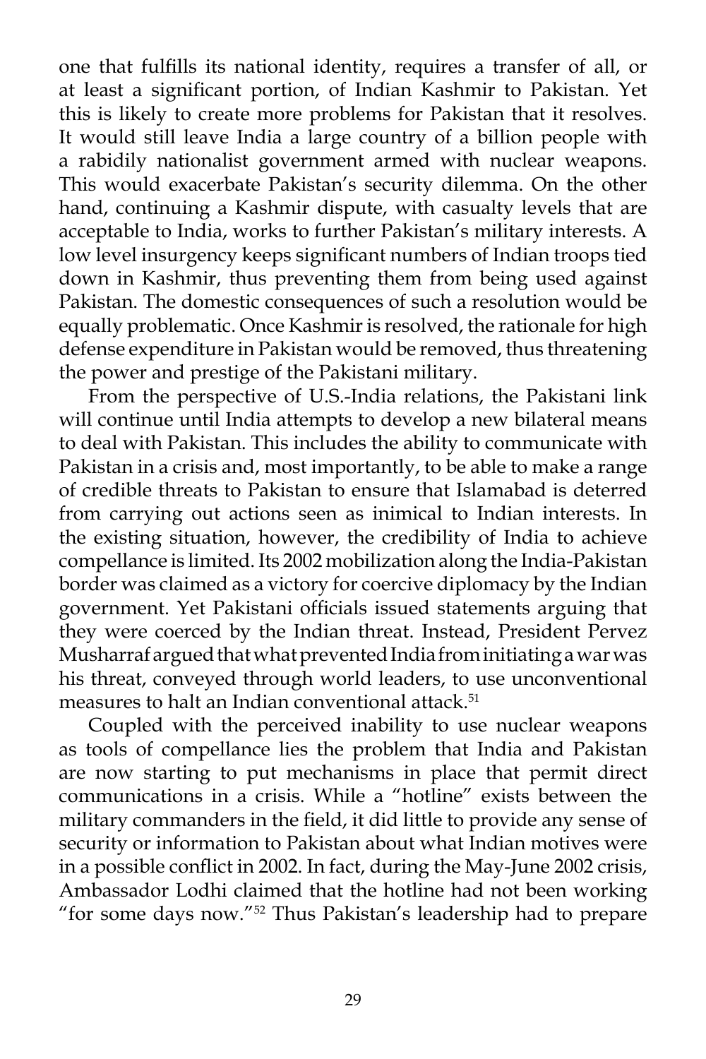one that fulfills its national identity, requires a transfer of all, or at least a significant portion, of Indian Kashmir to Pakistan. Yet this is likely to create more problems for Pakistan that it resolves. It would still leave India a large country of a billion people with a rabidily nationalist government armed with nuclear weapons. This would exacerbate Pakistan's security dilemma. On the other hand, continuing a Kashmir dispute, with casualty levels that are acceptable to India, works to further Pakistan's military interests. A low level insurgency keeps significant numbers of Indian troops tied down in Kashmir, thus preventing them from being used against Pakistan. The domestic consequences of such a resolution would be equally problematic. Once Kashmir is resolved, the rationale for high defense expenditure in Pakistan would be removed, thus threatening the power and prestige of the Pakistani military.

From the perspective of U.S.-India relations, the Pakistani link will continue until India attempts to develop a new bilateral means to deal with Pakistan. This includes the ability to communicate with Pakistan in a crisis and, most importantly, to be able to make a range of credible threats to Pakistan to ensure that Islamabad is deterred from carrying out actions seen as inimical to Indian interests. In the existing situation, however, the credibility of India to achieve compellance is limited. Its 2002 mobilization along the India-Pakistan border was claimed as a victory for coercive diplomacy by the Indian government. Yet Pakistani officials issued statements arguing that they were coerced by the Indian threat. Instead, President Pervez Musharraf argued that what prevented India from initiating a war was his threat, conveyed through world leaders, to use unconventional measures to halt an Indian conventional attack.[51]

Coupled with the perceived inability to use nuclear weapons as tools of compellance lies the problem that India and Pakistan are now starting to put mechanisms in place that permit direct communications in a crisis. While a "hotline" exists between the military commanders in the field, it did little to provide any sense of security or information to Pakistan about what Indian motives were in a possible conflict in 2002. In fact, during the May-June 2002 crisis, Ambassador Lodhi claimed that the hotline had not been working "for some days now."[52] Thus Pakistan's leadership had to prepare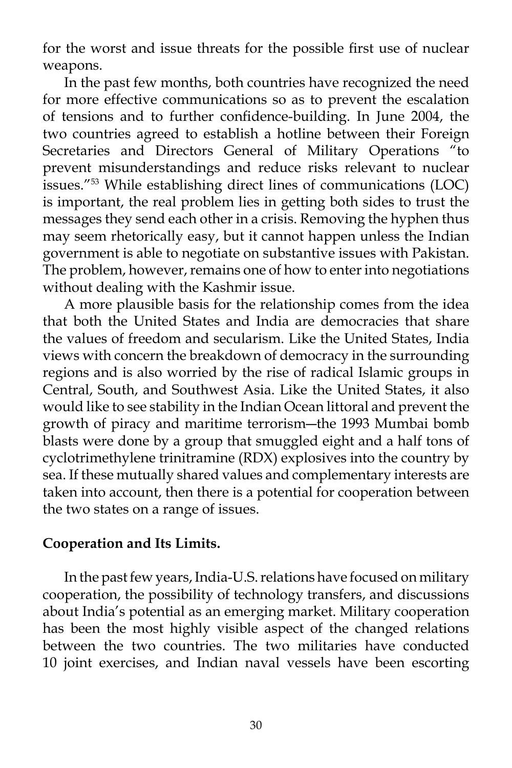for the worst and issue threats for the possible first use of nuclear weapons.

In the past few months, both countries have recognized the need for more effective communications so as to prevent the escalation of tensions and to further confidence-building. In June 2004, the two countries agreed to establish a hotline between their Foreign Secretaries and Directors General of Military Operations "to prevent misunderstandings and reduce risks relevant to nuclear issues."[53] While establishing direct lines of communications (LOC) is important, the real problem lies in getting both sides to trust the messages they send each other in a crisis. Removing the hyphen thus may seem rhetorically easy, but it cannot happen unless the Indian government is able to negotiate on substantive issues with Pakistan. The problem, however, remains one of how to enter into negotiations without dealing with the Kashmir issue.

A more plausible basis for the relationship comes from the idea that both the United States and India are democracies that share the values of freedom and secularism. Like the United States, India views with concern the breakdown of democracy in the surrounding regions and is also worried by the rise of radical Islamic groups in Central, South, and Southwest Asia. Like the United States, it also would like to see stability in the Indian Ocean littoral and prevent the growth of piracy and maritime terrorism—the 1993 Mumbai bomb blasts were done by a group that smuggled eight and a half tons of cyclotrimethylene trinitramine (RDX) explosives into the country by sea. If these mutually shared values and complementary interests are taken into account, then there is a potential for cooperation between the two states on a range of issues.

**Cooperation and Its Limits.**

In the past few years, India-U.S. relations have focused on military cooperation, the possibility of technology transfers, and discussions about India's potential as an emerging market. Military cooperation has been the most highly visible aspect of the changed relations between the two countries. The two militaries have conducted 10 joint exercises, and Indian naval vessels have been escorting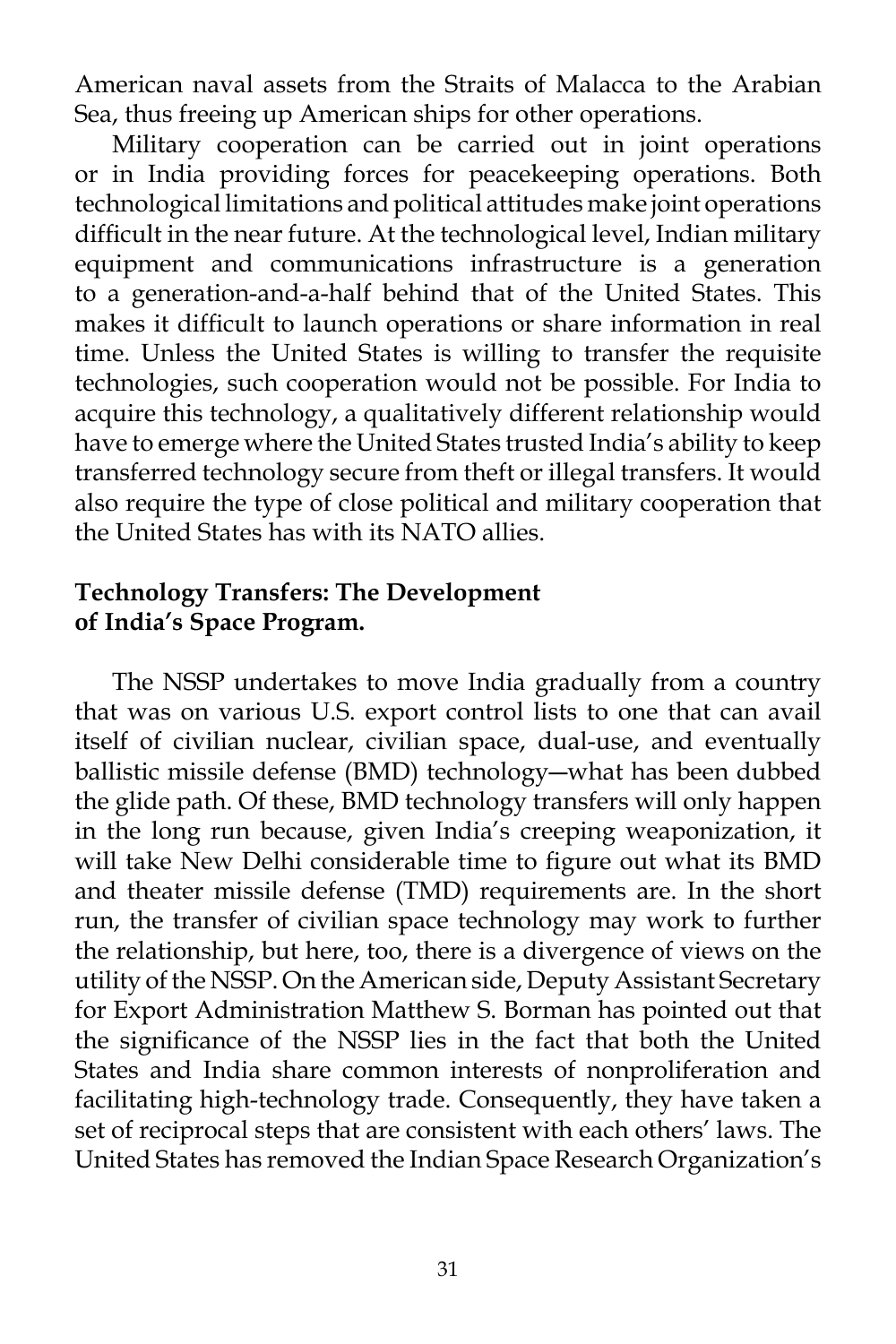American naval assets from the Straits of Malacca to the Arabian Sea, thus freeing up American ships for other operations.

Military cooperation can be carried out in joint operations or in India providing forces for peacekeeping operations. Both technological limitations and political attitudes make joint operations difficult in the near future. At the technological level, Indian military equipment and communications infrastructure is a generation to a generation-and-a-half behind that of the United States. This makes it difficult to launch operations or share information in real time. Unless the United States is willing to transfer the requisite technologies, such cooperation would not be possible. For India to acquire this technology, a qualitatively different relationship would have to emerge where the United States trusted India's ability to keep transferred technology secure from theft or illegal transfers. It would also require the type of close political and military cooperation that the United States has with its NATO allies.

**Technology Transfers: The Development of India's Space Program.**

The NSSP undertakes to move India gradually from a country that was on various U.S. export control lists to one that can avail itself of civilian nuclear, civilian space, dual-use, and eventually ballistic missile defense (BMD) technology—what has been dubbed the glide path. Of these, BMD technology transfers will only happen in the long run because, given India's creeping weaponization, it will take New Delhi considerable time to figure out what its BMD and theater missile defense (TMD) requirements are. In the short run, the transfer of civilian space technology may work to further the relationship, but here, too, there is a divergence of views on the utility of the NSSP. On the American side, Deputy Assistant Secretary for Export Administration Matthew S. Borman has pointed out that the significance of the NSSP lies in the fact that both the United States and India share common interests of nonproliferation and facilitating high-technology trade. Consequently, they have taken a set of reciprocal steps that are consistent with each others' laws. The United States has removed the Indian Space Research Organization's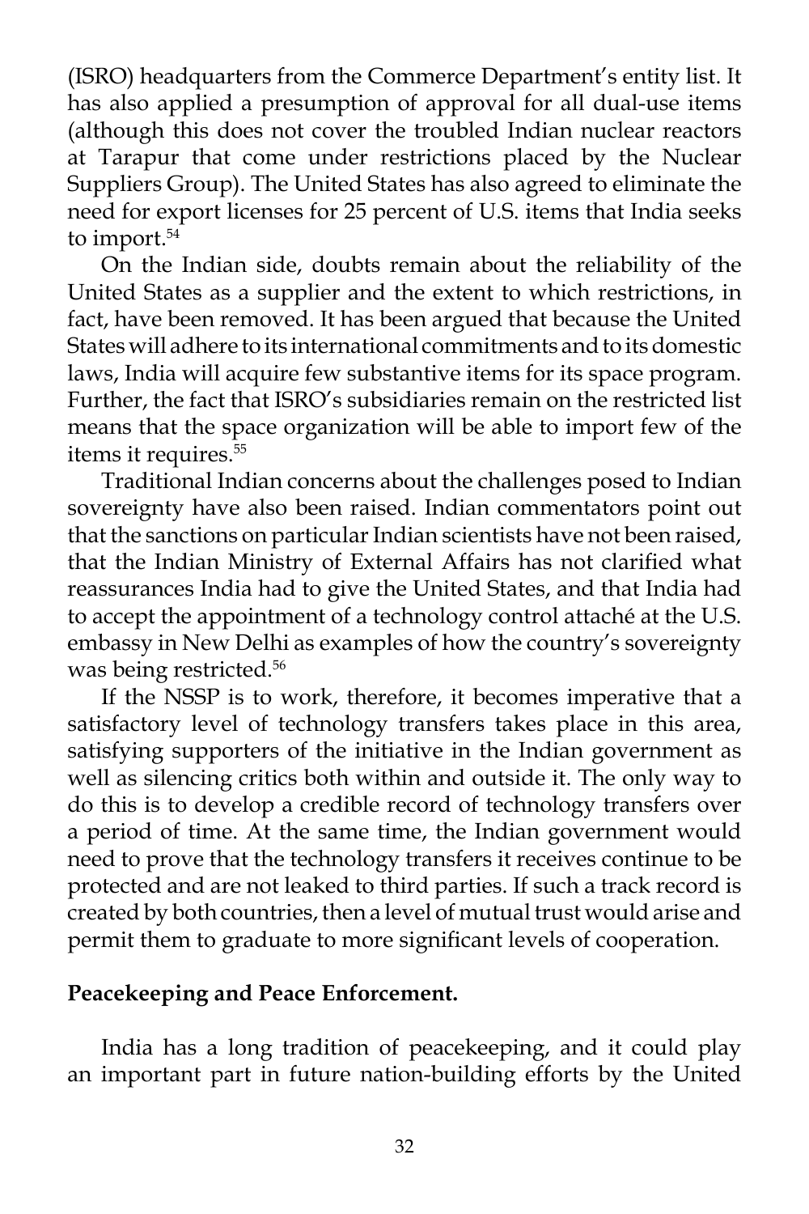(ISRO) headquarters from the Commerce Department's entity list. It has also applied a presumption of approval for all dual-use items (although this does not cover the troubled Indian nuclear reactors at Tarapur that come under restrictions placed by the Nuclear Suppliers Group). The United States has also agreed to eliminate the need for export licenses for 25 percent of U.S. items that India seeks to import.[54]

On the Indian side, doubts remain about the reliability of the United States as a supplier and the extent to which restrictions, in fact, have been removed. It has been argued that because the United States will adhere to its international commitments and to its domestic laws, India will acquire few substantive items for its space program. Further, the fact that ISRO's subsidiaries remain on the restricted list means that the space organization will be able to import few of the items it requires.[55]

Traditional Indian concerns about the challenges posed to Indian sovereignty have also been raised. Indian commentators point out that the sanctions on particular Indian scientists have not been raised, that the Indian Ministry of External Affairs has not clarified what reassurances India had to give the United States, and that India had to accept the appointment of a technology control attaché at the U.S. embassy in New Delhi as examples of how the country's sovereignty was being restricted.[56]

If the NSSP is to work, therefore, it becomes imperative that a satisfactory level of technology transfers takes place in this area, satisfying supporters of the initiative in the Indian government as well as silencing critics both within and outside it. The only way to do this is to develop a credible record of technology transfers over a period of time. At the same time, the Indian government would need to prove that the technology transfers it receives continue to be protected and are not leaked to third parties. If such a track record is created by both countries, then a level of mutual trust would arise and permit them to graduate to more significant levels of cooperation.

**Peacekeeping and Peace Enforcement.**

India has a long tradition of peacekeeping, and it could play an important part in future nation-building efforts by the United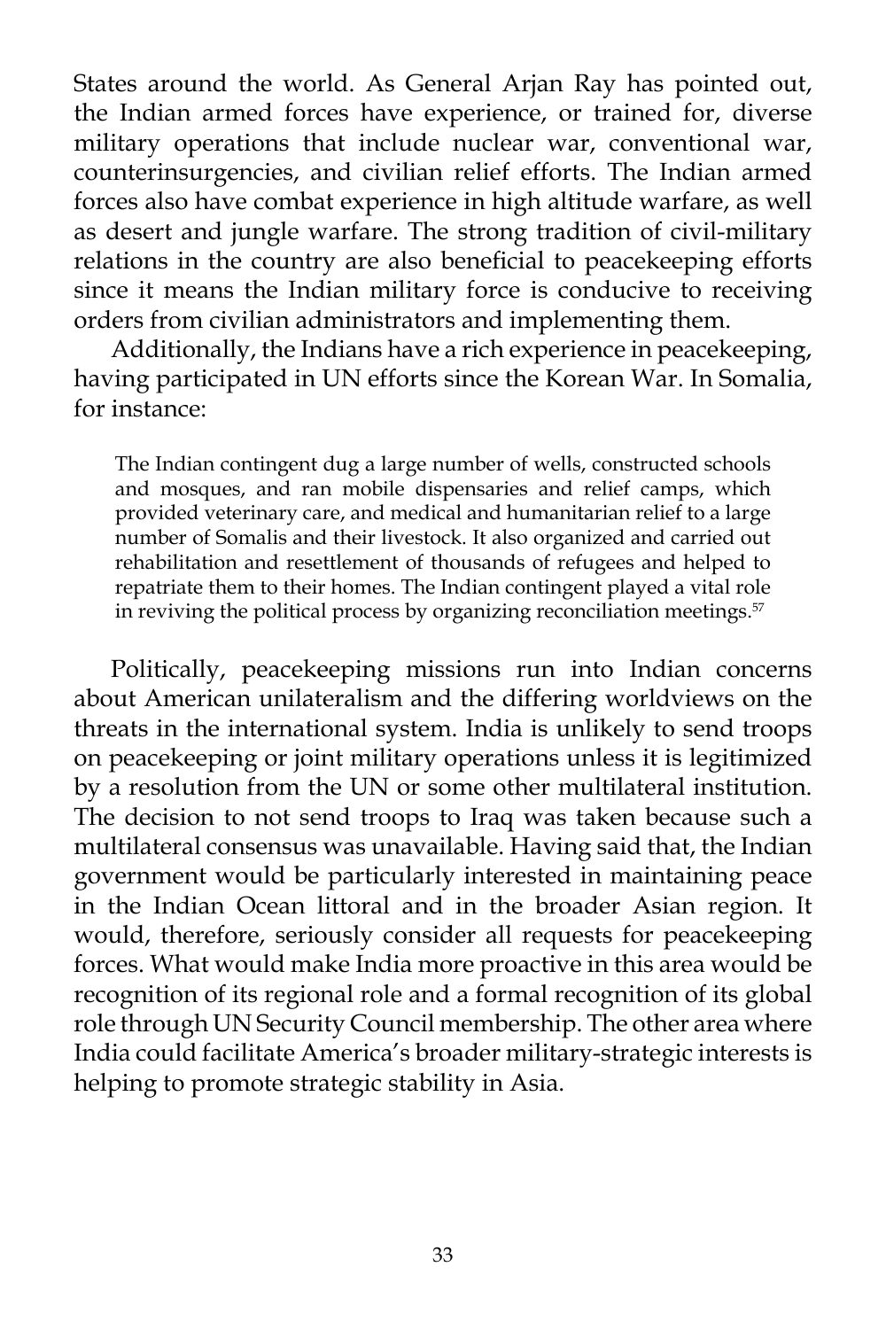States around the world. As General Arjan Ray has pointed out, the Indian armed forces have experience, or trained for, diverse military operations that include nuclear war, conventional war, counterinsurgencies, and civilian relief efforts. The Indian armed forces also have combat experience in high altitude warfare, as well as desert and jungle warfare. The strong tradition of civil-military relations in the country are also beneficial to peacekeeping efforts since it means the Indian military force is conducive to receiving orders from civilian administrators and implementing them.

Additionally, the Indians have a rich experience in peacekeeping, having participated in UN efforts since the Korean War. In Somalia, for instance:

> The Indian contingent dug a large number of wells, constructed schools and mosques, and ran mobile dispensaries and relief camps, which provided veterinary care, and medical and humanitarian relief to a large number of Somalis and their livestock. It also organized and carried out rehabilitation and resettlement of thousands of refugees and helped to repatriate them to their homes. The Indian contingent played a vital role in reviving the political process by organizing reconciliation meetings.[57]

Politically, peacekeeping missions run into Indian concerns about American unilateralism and the differing worldviews on the threats in the international system. India is unlikely to send troops on peacekeeping or joint military operations unless it is legitimized by a resolution from the UN or some other multilateral institution. The decision to not send troops to Iraq was taken because such a multilateral consensus was unavailable. Having said that, the Indian government would be particularly interested in maintaining peace in the Indian Ocean littoral and in the broader Asian region. It would, therefore, seriously consider all requests for peacekeeping forces. What would make India more proactive in this area would be recognition of its regional role and a formal recognition of its global role through UN Security Council membership. The other area where India could facilitate America's broader military-strategic interests is helping to promote strategic stability in Asia.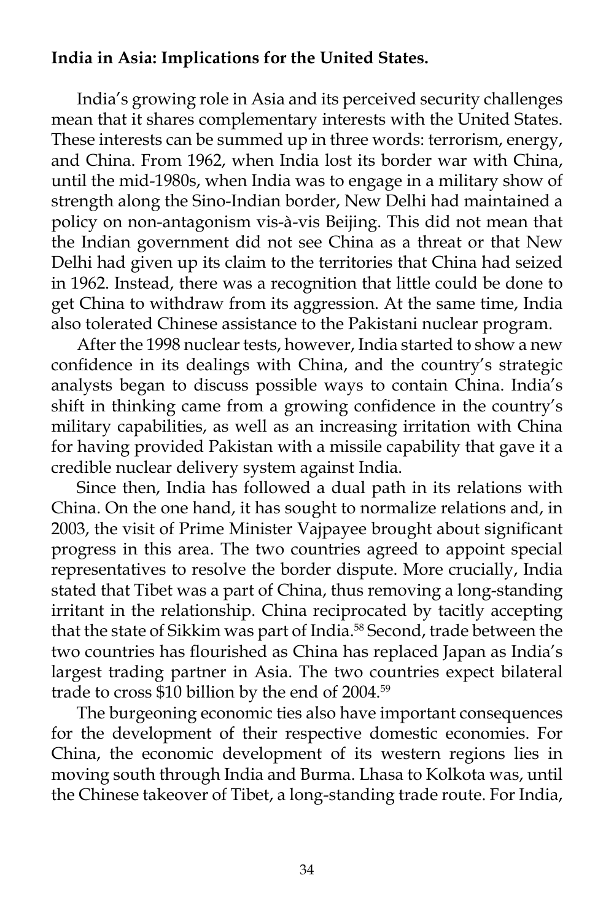**India in Asia: Implications for the United States.**

India's growing role in Asia and its perceived security challenges mean that it shares complementary interests with the United States. These interests can be summed up in three words: terrorism, energy, and China. From 1962, when India lost its border war with China, until the mid-1980s, when India was to engage in a military show of strength along the Sino-Indian border, New Delhi had maintained a policy on non-antagonism vis-à-vis Beijing. This did not mean that the Indian government did not see China as a threat or that New Delhi had given up its claim to the territories that China had seized in 1962. Instead, there was a recognition that little could be done to get China to withdraw from its aggression. At the same time, India also tolerated Chinese assistance to the Pakistani nuclear program.

After the 1998 nuclear tests, however, India started to show a new confidence in its dealings with China, and the country's strategic analysts began to discuss possible ways to contain China. India's shift in thinking came from a growing confidence in the country's military capabilities, as well as an increasing irritation with China for having provided Pakistan with a missile capability that gave it a credible nuclear delivery system against India.

Since then, India has followed a dual path in its relations with China. On the one hand, it has sought to normalize relations and, in 2003, the visit of Prime Minister Vajpayee brought about significant progress in this area. The two countries agreed to appoint special representatives to resolve the border dispute. More crucially, India stated that Tibet was a part of China, thus removing a long-standing irritant in the relationship. China reciprocated by tacitly accepting that the state of Sikkim was part of India.[58] Second, trade between the two countries has flourished as China has replaced Japan as India's largest trading partner in Asia. The two countries expect bilateral trade to cross $10 billion by the end of 2004.[59]

The burgeoning economic ties also have important consequences for the development of their respective domestic economies. For China, the economic development of its western regions lies in moving south through India and Burma. Lhasa to Kolkota was, until the Chinese takeover of Tibet, a long-standing trade route. For India,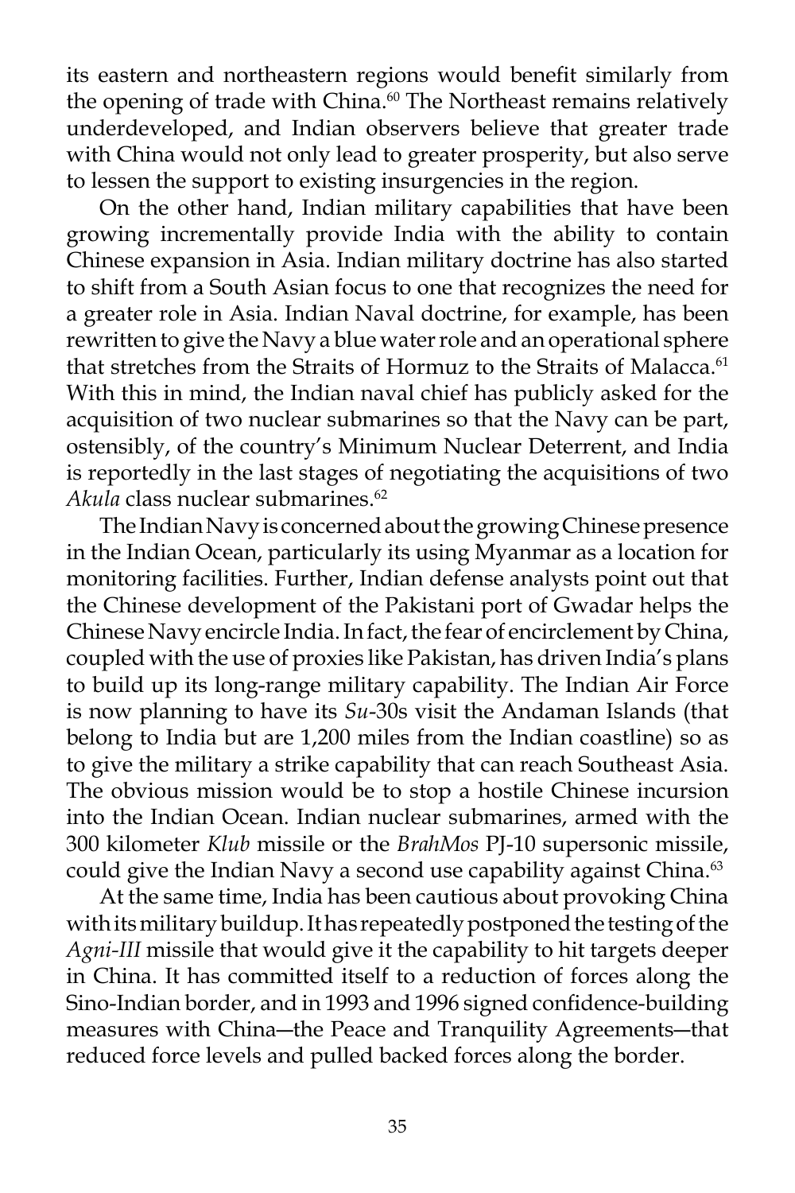its eastern and northeastern regions would benefit similarly from the opening of trade with China.[60] The Northeast remains relatively underdeveloped, and Indian observers believe that greater trade with China would not only lead to greater prosperity, but also serve to lessen the support to existing insurgencies in the region.

On the other hand, Indian military capabilities that have been growing incrementally provide India with the ability to contain Chinese expansion in Asia. Indian military doctrine has also started to shift from a South Asian focus to one that recognizes the need for a greater role in Asia. Indian Naval doctrine, for example, has been rewritten to give the Navy a blue water role and an operational sphere that stretches from the Straits of Hormuz to the Straits of Malacca.[61] With this in mind, the Indian naval chief has publicly asked for the acquisition of two nuclear submarines so that the Navy can be part, ostensibly, of the country's Minimum Nuclear Deterrent, and India is reportedly in the last stages of negotiating the acquisitions of two *Akula* class nuclear submarines.[62]

The Indian Navy is concerned about the growing Chinese presence in the Indian Ocean, particularly its using Myanmar as a location for monitoring facilities. Further, Indian defense analysts point out that the Chinese development of the Pakistani port of Gwadar helps the Chinese Navy encircle India. In fact, the fear of encirclement by China, coupled with the use of proxies like Pakistan, has driven India's plans to build up its long-range military capability. The Indian Air Force is now planning to have its *Su*-30s visit the Andaman Islands (that belong to India but are 1,200 miles from the Indian coastline) so as to give the military a strike capability that can reach Southeast Asia. The obvious mission would be to stop a hostile Chinese incursion into the Indian Ocean. Indian nuclear submarines, armed with the 300 kilometer *Klub* missile or the *BrahMos* PJ-10 supersonic missile, could give the Indian Navy a second use capability against China.[63]

At the same time, India has been cautious about provoking China with its military buildup. It has repeatedly postponed the testing of the *Agni-III* missile that would give it the capability to hit targets deeper in China. It has committed itself to a reduction of forces along the Sino-Indian border, and in 1993 and 1996 signed confidence-building measures with China—the Peace and Tranquility Agreements—that reduced force levels and pulled backed forces along the border.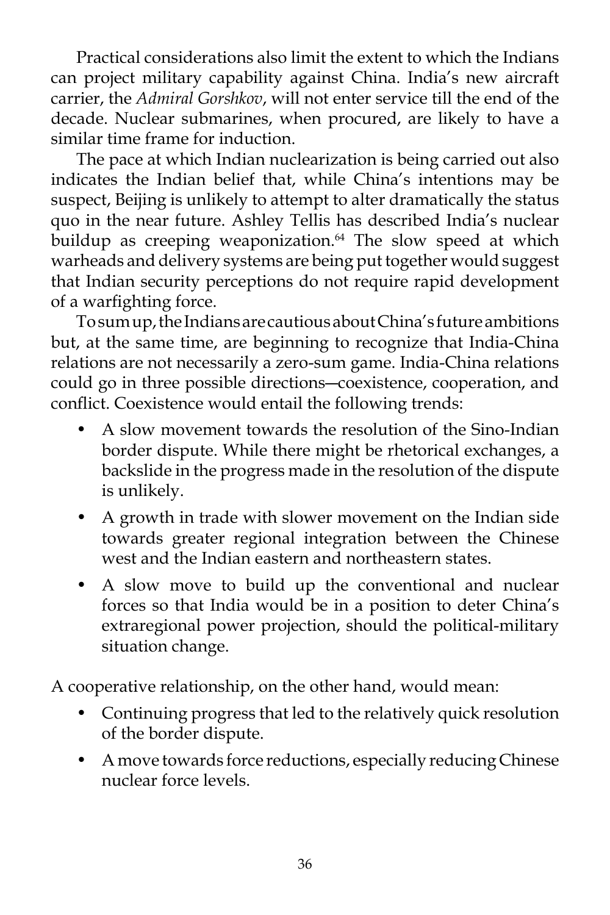Practical considerations also limit the extent to which the Indians can project military capability against China. India's new aircraft carrier, the *Admiral Gorshkov*, will not enter service till the end of the decade. Nuclear submarines, when procured, are likely to have a similar time frame for induction.

The pace at which Indian nuclearization is being carried out also indicates the Indian belief that, while China's intentions may be suspect, Beijing is unlikely to attempt to alter dramatically the status quo in the near future. Ashley Tellis has described India's nuclear buildup as creeping weaponization.[64] The slow speed at which warheads and delivery systems are being put together would suggest that Indian security perceptions do not require rapid development of a warfighting force.

To sum up, the Indians are cautious about China's future ambitions but, at the same time, are beginning to recognize that India-China relations are not necessarily a zero-sum game. India-China relations could go in three possible directions—coexistence, cooperation, and conflict. Coexistence would entail the following trends:

- A slow movement towards the resolution of the Sino-Indian border dispute. While there might be rhetorical exchanges, a backslide in the progress made in the resolution of the dispute is unlikely.
- A growth in trade with slower movement on the Indian side towards greater regional integration between the Chinese west and the Indian eastern and northeastern states.
- A slow move to build up the conventional and nuclear forces so that India would be in a position to deter China's extraregional power projection, should the political-military situation change.

A cooperative relationship, on the other hand, would mean:

- Continuing progress that led to the relatively quick resolution of the border dispute.
- A move towards force reductions, especially reducing Chinese nuclear force levels.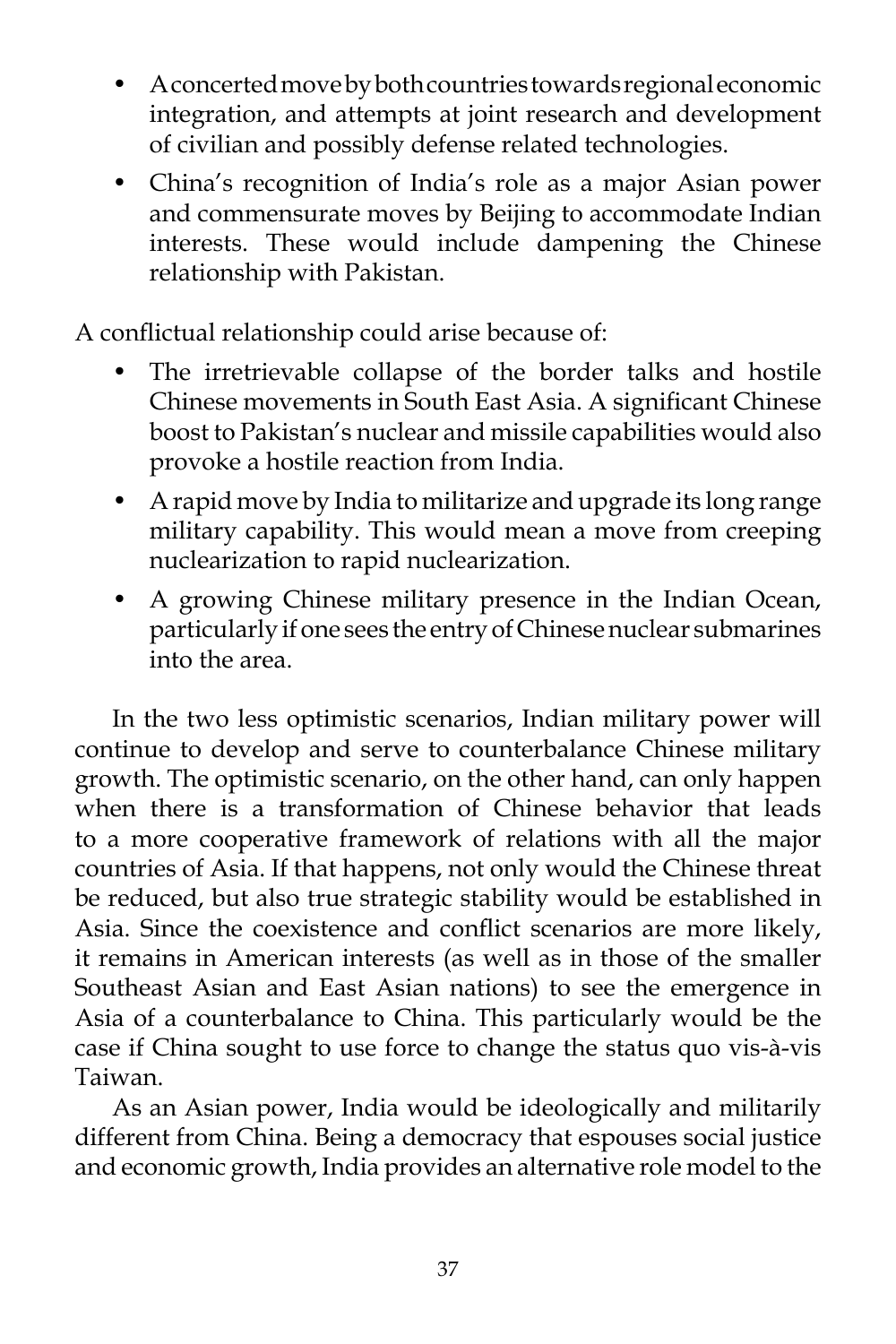- A concerted move by both countries towards regional economic integration, and attempts at joint research and development of civilian and possibly defense related technologies.
- China's recognition of India's role as a major Asian power and commensurate moves by Beijing to accommodate Indian interests. These would include dampening the Chinese relationship with Pakistan.

A conflictual relationship could arise because of:

- The irretrievable collapse of the border talks and hostile Chinese movements in South East Asia. A significant Chinese boost to Pakistan's nuclear and missile capabilities would also provoke a hostile reaction from India.
- A rapid move by India to militarize and upgrade its long range military capability. This would mean a move from creeping nuclearization to rapid nuclearization.
- A growing Chinese military presence in the Indian Ocean, particularly if one sees the entry of Chinese nuclear submarines into the area.

In the two less optimistic scenarios, Indian military power will continue to develop and serve to counterbalance Chinese military growth. The optimistic scenario, on the other hand, can only happen when there is a transformation of Chinese behavior that leads to a more cooperative framework of relations with all the major countries of Asia. If that happens, not only would the Chinese threat be reduced, but also true strategic stability would be established in Asia. Since the coexistence and conflict scenarios are more likely, it remains in American interests (as well as in those of the smaller Southeast Asian and East Asian nations) to see the emergence in Asia of a counterbalance to China. This particularly would be the case if China sought to use force to change the status quo vis-à-vis Taiwan.

As an Asian power, India would be ideologically and militarily different from China. Being a democracy that espouses social justice and economic growth, India provides an alternative role model to the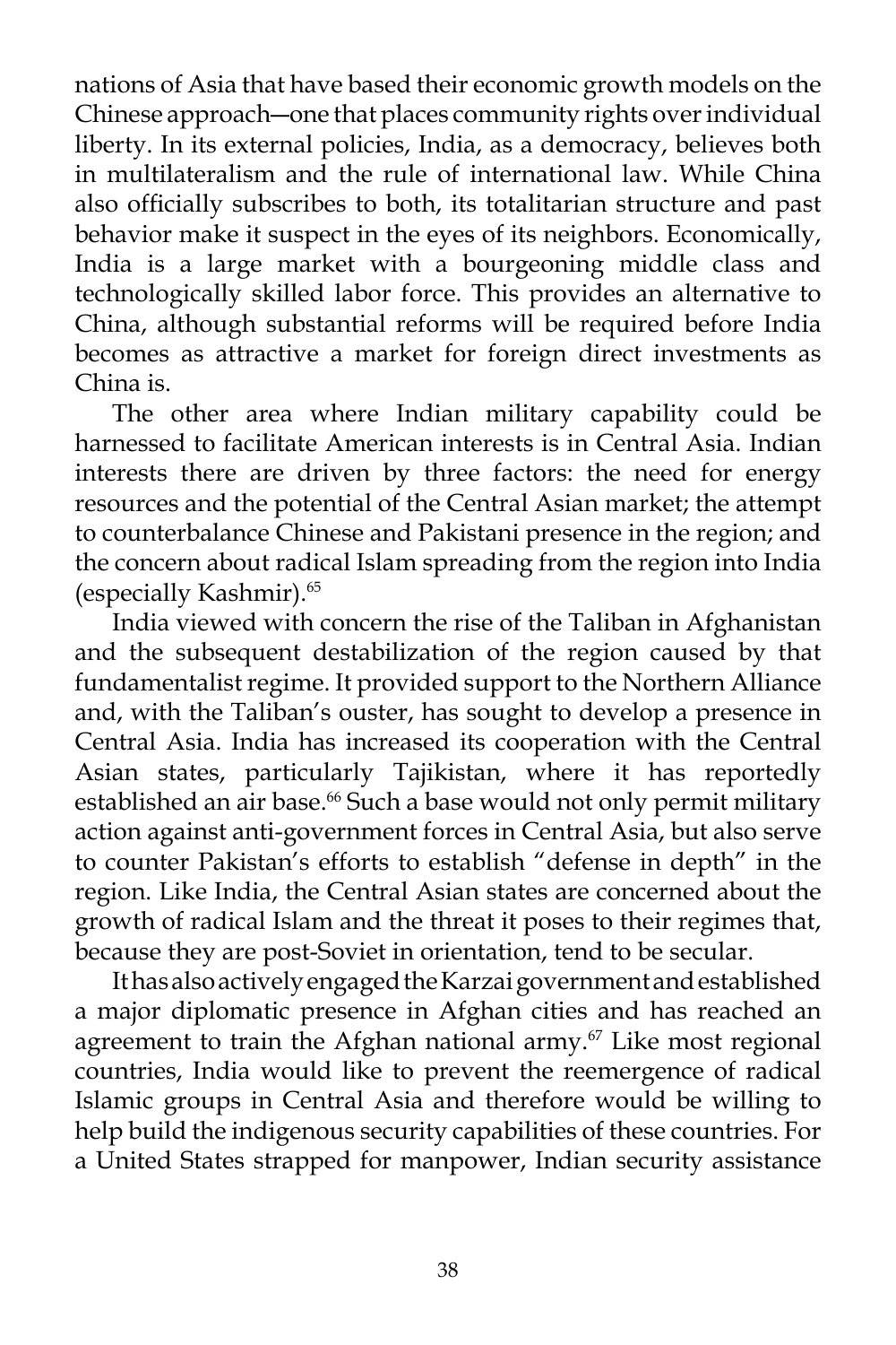nations of Asia that have based their economic growth models on the Chinese approach—one that places community rights over individual liberty. In its external policies, India, as a democracy, believes both in multilateralism and the rule of international law. While China also officially subscribes to both, its totalitarian structure and past behavior make it suspect in the eyes of its neighbors. Economically, India is a large market with a bourgeoning middle class and technologically skilled labor force. This provides an alternative to China, although substantial reforms will be required before India becomes as attractive a market for foreign direct investments as China is.

The other area where Indian military capability could be harnessed to facilitate American interests is in Central Asia. Indian interests there are driven by three factors: the need for energy resources and the potential of the Central Asian market; the attempt to counterbalance Chinese and Pakistani presence in the region; and the concern about radical Islam spreading from the region into India (especially Kashmir).[65]

India viewed with concern the rise of the Taliban in Afghanistan and the subsequent destabilization of the region caused by that fundamentalist regime. It provided support to the Northern Alliance and, with the Taliban's ouster, has sought to develop a presence in Central Asia. India has increased its cooperation with the Central Asian states, particularly Tajikistan, where it has reportedly established an air base.[66] Such a base would not only permit military action against anti-government forces in Central Asia, but also serve to counter Pakistan's efforts to establish "defense in depth" in the region. Like India, the Central Asian states are concerned about the growth of radical Islam and the threat it poses to their regimes that, because they are post-Soviet in orientation, tend to be secular.

It has also actively engaged the Karzai government and established a major diplomatic presence in Afghan cities and has reached an agreement to train the Afghan national army.[67] Like most regional countries, India would like to prevent the reemergence of radical Islamic groups in Central Asia and therefore would be willing to help build the indigenous security capabilities of these countries. For a United States strapped for manpower, Indian security assistance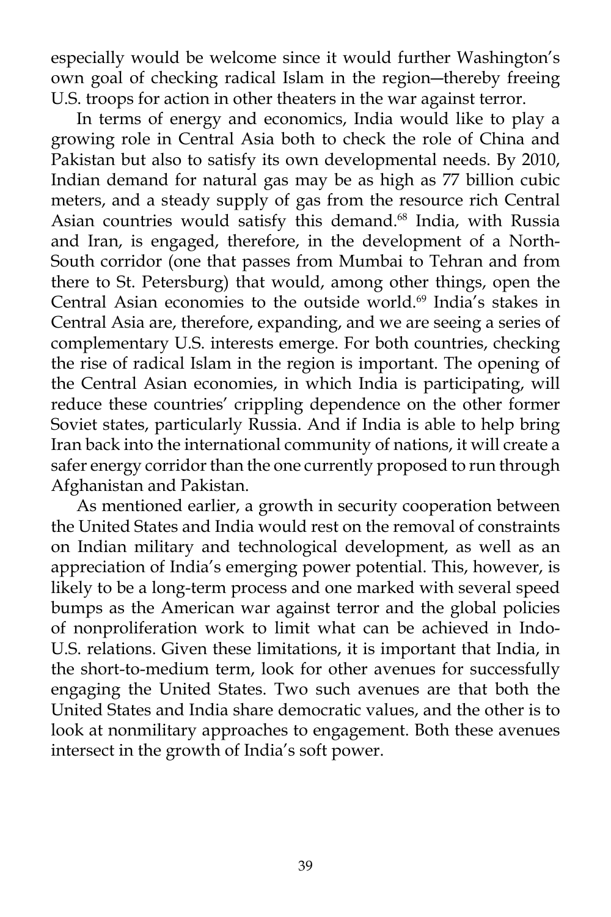especially would be welcome since it would further Washington's own goal of checking radical Islam in the region—thereby freeing U.S. troops for action in other theaters in the war against terror.

In terms of energy and economics, India would like to play a growing role in Central Asia both to check the role of China and Pakistan but also to satisfy its own developmental needs. By 2010, Indian demand for natural gas may be as high as 77 billion cubic meters, and a steady supply of gas from the resource rich Central Asian countries would satisfy this demand.[68] India, with Russia and Iran, is engaged, therefore, in the development of a North-South corridor (one that passes from Mumbai to Tehran and from there to St. Petersburg) that would, among other things, open the Central Asian economies to the outside world.[69] India's stakes in Central Asia are, therefore, expanding, and we are seeing a series of complementary U.S. interests emerge. For both countries, checking the rise of radical Islam in the region is important. The opening of the Central Asian economies, in which India is participating, will reduce these countries' crippling dependence on the other former Soviet states, particularly Russia. And if India is able to help bring Iran back into the international community of nations, it will create a safer energy corridor than the one currently proposed to run through Afghanistan and Pakistan.

As mentioned earlier, a growth in security cooperation between the United States and India would rest on the removal of constraints on Indian military and technological development, as well as an appreciation of India's emerging power potential. This, however, is likely to be a long-term process and one marked with several speed bumps as the American war against terror and the global policies of nonproliferation work to limit what can be achieved in Indo-U.S. relations. Given these limitations, it is important that India, in the short-to-medium term, look for other avenues for successfully engaging the United States. Two such avenues are that both the United States and India share democratic values, and the other is to look at nonmilitary approaches to engagement. Both these avenues intersect in the growth of India's soft power.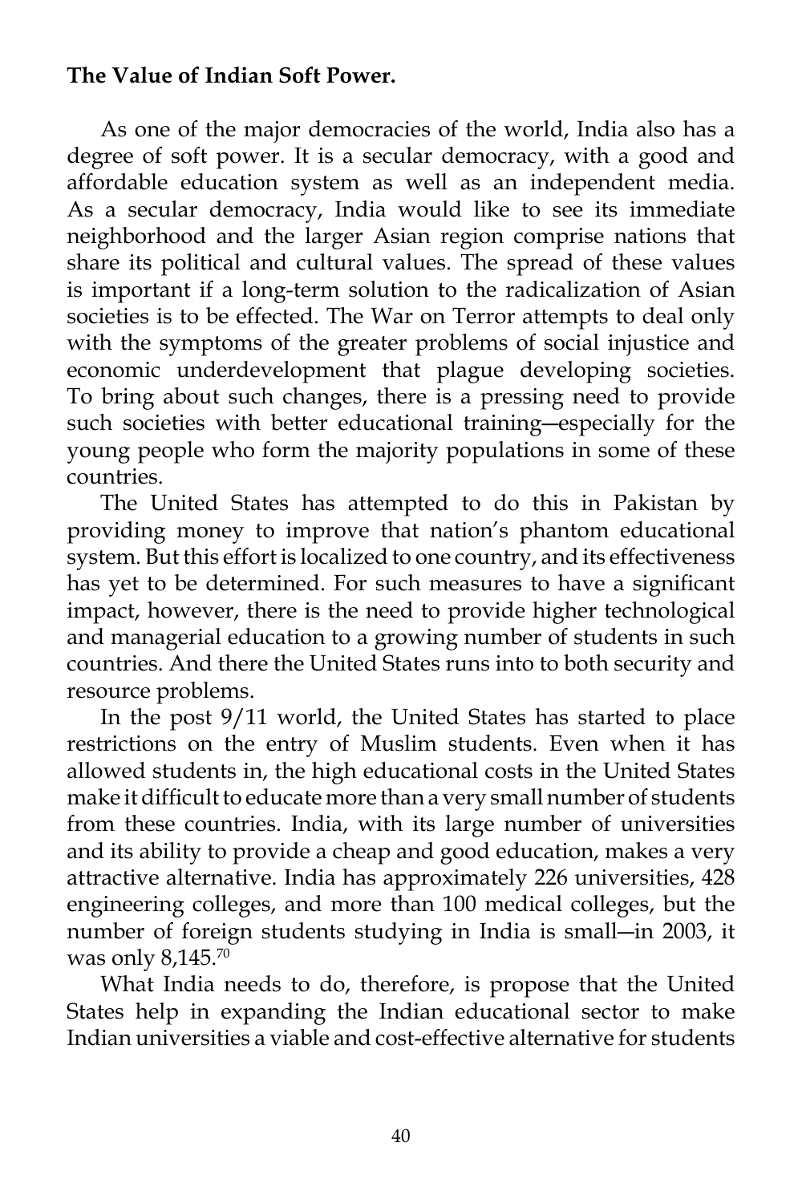**The Value of Indian Soft Power.**

As one of the major democracies of the world, India also has a degree of soft power. It is a secular democracy, with a good and affordable education system as well as an independent media. As a secular democracy, India would like to see its immediate neighborhood and the larger Asian region comprise nations that share its political and cultural values. The spread of these values is important if a long-term solution to the radicalization of Asian societies is to be effected. The War on Terror attempts to deal only with the symptoms of the greater problems of social injustice and economic underdevelopment that plague developing societies. To bring about such changes, there is a pressing need to provide such societies with better educational training—especially for the young people who form the majority populations in some of these countries.

The United States has attempted to do this in Pakistan by providing money to improve that nation's phantom educational system. But this effort is localized to one country, and its effectiveness has yet to be determined. For such measures to have a significant impact, however, there is the need to provide higher technological and managerial education to a growing number of students in such countries. And there the United States runs into to both security and resource problems.

In the post 9/11 world, the United States has started to place restrictions on the entry of Muslim students. Even when it has allowed students in, the high educational costs in the United States make it difficult to educate more than a very small number of students from these countries. India, with its large number of universities and its ability to provide a cheap and good education, makes a very attractive alternative. India has approximately 226 universities, 428 engineering colleges, and more than 100 medical colleges, but the number of foreign students studying in India is small—in 2003, it was only 8,145.[70]

What India needs to do, therefore, is propose that the United States help in expanding the Indian educational sector to make Indian universities a viable and cost-effective alternative for students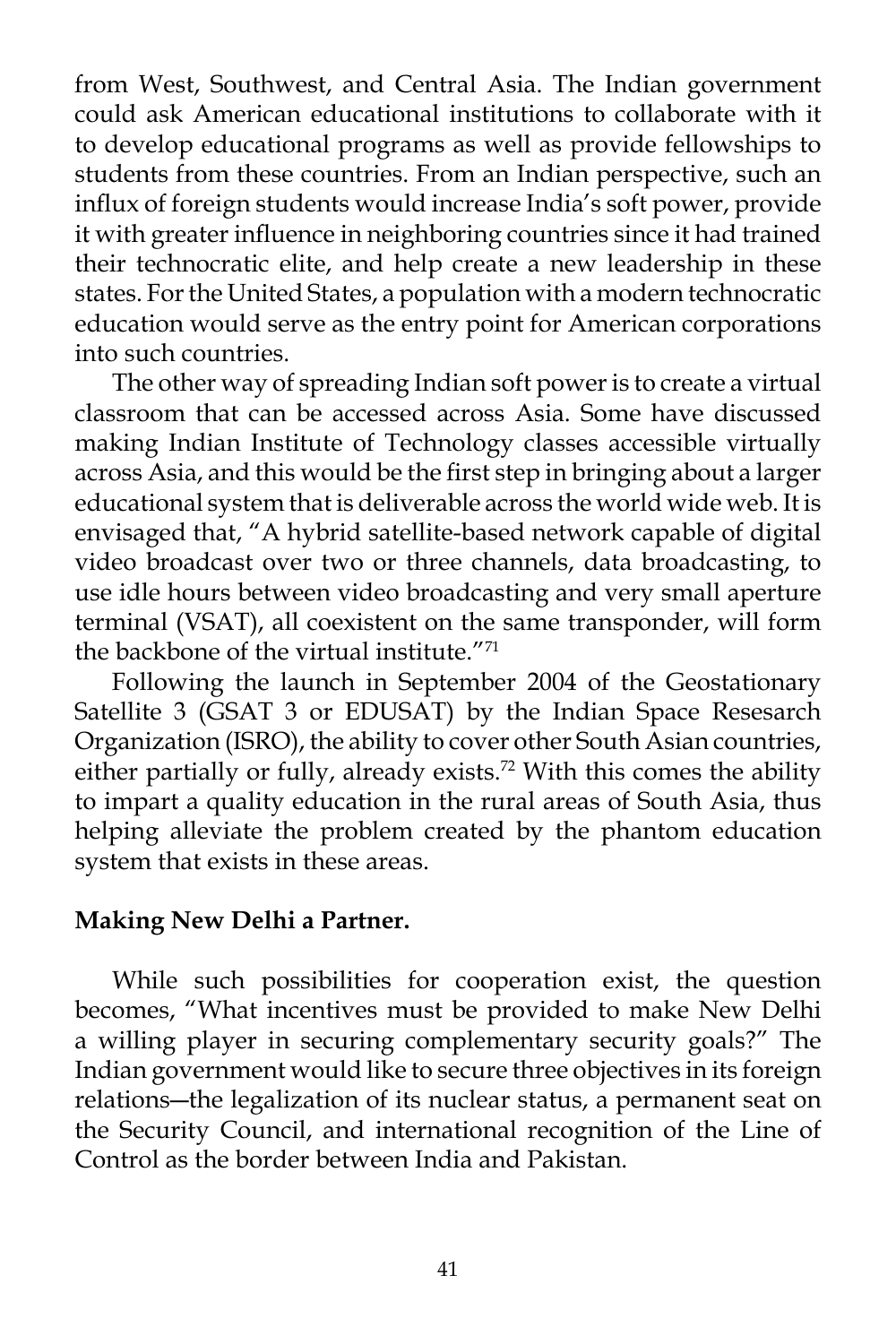from West, Southwest, and Central Asia. The Indian government could ask American educational institutions to collaborate with it to develop educational programs as well as provide fellowships to students from these countries. From an Indian perspective, such an influx of foreign students would increase India's soft power, provide it with greater influence in neighboring countries since it had trained their technocratic elite, and help create a new leadership in these states. For the United States, a population with a modern technocratic education would serve as the entry point for American corporations into such countries.

The other way of spreading Indian soft power is to create a virtual classroom that can be accessed across Asia. Some have discussed making Indian Institute of Technology classes accessible virtually across Asia, and this would be the first step in bringing about a larger educational system that is deliverable across the world wide web. It is envisaged that, "A hybrid satellite-based network capable of digital video broadcast over two or three channels, data broadcasting, to use idle hours between video broadcasting and very small aperture terminal (VSAT), all coexistent on the same transponder, will form the backbone of the virtual institute."[71]

Following the launch in September 2004 of the Geostationary Satellite 3 (GSAT 3 or EDUSAT) by the Indian Space Resesarch Organization (ISRO), the ability to cover other South Asian countries, either partially or fully, already exists.[72] With this comes the ability to impart a quality education in the rural areas of South Asia, thus helping alleviate the problem created by the phantom education system that exists in these areas.

**Making New Delhi a Partner.**

While such possibilities for cooperation exist, the question becomes, "What incentives must be provided to make New Delhi a willing player in securing complementary security goals?" The Indian government would like to secure three objectives in its foreign relations—the legalization of its nuclear status, a permanent seat on the Security Council, and international recognition of the Line of Control as the border between India and Pakistan.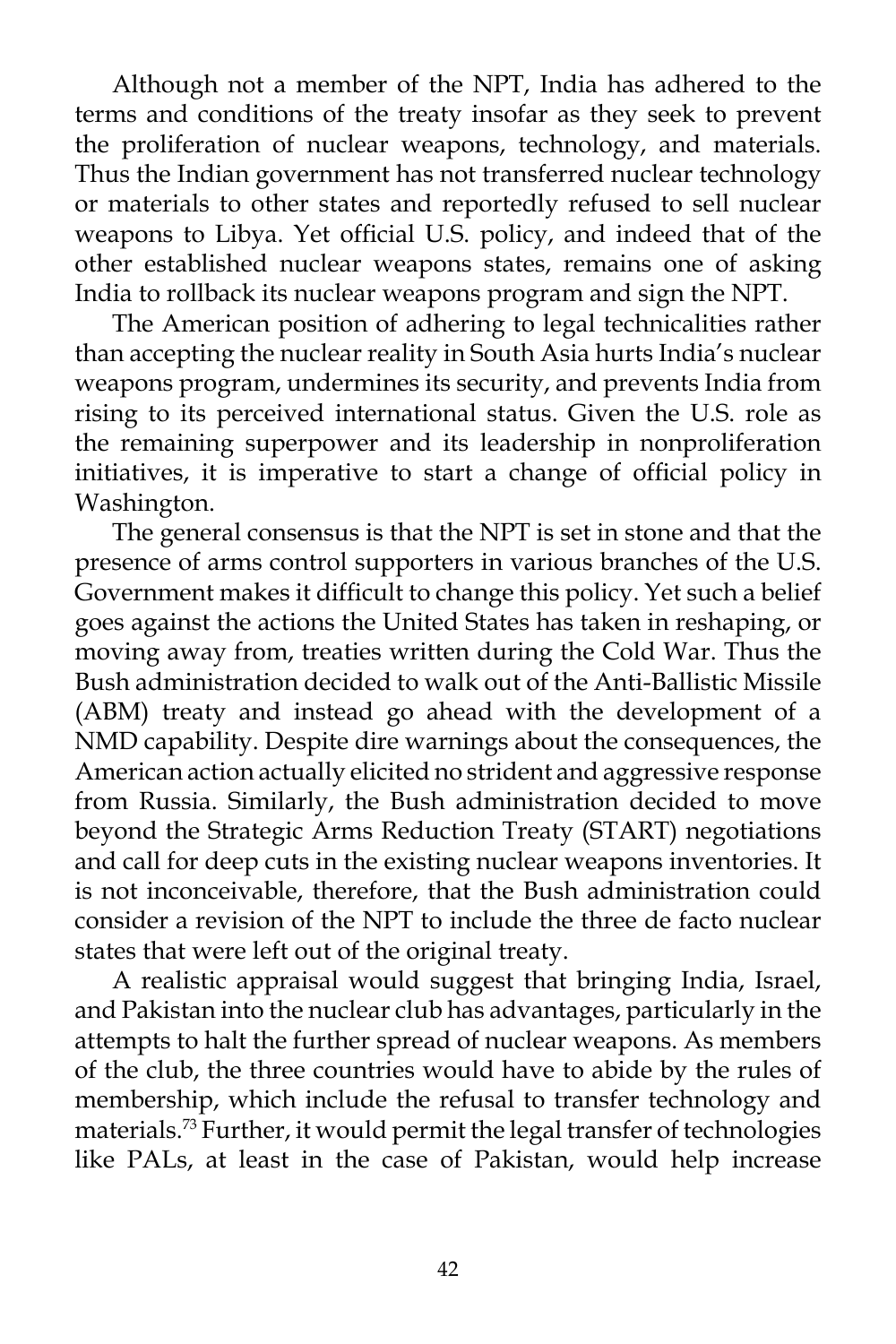Although not a member of the NPT, India has adhered to the terms and conditions of the treaty insofar as they seek to prevent the proliferation of nuclear weapons, technology, and materials. Thus the Indian government has not transferred nuclear technology or materials to other states and reportedly refused to sell nuclear weapons to Libya. Yet official U.S. policy, and indeed that of the other established nuclear weapons states, remains one of asking India to rollback its nuclear weapons program and sign the NPT.

The American position of adhering to legal technicalities rather than accepting the nuclear reality in South Asia hurts India's nuclear weapons program, undermines its security, and prevents India from rising to its perceived international status. Given the U.S. role as the remaining superpower and its leadership in nonproliferation initiatives, it is imperative to start a change of official policy in Washington.

The general consensus is that the NPT is set in stone and that the presence of arms control supporters in various branches of the U.S. Government makes it difficult to change this policy. Yet such a belief goes against the actions the United States has taken in reshaping, or moving away from, treaties written during the Cold War. Thus the Bush administration decided to walk out of the Anti-Ballistic Missile (ABM) treaty and instead go ahead with the development of a NMD capability. Despite dire warnings about the consequences, the American action actually elicited no strident and aggressive response from Russia. Similarly, the Bush administration decided to move beyond the Strategic Arms Reduction Treaty (START) negotiations and call for deep cuts in the existing nuclear weapons inventories. It is not inconceivable, therefore, that the Bush administration could consider a revision of the NPT to include the three de facto nuclear states that were left out of the original treaty.

A realistic appraisal would suggest that bringing India, Israel, and Pakistan into the nuclear club has advantages, particularly in the attempts to halt the further spread of nuclear weapons. As members of the club, the three countries would have to abide by the rules of membership, which include the refusal to transfer technology and materials.[73] Further, it would permit the legal transfer of technologies like PALs, at least in the case of Pakistan, would help increase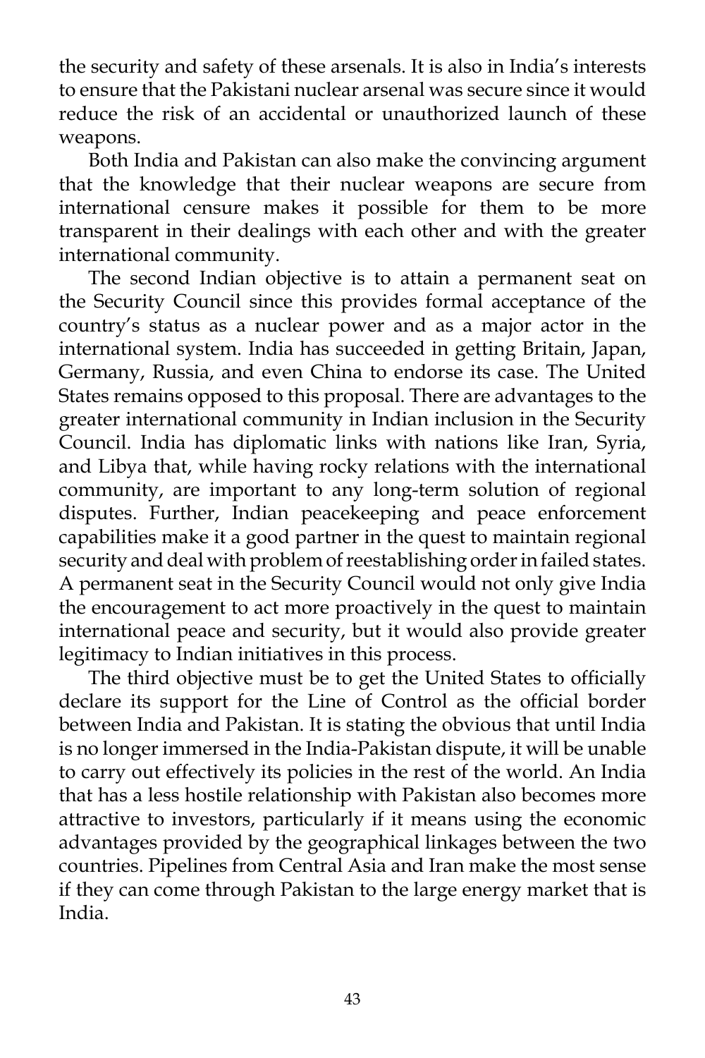the security and safety of these arsenals. It is also in India's interests to ensure that the Pakistani nuclear arsenal was secure since it would reduce the risk of an accidental or unauthorized launch of these weapons.

Both India and Pakistan can also make the convincing argument that the knowledge that their nuclear weapons are secure from international censure makes it possible for them to be more transparent in their dealings with each other and with the greater international community.

The second Indian objective is to attain a permanent seat on the Security Council since this provides formal acceptance of the country's status as a nuclear power and as a major actor in the international system. India has succeeded in getting Britain, Japan, Germany, Russia, and even China to endorse its case. The United States remains opposed to this proposal. There are advantages to the greater international community in Indian inclusion in the Security Council. India has diplomatic links with nations like Iran, Syria, and Libya that, while having rocky relations with the international community, are important to any long-term solution of regional disputes. Further, Indian peacekeeping and peace enforcement capabilities make it a good partner in the quest to maintain regional security and deal with problem of reestablishing order in failed states. A permanent seat in the Security Council would not only give India the encouragement to act more proactively in the quest to maintain international peace and security, but it would also provide greater legitimacy to Indian initiatives in this process.

The third objective must be to get the United States to officially declare its support for the Line of Control as the official border between India and Pakistan. It is stating the obvious that until India is no longer immersed in the India-Pakistan dispute, it will be unable to carry out effectively its policies in the rest of the world. An India that has a less hostile relationship with Pakistan also becomes more attractive to investors, particularly if it means using the economic advantages provided by the geographical linkages between the two countries. Pipelines from Central Asia and Iran make the most sense if they can come through Pakistan to the large energy market that is India.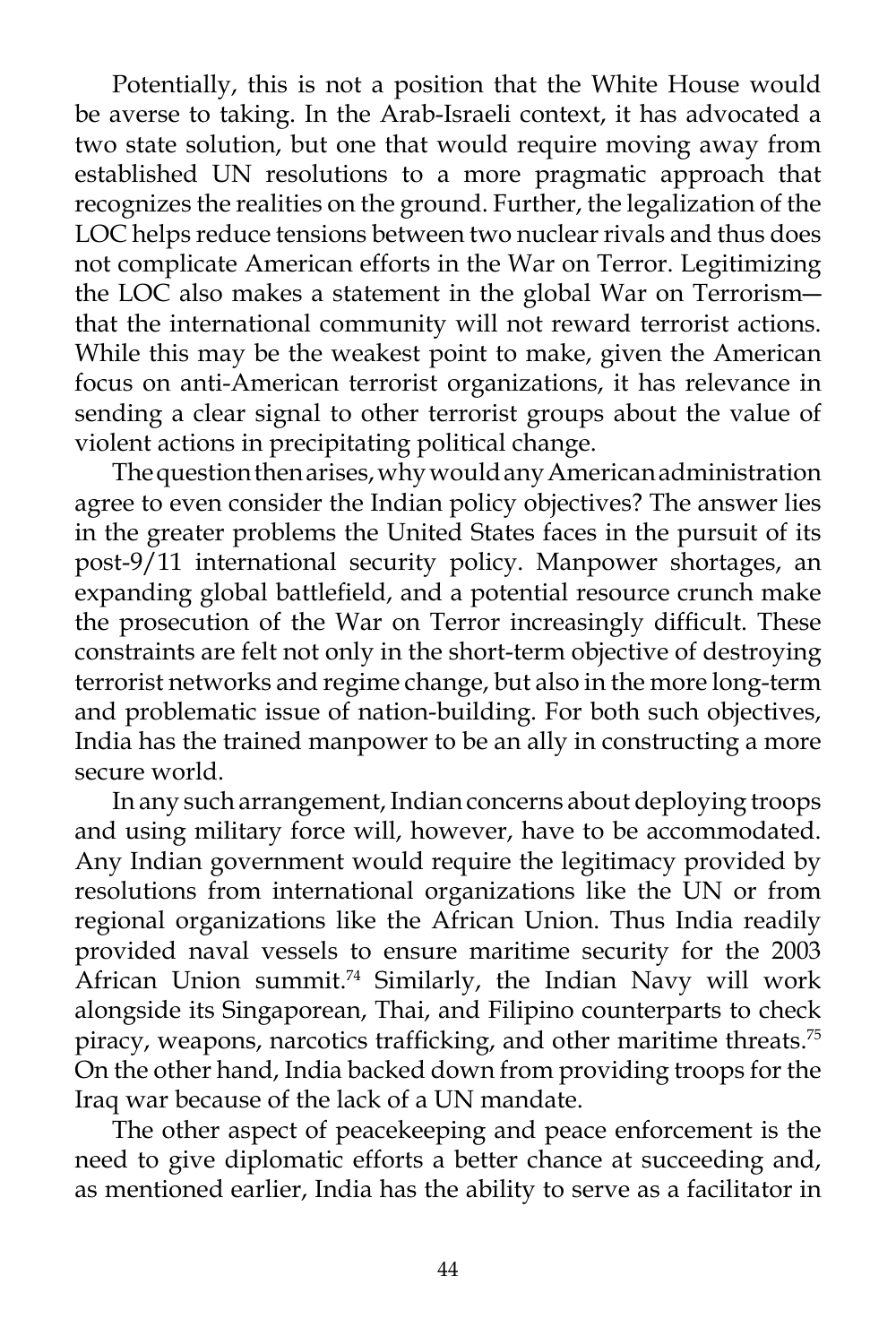Potentially, this is not a position that the White House would be averse to taking. In the Arab-Israeli context, it has advocated a two state solution, but one that would require moving away from established UN resolutions to a more pragmatic approach that recognizes the realities on the ground. Further, the legalization of the LOC helps reduce tensions between two nuclear rivals and thus does not complicate American efforts in the War on Terror. Legitimizing the LOC also makes a statement in the global War on Terrorism—that the international community will not reward terrorist actions. While this may be the weakest point to make, given the American focus on anti-American terrorist organizations, it has relevance in sending a clear signal to other terrorist groups about the value of violent actions in precipitating political change.

The question then arises, why would any American administration agree to even consider the Indian policy objectives? The answer lies in the greater problems the United States faces in the pursuit of its post-9/11 international security policy. Manpower shortages, an expanding global battlefield, and a potential resource crunch make the prosecution of the War on Terror increasingly difficult. These constraints are felt not only in the short-term objective of destroying terrorist networks and regime change, but also in the more long-term and problematic issue of nation-building. For both such objectives, India has the trained manpower to be an ally in constructing a more secure world.

In any such arrangement, Indian concerns about deploying troops and using military force will, however, have to be accommodated. Any Indian government would require the legitimacy provided by resolutions from international organizations like the UN or from regional organizations like the African Union. Thus India readily provided naval vessels to ensure maritime security for the 2003 African Union summit.[74] Similarly, the Indian Navy will work alongside its Singaporean, Thai, and Filipino counterparts to check piracy, weapons, narcotics trafficking, and other maritime threats.[75] On the other hand, India backed down from providing troops for the Iraq war because of the lack of a UN mandate.

The other aspect of peacekeeping and peace enforcement is the need to give diplomatic efforts a better chance at succeeding and, as mentioned earlier, India has the ability to serve as a facilitator in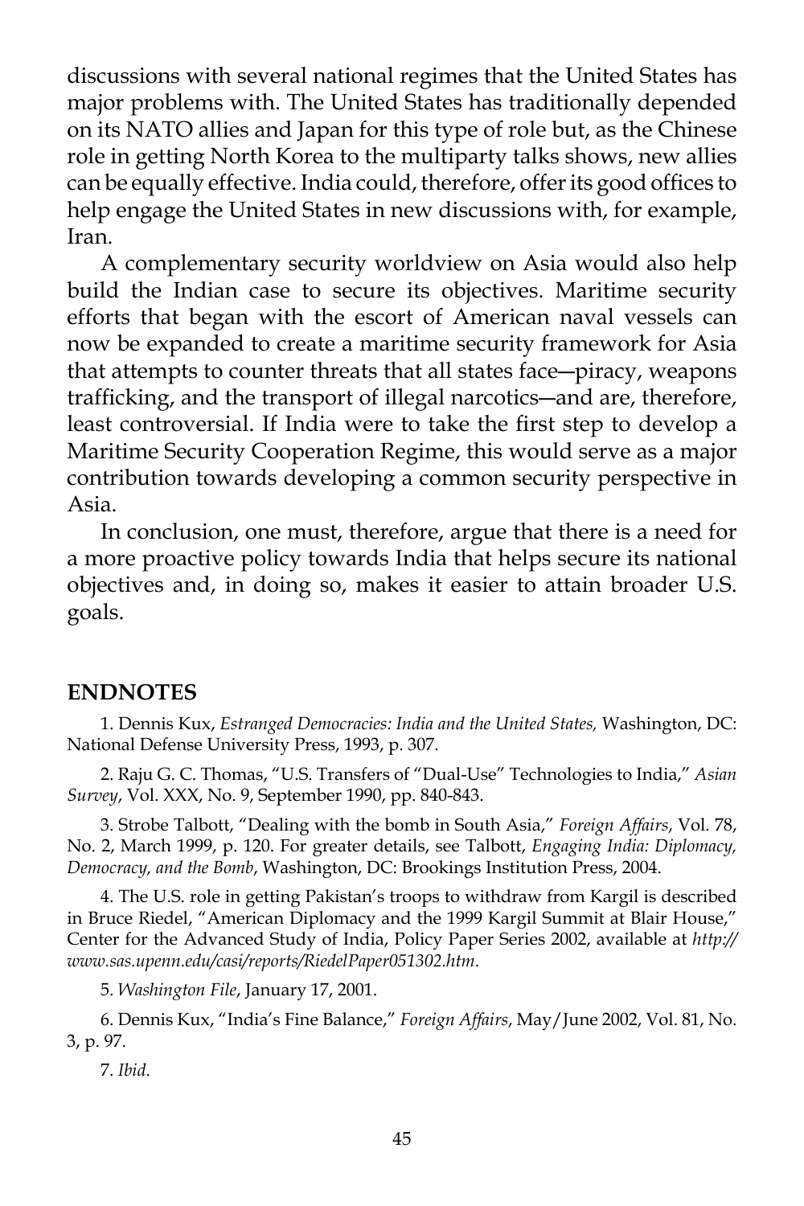discussions with several national regimes that the United States has major problems with. The United States has traditionally depended on its NATO allies and Japan for this type of role but, as the Chinese role in getting North Korea to the multiparty talks shows, new allies can be equally effective. India could, therefore, offer its good offices to help engage the United States in new discussions with, for example, Iran.

A complementary security worldview on Asia would also help build the Indian case to secure its objectives. Maritime security efforts that began with the escort of American naval vessels can now be expanded to create a maritime security framework for Asia that attempts to counter threats that all states face—piracy, weapons trafficking, and the transport of illegal narcotics—and are, therefore, least controversial. If India were to take the first step to develop a Maritime Security Cooperation Regime, this would serve as a major contribution towards developing a common security perspective in Asia.

In conclusion, one must, therefore, argue that there is a need for a more proactive policy towards India that helps secure its national objectives and, in doing so, makes it easier to attain broader U.S. goals.

## ENDNOTES

1. Dennis Kux, *Estranged Democracies: India and the United States,* Washington, DC: National Defense University Press, 1993, p. 307.

2. Raju G. C. Thomas, "U.S. Transfers of "Dual-Use" Technologies to India," *Asian Survey*, Vol. XXX, No. 9, September 1990, pp. 840-843.

3. Strobe Talbott, "Dealing with the bomb in South Asia," *Foreign Affairs*, Vol. 78, No. 2, March 1999, p. 120. For greater details, see Talbott, *Engaging India: Diplomacy, Democracy, and the Bomb*, Washington, DC: Brookings Institution Press, 2004.

4. The U.S. role in getting Pakistan's troops to withdraw from Kargil is described in Bruce Riedel, "American Diplomacy and the 1999 Kargil Summit at Blair House," Center for the Advanced Study of India, Policy Paper Series 2002, available at *http://www.sas.upenn.edu/casi/reports/RiedelPaper051302.htm*.

5. *Washington File*, January 17, 2001.

6. Dennis Kux, "India's Fine Balance," *Foreign Affairs*, May/June 2002, Vol. 81, No. 3, p. 97.

7. *Ibid*.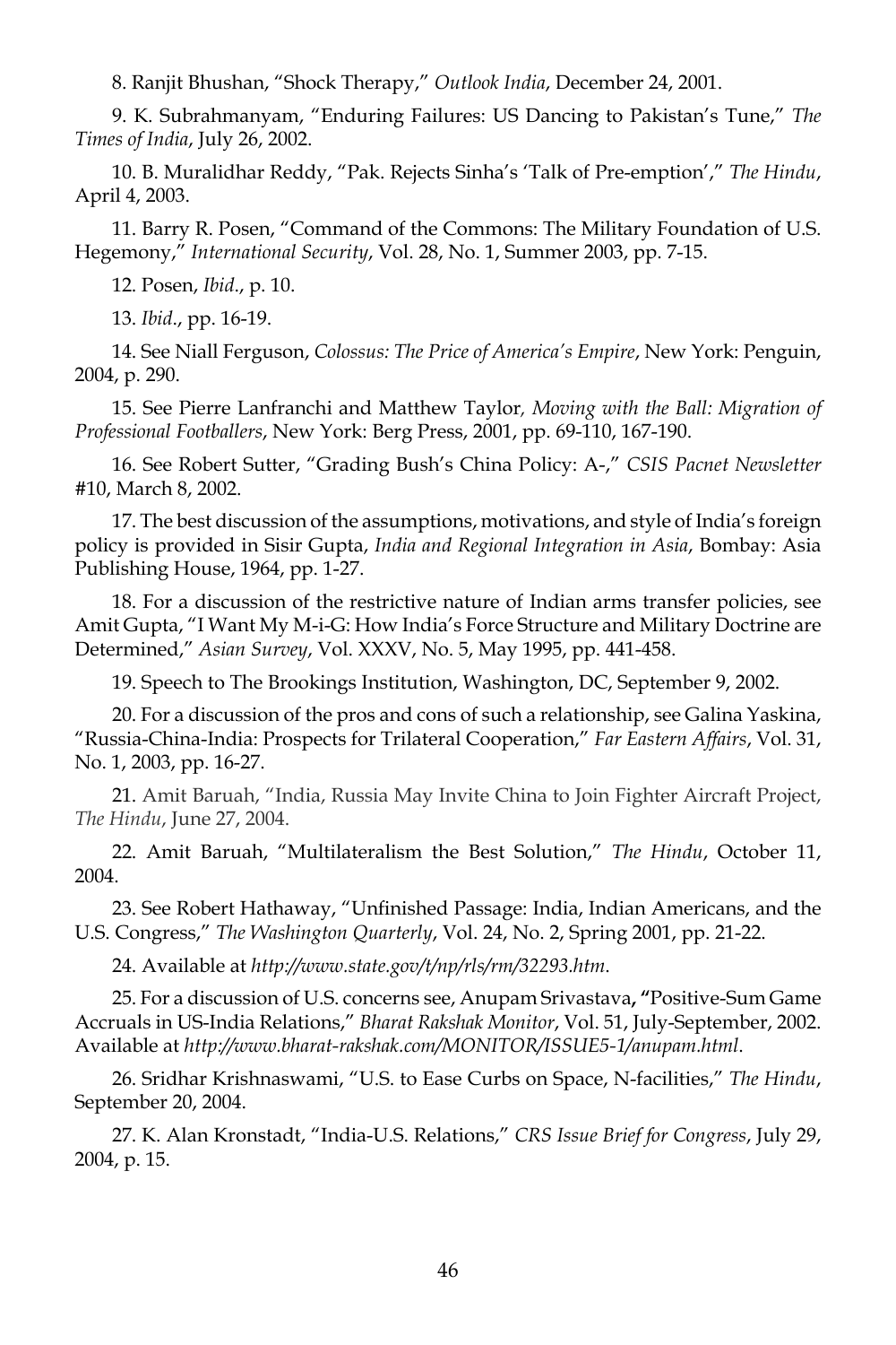8. Ranjit Bhushan, "Shock Therapy," *Outlook India*, December 24, 2001.

9. K. Subrahmanyam, "Enduring Failures: US Dancing to Pakistan's Tune," *The Times of India*, July 26, 2002.

10. B. Muralidhar Reddy, "Pak. Rejects Sinha's 'Talk of Pre-emption'," *The Hindu*, April 4, 2003.

11. Barry R. Posen, "Command of the Commons: The Military Foundation of U.S. Hegemony," *International Security*, Vol. 28, No. 1, Summer 2003, pp. 7-15.

12. Posen, *Ibid*., p. 10.

13. *Ibid*., pp. 16-19.

14. See Niall Ferguson, *Colossus: The Price of America's Empire*, New York: Penguin, 2004, p. 290.

15. See Pierre Lanfranchi and Matthew Taylor, *Moving with the Ball: Migration of Professional Footballers*, New York: Berg Press, 2001, pp. 69-110, 167-190.

16. See Robert Sutter, "Grading Bush's China Policy: A-," *CSIS Pacnet Newsletter* #10, March 8, 2002.

17. The best discussion of the assumptions, motivations, and style of India's foreign policy is provided in Sisir Gupta, *India and Regional Integration in Asia*, Bombay: Asia Publishing House, 1964, pp. 1-27.

18. For a discussion of the restrictive nature of Indian arms transfer policies, see Amit Gupta, "I Want My M-i-G: How India's Force Structure and Military Doctrine are Determined," *Asian Survey*, Vol. XXXV, No. 5, May 1995, pp. 441-458.

19. Speech to The Brookings Institution, Washington, DC, September 9, 2002.

20. For a discussion of the pros and cons of such a relationship, see Galina Yaskina, "Russia-China-India: Prospects for Trilateral Cooperation," *Far Eastern Affairs*, Vol. 31, No. 1, 2003, pp. 16-27.

21. Amit Baruah, "India, Russia May Invite China to Join Fighter Aircraft Project, *The Hindu*, June 27, 2004.

22. Amit Baruah, "Multilateralism the Best Solution," *The Hindu*, October 11, 2004.

23. See Robert Hathaway, "Unfinished Passage: India, Indian Americans, and the U.S. Congress," *The Washington Quarterly*, Vol. 24, No. 2, Spring 2001, pp. 21-22.

24. Available at *http://www.state.gov/t/np/rls/rm/32293.htm*.

25. For a discussion of U.S. concerns see, Anupam Srivastava, "Positive-Sum Game Accruals in US-India Relations," *Bharat Rakshak Monitor*, Vol. 51, July-September, 2002. Available at *http://www.bharat-rakshak.com/MONITOR/ISSUE5-1/anupam.html*.

26. Sridhar Krishnaswami, "U.S. to Ease Curbs on Space, N-facilities," *The Hindu*, September 20, 2004.

27. K. Alan Kronstadt, "India-U.S. Relations," *CRS Issue Brief for Congress*, July 29, 2004, p. 15.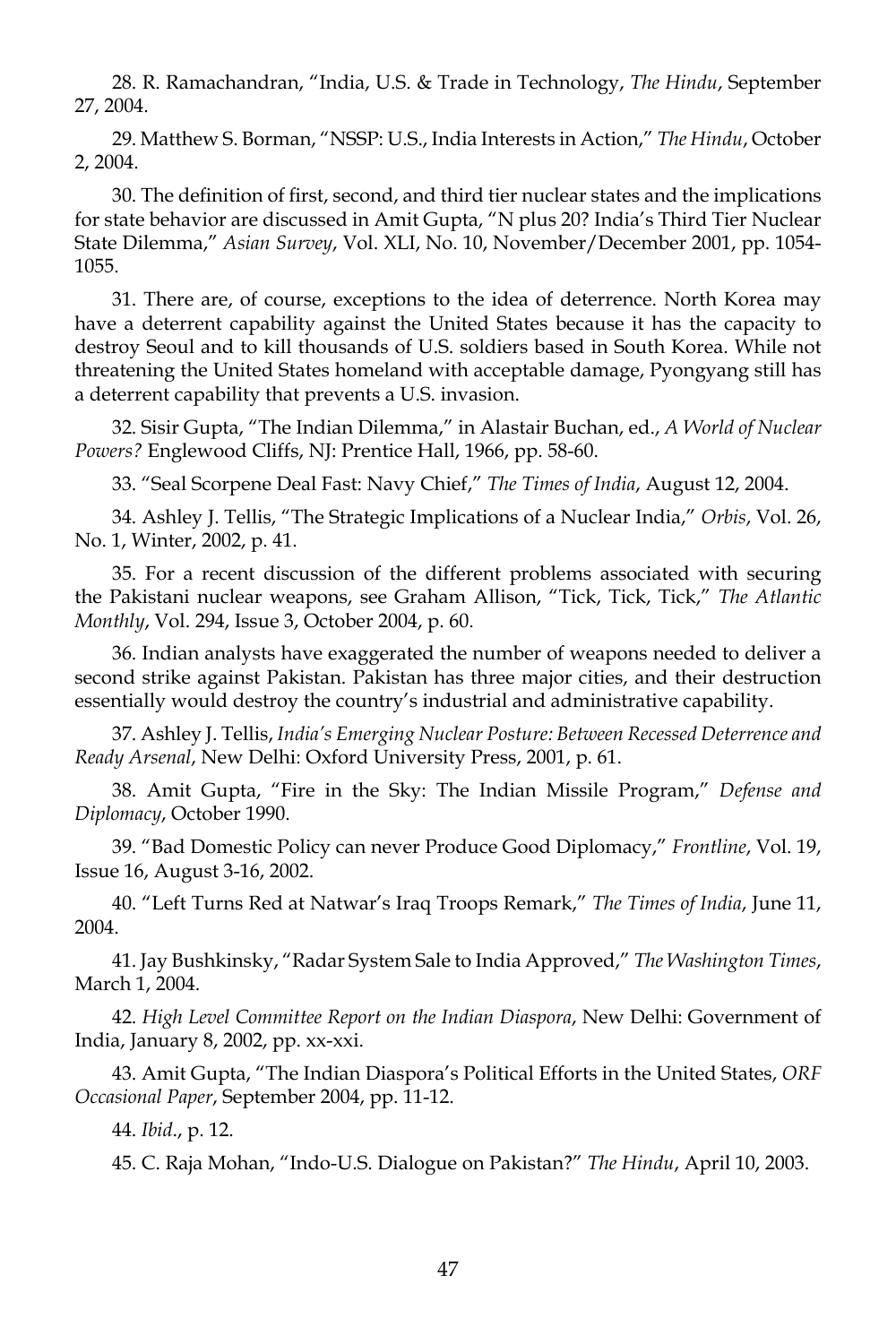28. R. Ramachandran, "India, U.S. & Trade in Technology, *The Hindu*, September 27, 2004.

29. Matthew S. Borman, "NSSP: U.S., India Interests in Action," *The Hindu*, October 2, 2004.

30. The definition of first, second, and third tier nuclear states and the implications for state behavior are discussed in Amit Gupta, "N plus 20? India's Third Tier Nuclear State Dilemma," *Asian Survey*, Vol. XLI, No. 10, November/December 2001, pp. 1054-1055.

31. There are, of course, exceptions to the idea of deterrence. North Korea may have a deterrent capability against the United States because it has the capacity to destroy Seoul and to kill thousands of U.S. soldiers based in South Korea. While not threatening the United States homeland with acceptable damage, Pyongyang still has a deterrent capability that prevents a U.S. invasion.

32. Sisir Gupta, "The Indian Dilemma," in Alastair Buchan, ed., *A World of Nuclear Powers?* Englewood Cliffs, NJ: Prentice Hall, 1966, pp. 58-60.

33. "Seal Scorpene Deal Fast: Navy Chief," *The Times of India*, August 12, 2004.

34. Ashley J. Tellis, "The Strategic Implications of a Nuclear India," *Orbis*, Vol. 26, No. 1, Winter, 2002, p. 41.

35. For a recent discussion of the different problems associated with securing the Pakistani nuclear weapons, see Graham Allison, "Tick, Tick, Tick," *The Atlantic Monthly*, Vol. 294, Issue 3, October 2004, p. 60.

36. Indian analysts have exaggerated the number of weapons needed to deliver a second strike against Pakistan. Pakistan has three major cities, and their destruction essentially would destroy the country's industrial and administrative capability.

37. Ashley J. Tellis, *India's Emerging Nuclear Posture: Between Recessed Deterrence and Ready Arsenal*, New Delhi: Oxford University Press, 2001, p. 61.

38. Amit Gupta, "Fire in the Sky: The Indian Missile Program," *Defense and Diplomacy*, October 1990.

39. "Bad Domestic Policy can never Produce Good Diplomacy," *Frontline*, Vol. 19, Issue 16, August 3-16, 2002.

40. "Left Turns Red at Natwar's Iraq Troops Remark," *The Times of India*, June 11, 2004.

41. Jay Bushkinsky, "Radar System Sale to India Approved," *The Washington Times*, March 1, 2004.

42. *High Level Committee Report on the Indian Diaspora*, New Delhi: Government of India, January 8, 2002, pp. xx-xxi.

43. Amit Gupta, "The Indian Diaspora's Political Efforts in the United States, *ORF Occasional Paper*, September 2004, pp. 11-12.

44. *Ibid*., p. 12.

45. C. Raja Mohan, "Indo-U.S. Dialogue on Pakistan?" *The Hindu*, April 10, 2003.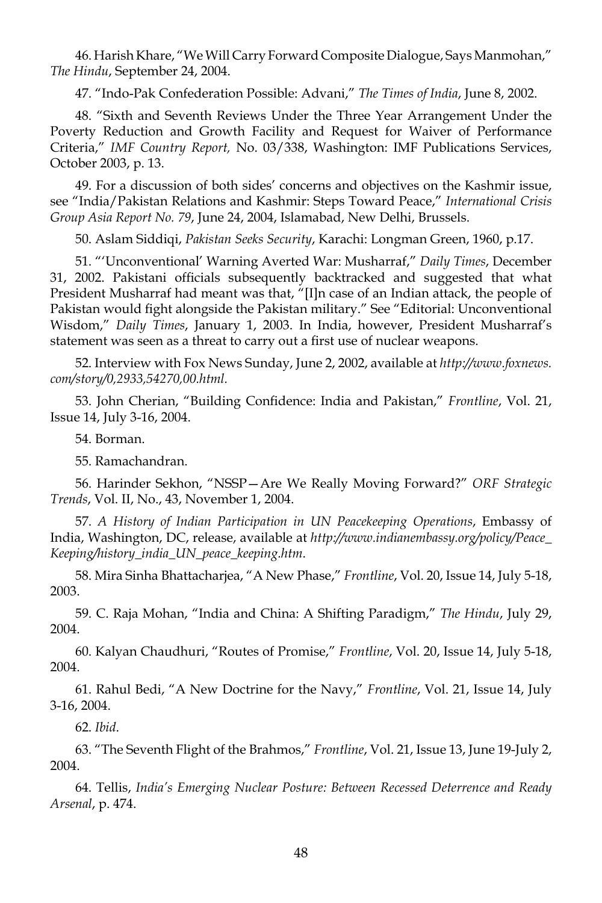46. Harish Khare, "We Will Carry Forward Composite Dialogue, Says Manmohan," *The Hindu*, September 24, 2004.

47. "Indo-Pak Confederation Possible: Advani," *The Times of India*, June 8, 2002.

48. "Sixth and Seventh Reviews Under the Three Year Arrangement Under the Poverty Reduction and Growth Facility and Request for Waiver of Performance Criteria," *IMF Country Report,* No. 03/338, Washington: IMF Publications Services, October 2003, p. 13.

49. For a discussion of both sides' concerns and objectives on the Kashmir issue, see "India/Pakistan Relations and Kashmir: Steps Toward Peace," *International Crisis Group Asia Report No. 79*, June 24, 2004, Islamabad, New Delhi, Brussels.

50. Aslam Siddiqi, *Pakistan Seeks Security*, Karachi: Longman Green, 1960, p.17.

51. "'Unconventional' Warning Averted War: Musharraf," *Daily Times*, December 31, 2002. Pakistani officials subsequently backtracked and suggested that what President Musharraf had meant was that, "[I]n case of an Indian attack, the people of Pakistan would fight alongside the Pakistan military." See "Editorial: Unconventional Wisdom," *Daily Times*, January 1, 2003. In India, however, President Musharraf's statement was seen as a threat to carry out a first use of nuclear weapons.

52. Interview with Fox News Sunday, June 2, 2002, available at *http://www.foxnews.com/story/0,2933,54270,00.html.*

53. John Cherian, "Building Confidence: India and Pakistan," *Frontline*, Vol. 21, Issue 14, July 3-16, 2004.

54. Borman.

55. Ramachandran.

56. Harinder Sekhon, "NSSP—Are We Really Moving Forward?" *ORF Strategic Trends*, Vol. II, No., 43, November 1, 2004.

57. *A History of Indian Participation in UN Peacekeeping Operations*, Embassy of India, Washington, DC, release, available at *http://www.indianembassy.org/policy/Peace_Keeping/history_india_UN_peace_keeping.htm*.

58. Mira Sinha Bhattacharjea, "A New Phase," *Frontline*, Vol. 20, Issue 14, July 5-18, 2003.

59. C. Raja Mohan, "India and China: A Shifting Paradigm," *The Hindu*, July 29, 2004.

60. Kalyan Chaudhuri, "Routes of Promise," *Frontline*, Vol. 20, Issue 14, July 5-18, 2004.

61. Rahul Bedi, "A New Doctrine for the Navy," *Frontline*, Vol. 21, Issue 14, July 3-16, 2004.

62. *Ibid*.

63. "The Seventh Flight of the Brahmos," *Frontline*, Vol. 21, Issue 13, June 19-July 2, 2004.

64. Tellis, *India's Emerging Nuclear Posture: Between Recessed Deterrence and Ready Arsenal*, p. 474.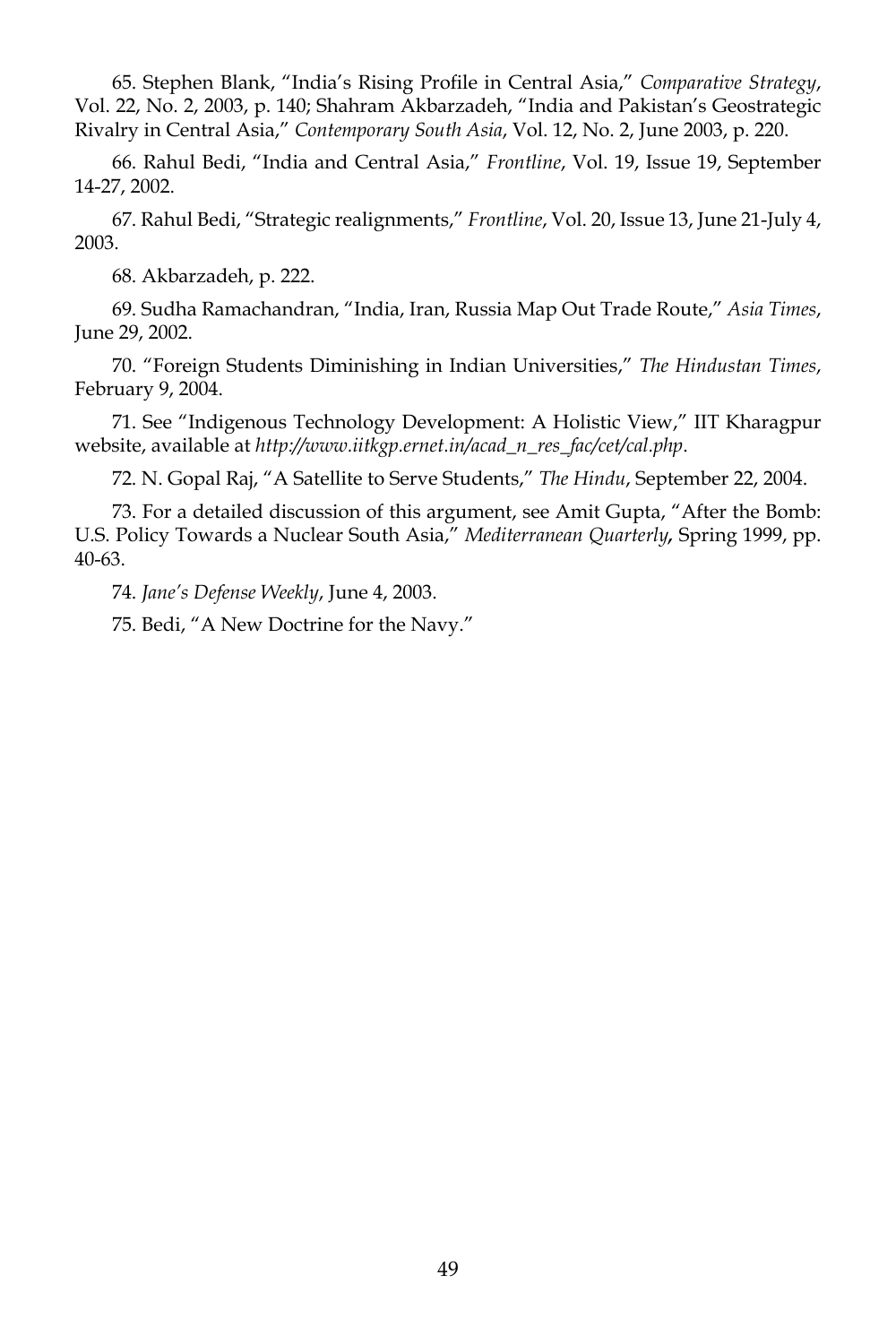65. Stephen Blank, "India's Rising Profile in Central Asia," *Comparative Strategy*, Vol. 22, No. 2, 2003, p. 140; Shahram Akbarzadeh, "India and Pakistan's Geostrategic Rivalry in Central Asia," *Contemporary South Asia*, Vol. 12, No. 2, June 2003, p. 220.

66. Rahul Bedi, "India and Central Asia," *Frontline*, Vol. 19, Issue 19, September 14-27, 2002.

67. Rahul Bedi, "Strategic realignments," *Frontline*, Vol. 20, Issue 13, June 21-July 4, 2003.

68. Akbarzadeh, p. 222.

69. Sudha Ramachandran, "India, Iran, Russia Map Out Trade Route," *Asia Times*, June 29, 2002.

70. "Foreign Students Diminishing in Indian Universities," *The Hindustan Times*, February 9, 2004.

71. See "Indigenous Technology Development: A Holistic View," IIT Kharagpur website, available at *http://www.iitkgp.ernet.in/acad_n_res_fac/cet/cal.php*.

72. N. Gopal Raj, "A Satellite to Serve Students," *The Hindu*, September 22, 2004.

73. For a detailed discussion of this argument, see Amit Gupta, "After the Bomb: U.S. Policy Towards a Nuclear South Asia," *Mediterranean Quarterly*, Spring 1999, pp. 40-63.

74. *Jane's Defense Weekly*, June 4, 2003.

75. Bedi, "A New Doctrine for the Navy."